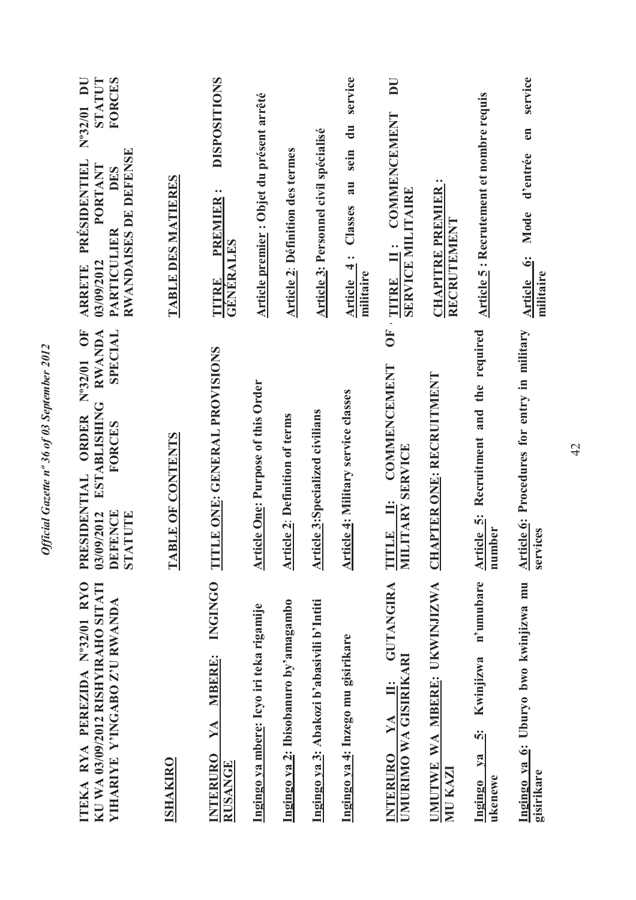**ITEKA RYA PEREZIDA N°32/01 RYO KU WA 03/09/2012 RISHYIRAHO SITATI YIHARIYE Y'INGABO Z'U RWANDA**

**ISHAKIRO**

**INTERURO YA MBERE: INGINGO RUSANGE**

**Ingingo ya mbere: Icyo iri teka rigamije**

**Ingingo ya 2: Ibisobanuro by'amagambo**

**Ingingo ya 3: Abakozi b'abasivili b'Intiti**

**Ingingo ya 4: Inzego mu gisirikare**

**INTERURO YA II: GUTANGIRA UMURIMO WA GISIRIKARI**

**UMUTWE WA MBERE: UKWINJIZWA MU KAZI**

**Ingingo ya 5: Kwinjizwa n'umubare ukenewe**

**Ingingo ya 6: Uburyo bwo kwinjizwa mu gisirikare**

**PRESIDENTIAL ORDER N°32/01 OF 03/09/2012 ESTABLISHING RWANDA DEFENCE FORCES SPECIAL STATUTE**

**TABLE OF CONTENTS**

**TITLE ONE: GENERAL PROVISIONS**

**Article One: Purpose of this Order**

**Article 2: Definition of terms**

**Article 3: Specialized civilians**

**Article 4: Military service classes**

**TITLE II: COMMENCEMENT OF MILITARY SERVICE**

**CHAPTER ONE: RECRUITMENT**

**Article 5: Recruitment and the required number**

**Article 6: Procedures for entry in military services**

**ARRETE PRÉSIDENTIEL N°32/01 DU 03/09/2012 PORTANT STATUT PARTICULIER DES FORCES RWANDAISES DE DEFENSE**

**TABLE DES MATIERES**

**TITRE PREMIER : DISPOSITIONS GÉNÉRALES**

**Article premier : Objet du présent arrêté**

**Article 2: Définition des termes**

**Article 3: Personnel civil spécialisé**

**Article 4 : Classes au sein du service militaire**

**TITRE II : COMMENCEMENT DU SERVICE MILITAIRE**

**CHAPITRE PREMIER : RECRUTEMENT**

**Article 5 : Recrutement et nombre requis**

**Article 6: Mode d'entrée en service militaire**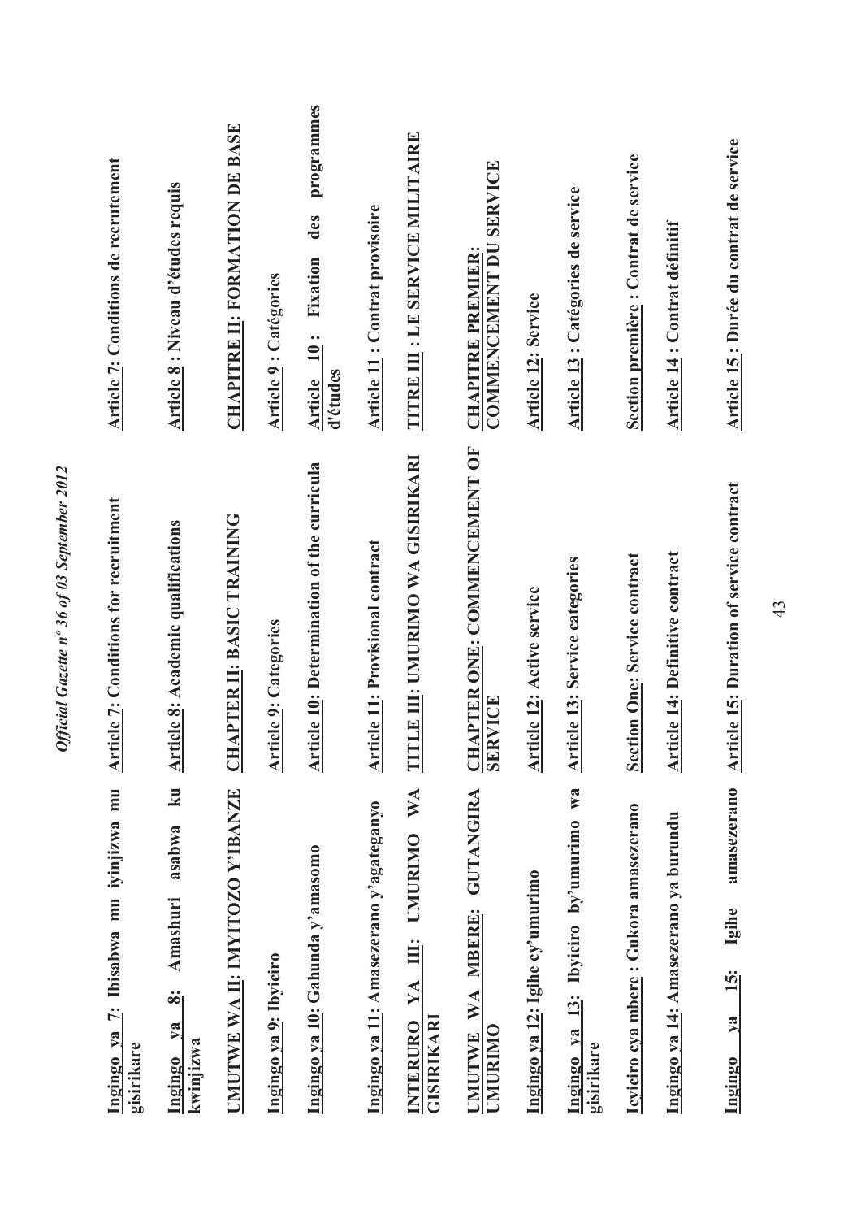| | | |
|---|---|---|
| **Ingingo ya 7: Ibisabwa mu iyinjizwa mu gisirikare** | **Article 7: Conditions for recruitment** | **Article 7: Conditions de recrutement** |
| **Ingingo ya 8: Amashuri asabwa ku kwinjizwa** | **Article 8: Academic qualifications** | **Article 8 : Niveau d'études requis** |
| **UMUTWE WA II: IMYITOZO Y'IBANZE** | **CHAPTER II: BASIC TRAINING** | **CHAPITRE II: FORMATION DE BASE** |
| **Ingingo ya 9: Ibyiciro** | **Article 9: Categories** | **Article 9 : Catégories** |
| **Ingingo ya 10: Gahunda y'amasomo** | **Article 10: Determination of the curricula** | **Article 10 : Fixation des programmes d'études** |
| **Ingingo ya 11: Amasezerano y'agateganyo** | **Article 11: Provisional contract** | **Article 11 : Contrat provisoire** |
| **INTERURO YA III: UMURIMO WA GISIRIKARI** | **TITLE III: UMURIMO WA GISIRIKARI** | **TITRE III : LE SERVICE MILITAIRE** |
| **UMUTWE WA MBERE: GUTANGIRA UMURIMO** | **CHAPTER ONE: COMMENCEMENT OF SERVICE** | **CHAPITRE PREMIER: COMMENCEMENT DU SERVICE** |
| **Ingingo ya 12: Igihe cy'umurimo** | **Article 12: Active service** | **Article 12: Service** |
| **Ingingo ya 13: Ibyiciro by'umurimo wa gisirikare** | **Article 13: Service categories** | **Article 13 : Catégories de service** |
| **Icyiciro cya mbere : Gukora amasezerano** | **Section One: Service contract** | **Section première : Contrat de service** |
| **Ingingo ya 14: Amasezerano ya burundu** | **Article 14: Definitive contract** | **Article 14 : Contrat définitif** |
| **Ingingo ya 15: Igihe amasezerano** | **Article 15: Duration of service contract** | **Article 15 : Durée du contrat de service** |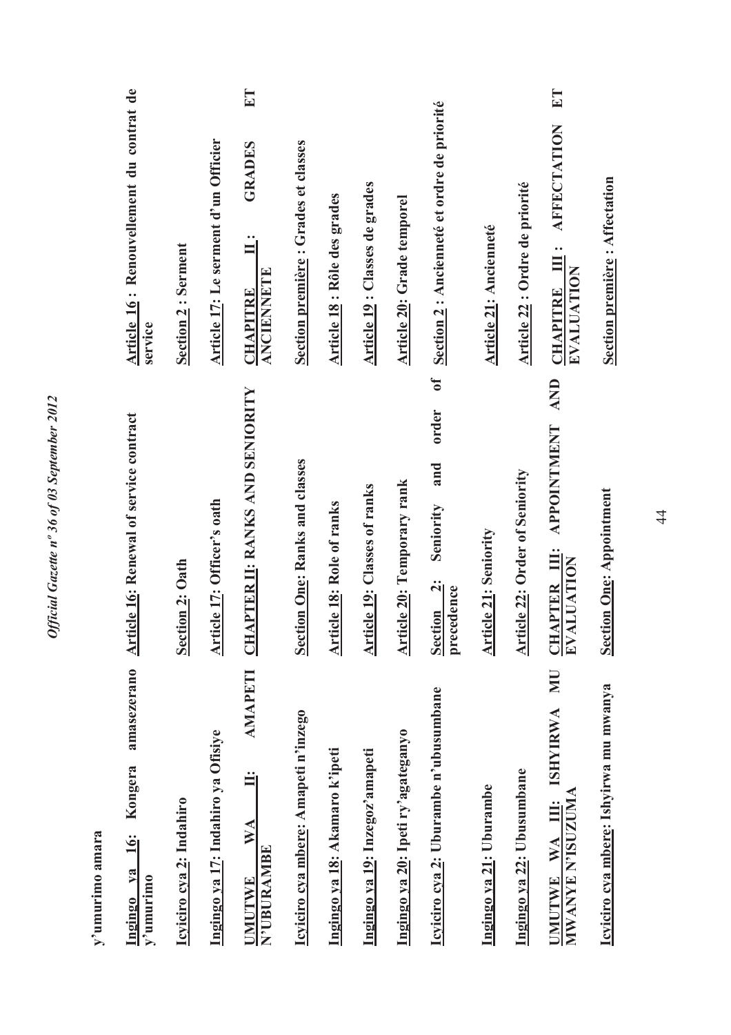| | | |
|---|---|---|
| y'umurimo amara | | |
| **<u>Ingingo ya 16:</u> Kongera amasezerano y'umurimo** | **<u>Article 16</u>: Renewal of service contract** | **<u>Article 16</u> : Renouvellement du contrat de service** |
| **<u>Icyiciro cya 2</u>: Indahiro** | **<u>Section 2</u>: Oath** | **<u>Section 2</u> : Serment** |
| **<u>Ingingo ya 17</u>: Indahiro ya Ofisiye** | **<u>Article 17</u>: Officer's oath** | **<u>Article 17</u>: Le serment d'un Officier** |
| **<u>UMUTWE WA II</u>: AMAPETI N'UBURAMBE** | **<u>CHAPTER II</u>: RANKS AND SENIORITY** | **<u>CHAPITRE II</u> : GRADES ET ANCIENNETE** |
| **<u>Icyiciro cya mbere</u>: Amapeti n'inzego** | **<u>Section One</u>: Ranks and classes** | **<u>Section première</u> : Grades et classes** |
| **<u>Ingingo ya 18</u>: Akamaro k'ipeti** | **<u>Article 18</u>: Role of ranks** | **<u>Article 18</u> : Rôle des grades** |
| **<u>Ingingo ya 19</u>: Inzego z'amapeti** | **<u>Article 19</u>: Classes of ranks** | **<u>Article 19</u> : Classes de grades** |
| **<u>Ingingo ya 20</u>: Ipeti ry'agateganyo** | **<u>Article 20</u>: Temporary rank** | **<u>Article 20</u>: Grade temporel** |
| **<u>Icyiciro cya 2</u>: Uburambe n'ubusumbane** | **<u>Section 2</u>: Seniority and order of precedence** | **<u>Section 2</u> : Ancienneté et ordre de priorité** |
| **<u>Ingingo ya 21</u>: Uburambe** | **<u>Article 21</u>: Seniority** | **<u>Article 21</u>: Ancienneté** |
| **<u>Ingingo ya 22</u>: Ubusumbane** | **<u>Article 22</u>: Order of Seniority** | **<u>Article 22</u> : Ordre de priorité** |
| **<u>UMUTWE WA III</u>: ISHYIRWA MU MWANYE N'ISUZUMA** | **<u>CHAPTER III</u>: APPOINTMENT AND EVALUATION** | **<u>CHAPITRE III</u> : AFFECTATION ET EVALUATION** |
| **<u>Icyiciro cya mbere</u>: Ishyirwa mu mwanya** | **<u>Section One</u>: Appointment** | **<u>Section première</u> : Affectation** |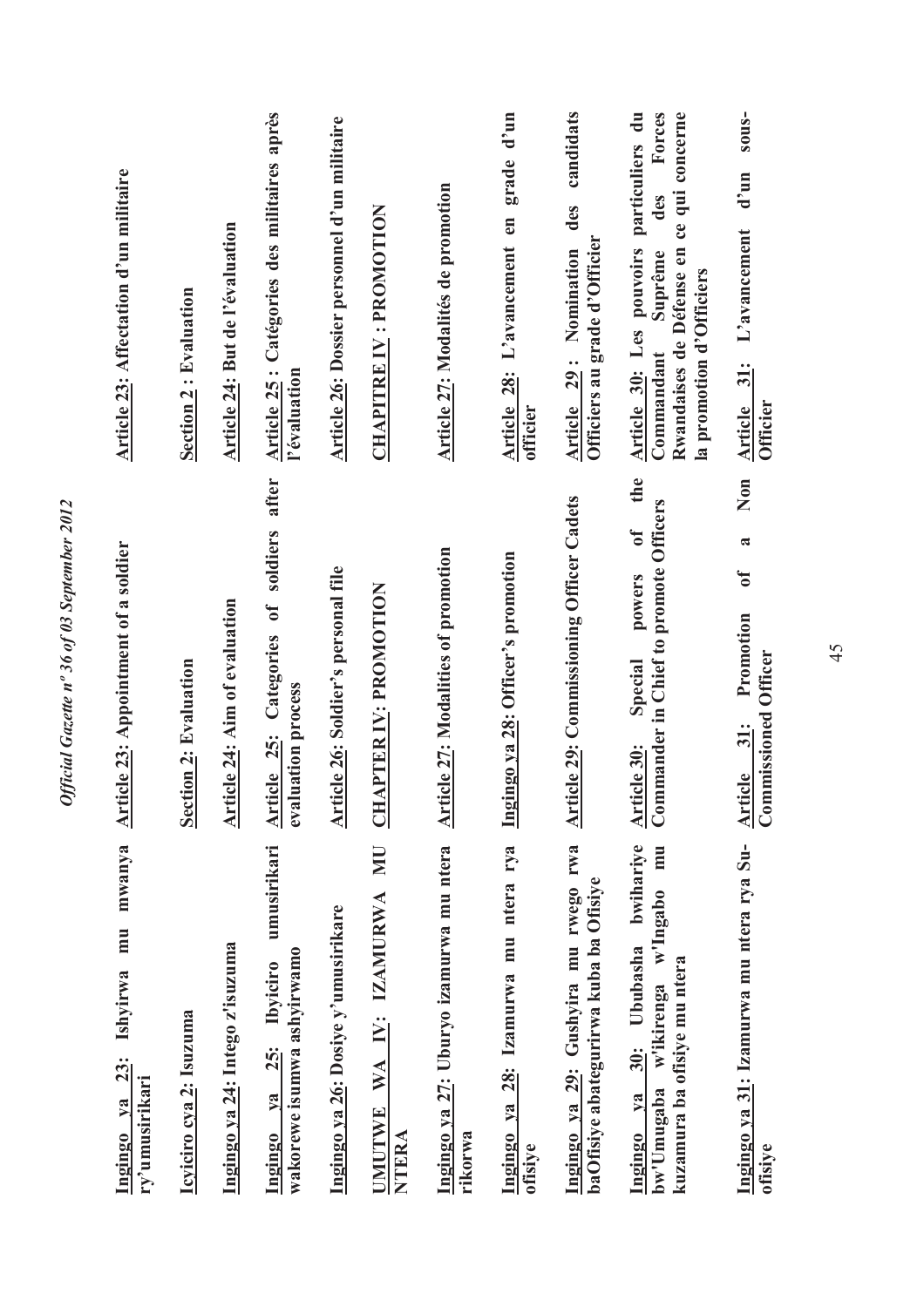| | | |
|---|---|---|
| **Ingingo ya 23: Ishyirwa mu mwanya ry'umusirikari** | **Article 23: Appointment of a soldier** | **Article 23: Affectation d'un militaire** |
| **Icyiciro cya 2: Isuzuma** | **Section 2: Evaluation** | **Section 2 : Evaluation** |
| **Ingingo ya 24: Intego z'isuzuma** | **Article 24: Aim of evaluation** | **Article 24: But de l'évaluation** |
| **Ingingo ya 25: Ibyiciro umusirikari wakorewe isumwa ashyirwamo** | **Article 25: Categories of soldiers after evaluation process** | **Article 25 : Catégories des militaires après l'évaluation** |
| **Ingingo ya 26: Dosiye y'umusirikare** | **Article 26: Soldier's personal file** | **Article 26: Dossier personnel d'un militaire** |
| **UMUTWE WA IV: IZAMURWA MU NTERA** | **CHAPTER IV: PROMOTION** | **CHAPITRE IV : PROMOTION** |
| **Ingingo ya 27: Uburyo izamurwa mu ntera rikorwa** | **Article 27: Modalities of promotion** | **Article 27: Modalités de promotion** |
| **Ingingo ya 28: Izamurwa mu ntera rya ofisiye** | **Ingingo ya 28: Officer's promotion** | **Article 28: L'avancement en grade d'un officier** |
| **Ingingo ya 29: Gushyira mu rwego rwa baOfisiye abategurirwa kuba ba Ofisiye** | **Article 29: Commissioning Officer Cadets** | **Article 29 : Nomination des candidats Officiers au grade d'Officier** |
| **Ingingo ya 30: Ububasha bwihariye bw'Umugaba w'Ikirenga w'Ingabo mu kuzamura ba ofisiye mu ntera** | **Article 30: Special powers of the Commander in Chief to promote Officers** | **Article 30: Les pouvoirs particuliers du Commandant Suprême des Forces Rwandaises de Défense en ce qui concerne la promotion d'Officiers** |
| **Ingingo ya 31: Izamurwa mu ntera rya Su-ofisiye** | **Article 31: Promotion of a Non Commissioned Officer** | **Article 31: L'avancement d'un sous-Officier** |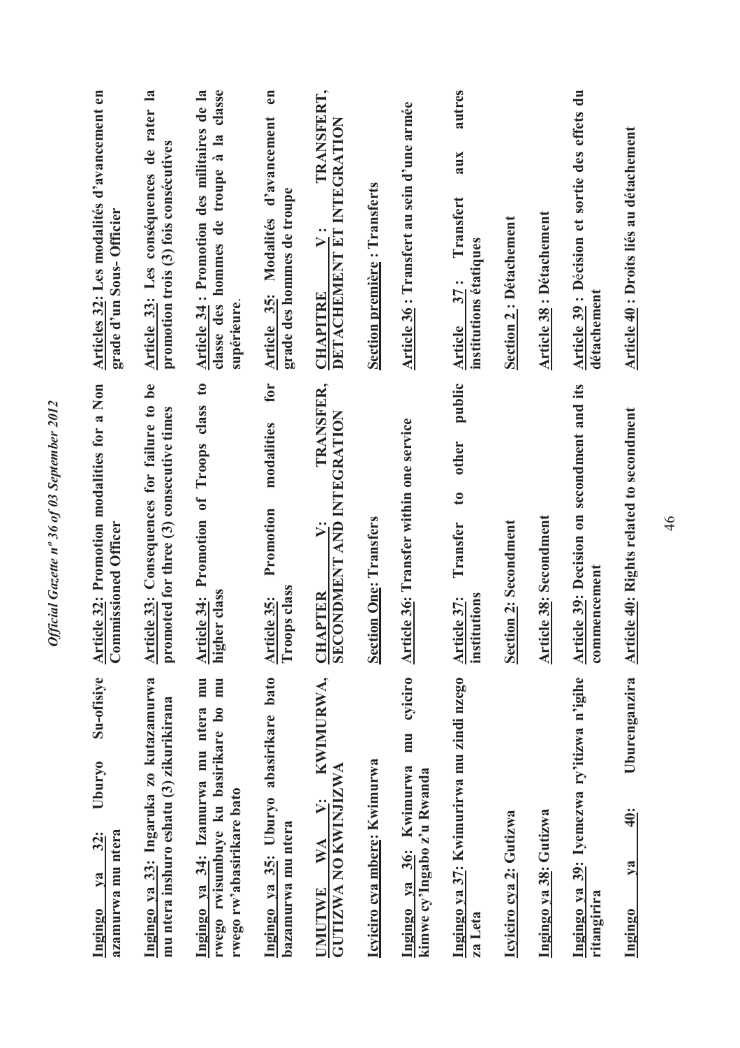**Ingingo ya 32: Uburyo Su-ofisiye azamurwa mu ntera**

**Ingingo ya 33: Ingaruka zo kutazamurwa mu ntera inshuro eshatu (3) zikurikirana**

**Ingingo ya 34: Izamurwa mu ntera mu rwego rwisumbuye ku basirikare bo mu rwego rw'abasirikare bato**

**Ingingo ya 35: Uburyo abasirikare bato bazamurwa mu ntera**

**UMUTWE WA V: KWIMURWA, GUTIZWA NO KWINJIZWA**

**Icyiciro cya mbere: Kwimurwa**

**Ingingo ya 36: Kwimurwa mu cyiciro kimwe cy'Ingabo z'u Rwanda**

**Ingingo ya 37: Kwimurirwa mu zindi nzego za Leta**

**Icyiciro cya 2: Gutizwa**

**Ingingo ya 38: Gutizwa**

**Ingingo ya 39: Iyemezwa ry'itizwa n'igihe ritangirira**

**Ingingo ya 40: Uburenganzira**

**Article 32: Promotion modalities for a Non Commissioned Officer**

**Article 33: Consequences for failure to be promoted for three (3) consecutive times**

**Article 34: Promotion of Troops class to higher class**

**Article 35: Promotion modalities for Troops class**

**CHAPTER V: TRANSFER, SECONDMENT AND INTEGRATION**

**Section One: Transfers**

**Article 36: Transfer within one service**

**Article 37: Transfer to other public institutions**

**Section 2: Secondment**

**Article 38: Secondment**

**Article 39: Decision on secondment and its commencement**

**Article 40: Rights related to secondment**

**Articles 32: Les modalités d'avancement en grade d'un Sous- Officier**

**Article 33: Les conséquences de rater la promotion trois (3) fois consécutives**

**Article 34 : Promotion des militaires de la classe des hommes de troupe à la classe supérieure.**

**Article 35: Modalités d'avancement en grade des hommes de troupe**

**CHAPITRE V : TRANSFERT, DETACHEMENT ET INTEGRATION**

**Section première : Transferts**

**Article 36 : Transfert au sein d'une armée**

**Article 37 : Transfert aux autres institutions étatiques**

**Section 2 : Détachement**

**Article 38 : Détachement**

**Article 39 : Décision et sortie des effets du détachement**

**Article 40 : Droits liés au détachement**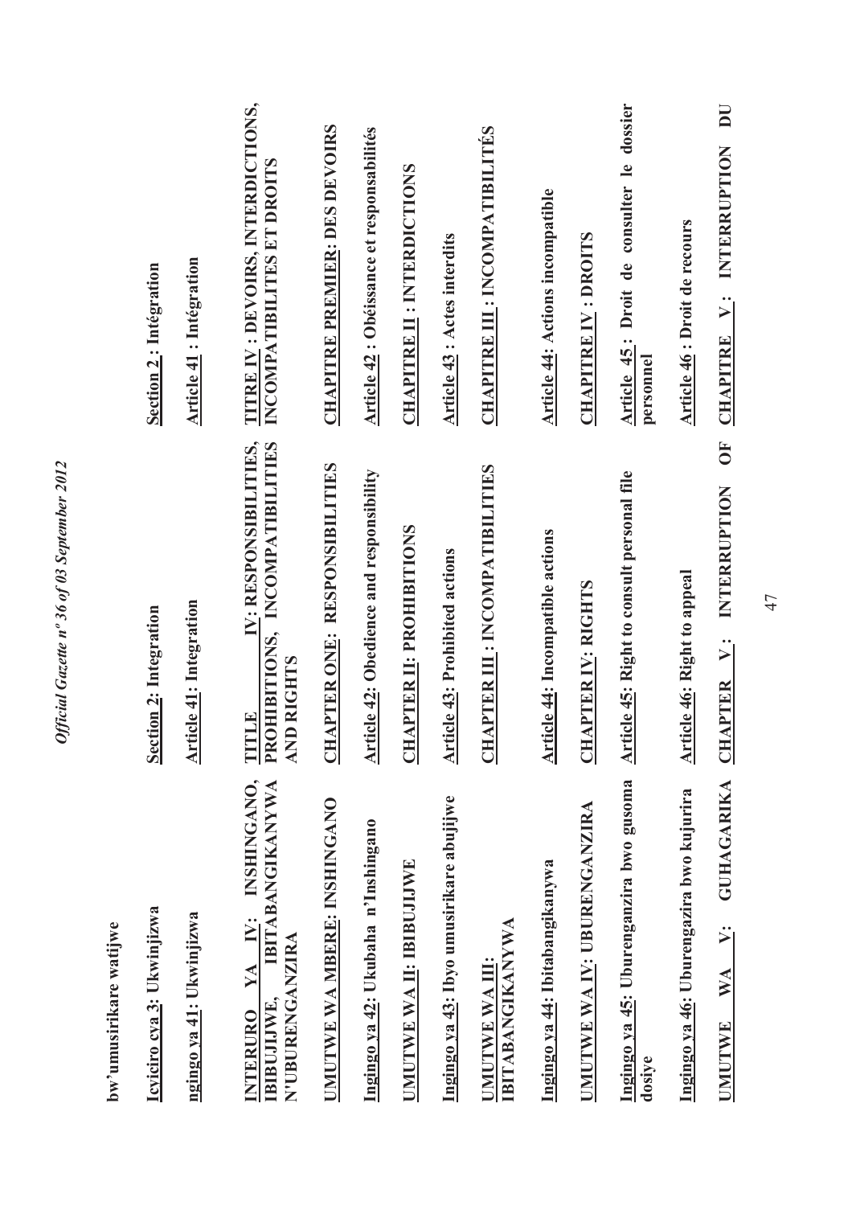bw'umusirikare watijwe

| Kinyarwanda | English | Français |
|---|---|---|
| **Icyiciro cya 3: Ukwinjizwa** | **Section 2: Integration** | **Section 2 : Intégration** |
| **ngingo ya 41: Ukwinjizwa** | **Article 41: Integration** | **Article 41 : Intégration** |
| **INTERURO YA IV: INSHINGANO, IBIBUJIJWE, IBITABANGIKANYWA N'UBURENGANZIRA** | **TITLE IV: RESPONSIBILITIES, PROHIBITIONS, INCOMPATIBILITIES AND RIGHTS** | **TITRE IV : DEVOIRS, INTERDICTIONS, INCOMPATIBILITES ET DROITS** |
| **UMUTWE WA MBERE: INSHINGANO** | **CHAPTER ONE: RESPONSIBILITIES** | **CHAPITRE PREMIER: DES DEVOIRS** |
| **Ingingo ya 42: Ukubaha n'Inshingano** | **Article 42: Obedience and responsibility** | **Article 42 : Obéissance et responsabilités** |
| **UMUTWE WA II: IBIBUJIJWE** | **CHAPTER II: PROHIBITIONS** | **CHAPITRE II : INTERDICTIONS** |
| **Ingingo ya 43: Ibyo umusirikare abujijwe** | **Article 43: Prohibited actions** | **Article 43 : Actes interdits** |
| **UMUTWE WA III: IBITABANGIKANYWA** | **CHAPTER III : INCOMPATIBILITIES** | **CHAPITRE III : INCOMPATIBILITÉS** |
| **Ingingo ya 44: Ibitabangikanywa** | **Article 44: Incompatible actions** | **Article 44: Actions incompatible** |
| **UMUTWE WA IV: UBURENGANZIRA** | **CHAPTER IV: RIGHTS** | **CHAPITRE IV : DROITS** |
| **Ingingo ya 45: Uburenganzira bwo gusoma dosiye** | **Article 45: Right to consult personal file** | **Article 45 : Droit de consulter le dossier personnel** |
| **Ingingo ya 46: Uburenganzira bwo kujurira** | **Article 46: Right to appeal** | **Article 46 : Droit de recours** |
| **UMUTWE WA V: GUHAGARIKA** | **CHAPTER V: INTERRUPTION OF** | **CHAPITRE V: INTERRUPTION DU** |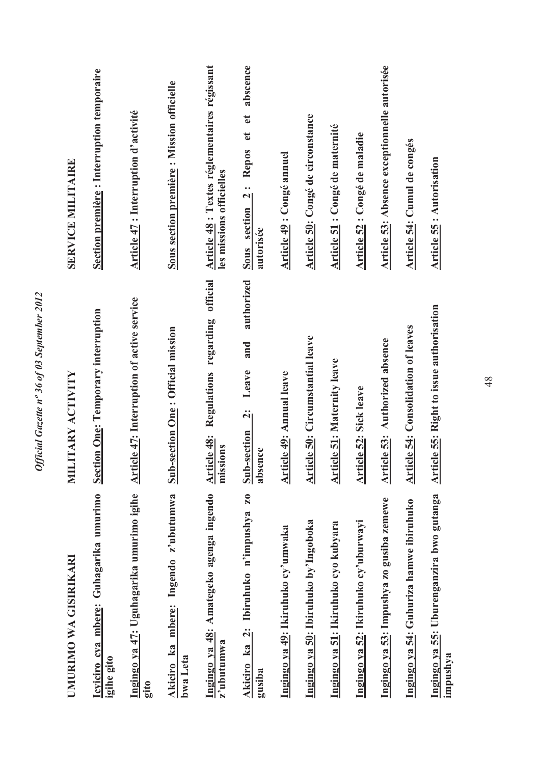| UMURIMO WA GISIRIKARI | MILITARY ACTIVITY | SERVICE MILITAIRE |
|---|---|---|
| **Icyiciro cya mbere: Guhagarika umurimo igihe gito** | **Section One: Temporary interruption** | **Section première : Interruption temporaire** |
| **Ingingo ya 47: Uguhagarika umurimo igihe gito** | **Article 47: Interruption of active service** | **Article 47 : Interruption d'activité** |
| **Akiciro ka mbere: Ingendo z'ubutumwa bwa Leta** | **Sub-section One : Official mission** | **Sous section première : Mission officielle** |
| **Ingingo ya 48: Amategeko agenga ingendo z'ubutumwa** | **Article 48: Regulations regarding official missions** | **Article 48 : Textes réglementaires régissant les missions officielles** |
| **Akiciro ka 2: Ibiruhuko n'impushya zo gusiba** | **Sub-section 2: Leave and authorized absence** | **Sous section 2 : Repos et et abscence autorisée** |
| **Ingingo ya 49: Ikiruhuko cy'umwaka** | **Article 49: Annual leave** | **Article 49 : Congé annuel** |
| **Ingingo ya 50: Ibiruhuko by'Ingoboka** | **Article 50: Circumstantial leave** | **Article 50: Congé de circonstance** |
| **Ingingo ya 51: Ikiruhuko cyo kubyara** | **Article 51: Maternity leave** | **Article 51 : Congé de maternité** |
| **Ingingo ya 52: Ikiruhuko cy'uburwayi** | **Article 52: Sick leave** | **Article 52 : Congé de maladie** |
| **Ingingo ya 53: Impushya zo gusiba zemewe** | **Article 53: Authorized absence** | **Article 53: Absence exceptionnelle autorisée** |
| **Ingingo ya 54: Guhuriza hamwe ibiruhuko** | **Article 54: Consolidation of leaves** | **Article 54: Cumul de congés** |
| **Ingingo ya 55: Uburenganzira bwo gutanga impushya** | **Article 55: Right to issue authorisation** | **Article 55 : Autorisation** |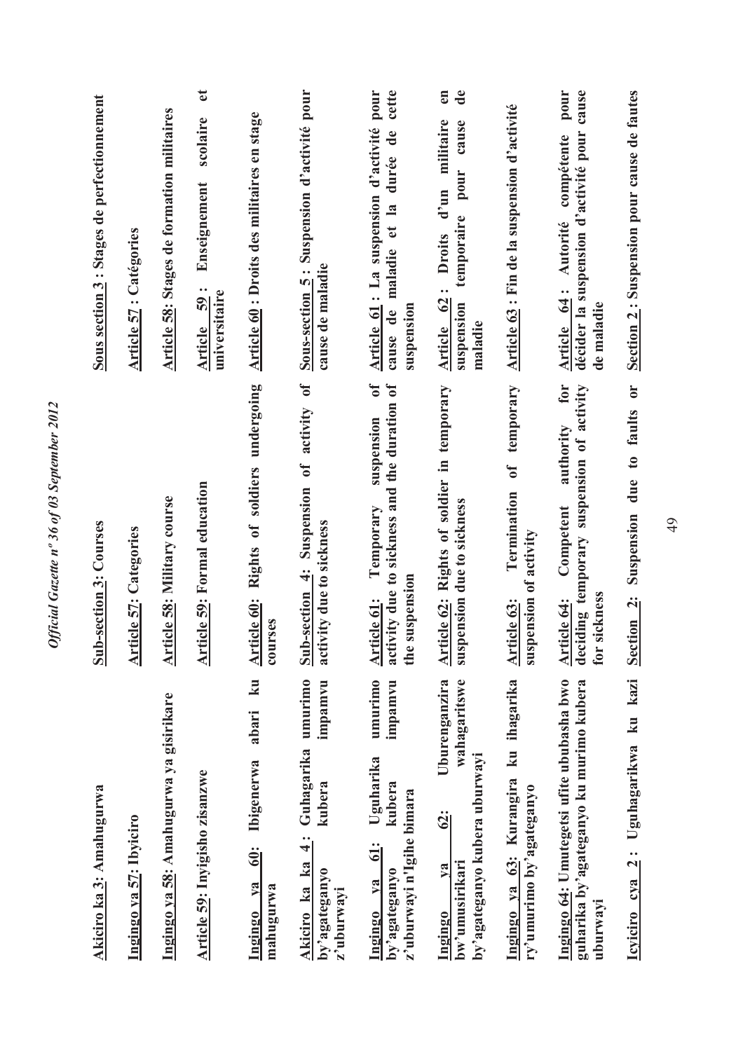| Kinyarwanda | English | Français |
|---|---|---|
| **Akiciro ka 3: Amahugurwa** | **Sub-section 3: Courses** | **Sous section 3 : Stages de perfectionnement** |
| **Ingingo ya 57: Ibyiciro** | **Article 57: Categories** | **Article 57 : Catégories** |
| **Ingingo ya 58: Amahugurwa ya gisirikare** | **Article 58: Military course** | **Article 58: Stages de formation militaires** |
| **Article 59: Inyigisho zisanzwe** | **Article 59: Formal education** | **Article 59 : Enseignement scolaire et universitaire** |
| **Ingingo ya 60: Ibigenerwa abari ku mahugurwa** | **Article 60: Rights of soldiers undergoing courses** | **Article 60 : Droits des militaires en stage** |
| **Akiciro ka ka 4: Guhagarika umurimo by'agateganyo kubera impamvu z'uburwayi** | **Sub-section 4: Suspension of activity of activity due to sickness** | **Sous-section 5 : Suspension d'activité pour cause de maladie** |
| **Ingingo ya 61: Uguharika umurimo by'agateganyo kubera impamvu z'uburwayi n'Igihe bimara** | **Article 61: Temporary suspension of activity due to sickness and the duration of the suspension** | **Article 61 : La suspension d'activité pour cause de maladie et la durée de cette suspension** |
| **Ingingo ya 62: Uburenganzira bw'umusirikari wahagaritswe by'agateganyo kubera uburwayi** | **Article 62: Rights of soldier in temporary suspension due to sickness** | **Article 62 : Droits d'un militaire en suspension temporaire pour cause de maladie** |
| **Ingingo ya 63: Kurangira ku ihagarika ry'umurimo by'agateganyo** | **Article 63: Termination of temporary suspension of activity** | **Article 63 : Fin de la suspension d'activité** |
| **Ingingo 64: Umutegetsi ufite ububasha bwo guharika by'agateganyo ku murimo kubera uburwayi** | **Article 64: Competent authority for deciding temporary suspension of activity for sickness** | **Article 64 : Autorité compétente pour décider la suspension d'activité pour cause de maladie** |
| **Icyiciro cya 2 : Uguhagarikwa ku kazi** | **Section 2: Suspension due to faults or** | **Section 2 : Suspension pour cause de fautes** |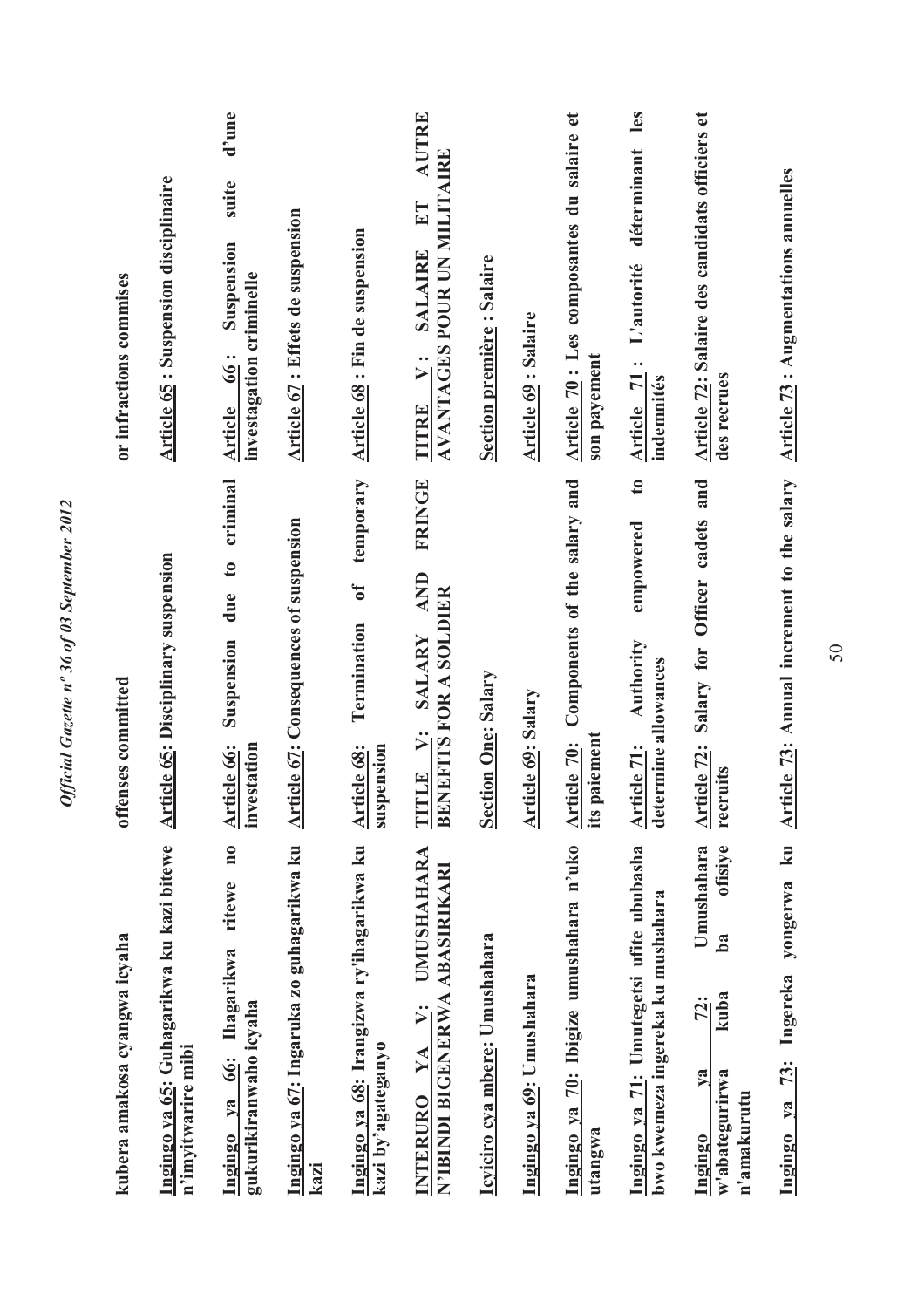| Kinyarwanda | English | Français |
|---|---|---|
| kubera amakosa cyangwa icyaha | offenses committed | or infractions commises |
| **Ingingo ya 65: Guhagarikwa ku kazi bitewe n'imyitwarire mibi** | **Article 65: Disciplinary suspension** | **Article 65 : Suspension disciplinaire** |
| **Ingingo ya 66: Ihagarikwa ritewe no gukurikiranwaho icyaha** | **Article 66: Suspension due to criminal investation** | **Article 66 : Suspension suite d'une investagation criminelle** |
| **Ingingo ya 67: Ingaruka zo guhagarikwa ku kazi** | **Article 67: Consequences of suspension** | **Article 67 : Effets de suspension** |
| **Ingingo ya 68: Irangizwa ry'ihagarikwa ku kazi by'agateganyo** | **Article 68: Termination of temporary suspension** | **Article 68 : Fin de suspension** |
| **INTERURO YA V: UMUSHAHARA N'IBINDI BIGENERWA ABASIRIKARI** | **TITLE V: SALARY AND FRINGE BENEFITS FOR A SOLDIER** | **TITRE V : SALAIRE ET AUTRE AVANTAGES POUR UN MILITAIRE** |
| **Icyiciro cya mbere: Umushahara** | **Section One: Salary** | **Section première : Salaire** |
| **Ingingo ya 69: Umushahara** | **Article 69: Salary** | **Article 69 : Salaire** |
| **Ingingo ya 70: Ibigize umushahara n'uko utangwa** | **Article 70: Components of the salary and its paiement** | **Article 70 : Les composantes du salaire et son payement** |
| **Ingingo ya 71: Umutegetsi ufite ububasha bwo kwemeza ingereka ku mushahara** | **Article 71: Authority empowered to determine allowances** | **Article 71 : L'autorité déterminant les indemnités** |
| **Ingingo ya 72: Umushahara w'abategurirwa kuba ba ofisiye n'amakurutu** | **Article 72: Salary for Officer cadets and recruits** | **Article 72: Salaire des candidats officiers et des recrues** |
| **Ingingo ya 73: Ingereka yongerwa ku** | **Article 73: Annual increment to the salary** | **Article 73 : Augmentations annuelles** |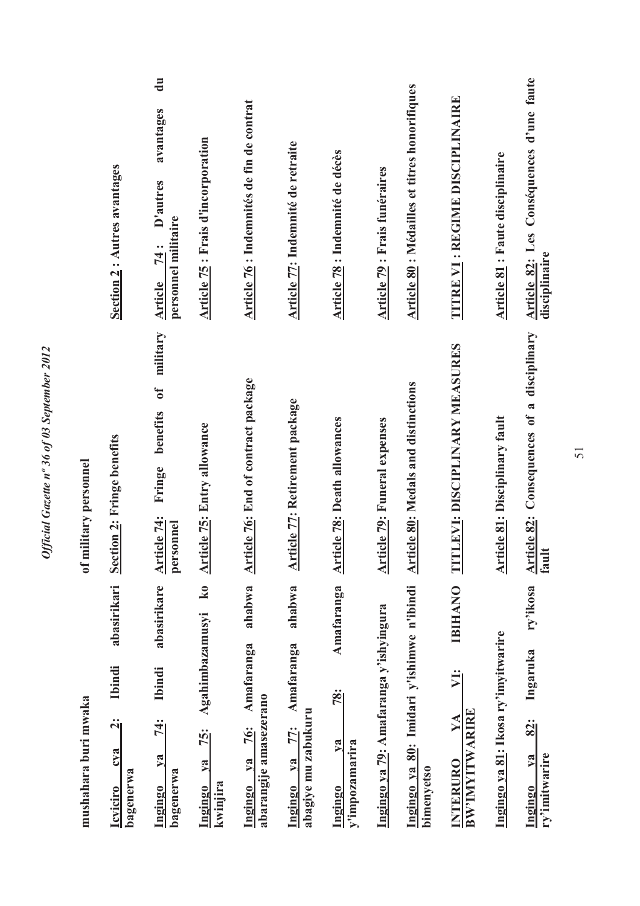| mushahara buri mwaka | of military personnel | |
|---|---|---|
| **Icyiciro cya 2: Ibindi abasirikari bagenerwa** | **Section 2: Fringe benefits** | **Section 2 : Autres avantages** |
| **Ingingo ya 74: Ibindi abasirikare bagenerwa** | **Article 74: Fringe benefits of military personnel** | **Article 74 : D'autres avantages du personnel militaire** |
| **Ingingo ya 75: Agahimbazamusyi ko kwinjira** | **Article 75: Entry allowance** | **Article 75 : Frais d'incorporation** |
| **Ingingo ya 76: Amafaranga ahabwa abarangije amasezerano** | **Article 76: End of contract package** | **Article 76 : Indemnités de fin de contrat** |
| **Ingingo ya 77: Amafaranga ahabwa abagiye mu zabukuru** | **Article 77: Retirement package** | **Article 77: Indemnité de retraite** |
| **Ingingo ya 78: Amafaranga y'impozamarira** | **Article 78: Death allowances** | **Article 78 : Indemnité de décès** |
| **Ingingo ya 79: Amafaranga y'ishyingura** | **Article 79: Funeral expenses** | **Article 79 : Frais funéraires** |
| **Ingingo ya 80: Imidari y'ishimwe n'ibindi bimenyetso** | **Article 80: Medals and distinctions** | **Article 80 : Médailles et titres honorifiques** |
| **INTERURO YA VI: IBIHANO BW'IMYITWARIRE** | **TITLEVI: DISCIPLINARY MEASURES** | **TITRE VI : REGIME DISCIPLINAIRE** |
| **Ingingo ya 81: Ikosa ry'imyitwarire** | **Article 81: Disciplinary fault** | **Article 81 : Faute disciplinaire** |
| **Ingingo ya 82: Ingaruka ry'ikosa ry'imitwarire** | **Article 82: Consequences of a disciplinary fault** | **Article 82: Les Conséquences d'une faute disciplinaire** |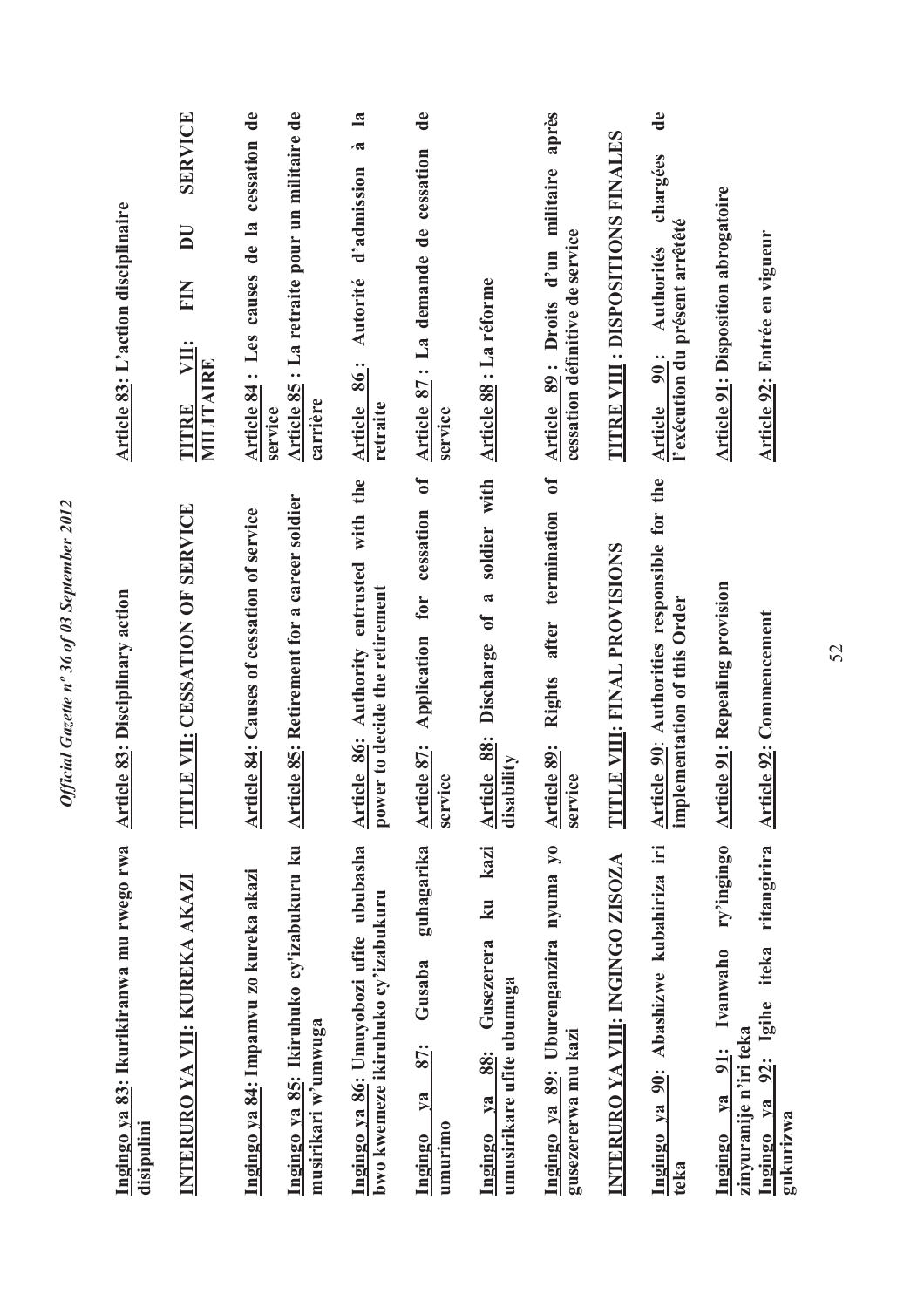| Kinyarwanda | English | Français |
|---|---|---|
| **Ingingo ya 83: Ikurikiranwa mu rwego rwa disipulini** | **Article 83: Disciplinary action** | **Article 83: L'action disciplinaire** |
| **INTERURO YA VII: KUREKA AKAZI** | **TITLE VII: CESSATION OF SERVICE** | **TITRE VII: FIN DU SERVICE MILITAIRE** |
| **Ingingo ya 84: Impamvu zo kureka akazi** | **Article 84: Causes of cessation of service** | **Article 84 : Les causes de la cessation de service** |
| **Ingingo ya 85: Ikiruhuko cy'izabukuru ku musirikari w'umwuga** | **Article 85: Retirement for a career soldier** | **Article 85 : La retraite pour un militaire de carrière** |
| **Ingingo ya 86: Umuyobozi ufite ububasha bwo kwemeze ikiruhuko cy'izabukuru** | **Article 86: Authority entrusted with the power to decide the retirement** | **Article 86 : Autorité d'admission à la retraite** |
| **Ingingo ya 87: Gusaba guhagarika umurimo** | **Article 87: Application for cessation of service** | **Article 87 : La demande de cessation de service** |
| **Ingingo ya 88: Gusezerera ku kazi umusirikare ufite ubumuga** | **Article 88: Discharge of a soldier with disability** | **Article 88 : La réforme** |
| **Ingingo ya 89: Uburenganzira nyuma yo gusezererwa mu kazi** | **Article 89: Rights after termination of service** | **Article 89 : Droits d'un militaire après cessation définitive de service** |
| **INTERURO YA VIII: INGINGO ZISOZA** | **TITLE VIII: FINAL PROVISIONS** | **TITRE VIII : DISPOSITIONS FINALES** |
| **Ingingo ya 90: Abashinzwe kubahiriza iri teka** | **Article 90: Authorities responsible for the implementation of this Order** | **Article 90 : Authorités chargées de l'exécution du présent arrêtété** |
| **Ingingo ya 91: Ivanwaho ry'ingingo zinyuranije n'iri teka** | **Article 91: Repealing provision** | **Article 91: Disposition abrogatoire** |
| **Ingingo ya 92: Igihe iteka ritangirira gukurizwa** | **Article 92: Commencement** | **Article 92: Entrée en vigueur** |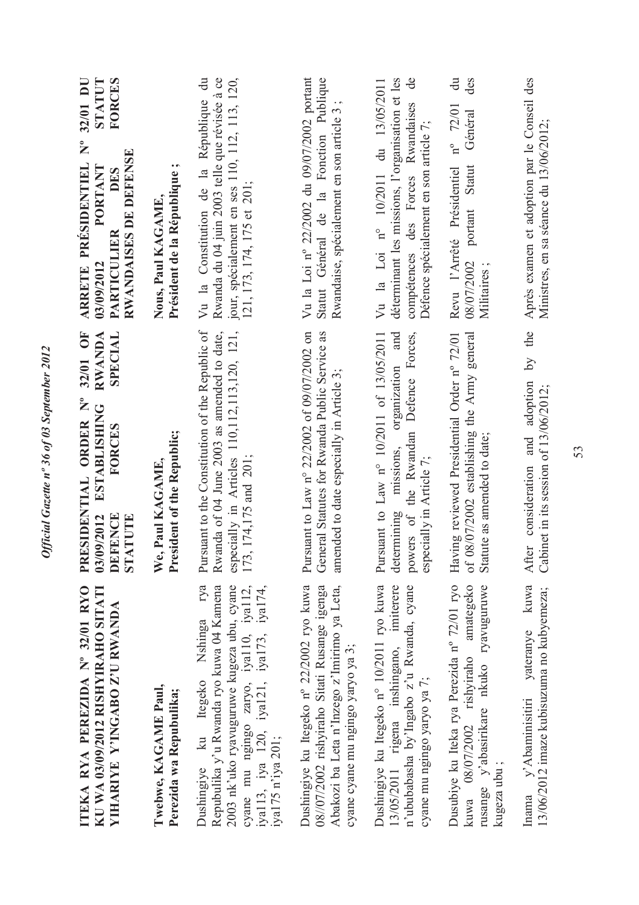**ITEKA RYA PEREZIDA Nº 32/01 RYO KU WA 03/09/2012 RISHYIRAHO SITATI YIHARIYE Y'INGABO Z'U RWANDA**

**Twebwe, KAGAME Paul,**
**Perezida wa Repubulika;**

Dushingiye ku Itegeko Nshinga rya Repubulika y'u Rwanda ryo kuwa 04 Kamena 2003 nk'uko ryavuguruwe kugeza ubu, cyane cyane mu ngingo zaryo, iya110, iya112, iya113, iya 120, iya121, iya173, iya174, iya175 n'iya 201;

Dushingiye ku Itegeko n° 22/2002 ryo kuwa 08//07/2002 rishyiraho Sitati Rusange igenga Abakozi ba Leta n'Inzego z'Imirimo ya Leta, cyane cyane mu ngingo yaryo ya 3;

Dushingiye ku Itegeko n° 10/2011 ryo kuwa 13/05/2011 rigena inshingano, imiterere n'ububasha by'Ingabo z'u Rwanda, cyane cyane mu ngingo yaryo ya 7;

Dusubiye ku Iteka rya Perezida nº 72/01 ryo kuwa 08/07/2002 rishyiraho amategeko rusange y'abasirikare nkuko ryavuguruwe kugeza ubu ;

Inama y'Abaminisitiri yateranye kuwa 13/06/2012 imaze kubisuzuma no kubyemeza;

**PRESIDENTIAL ORDER Nº 32/01 OF 03/09/2012 ESTABLISHING RWANDA DEFENCE FORCES SPECIAL STATUTE**

**We, Paul KAGAME,**
**President of the Republic;**

Pursuant to the Constitution of the Republic of Rwanda of 04 June 2003 as amended to date, especially in Articles 110,112,113,120, 121, 173, 174,175 and 201;

Pursuant to Law n° 22/2002 of 09/07/2002 on General Statutes for Rwanda Public Service as amended to date especially in Article 3;

Pursuant to Law n° 10/2011 of 13/05/2011 determining missions, organization and powers of the Rwandan Defence Forces, especially in Article 7;

Having reviewed Presidential Order nº 72/01 of 08/07/2002 establishing the Army general Statute as amended to date;

After consideration and adoption by the Cabinet in its session of 13/06/2012;

**ARRETE PRÉSIDENTIEL Nº 32/01 DU 03/09/2012 PORTANT STATUT PARTICULIER DES FORCES RWANDAISES DE DEFENSE**

**Nous, Paul KAGAME,**
**Président de la République ;**

Vu la Constitution de la République du Rwanda du 04 juin 2003 telle que révisée à ce jour, spécialement en ses 110, 112, 113, 120, 121, 173, 174, 175 et 201;

Vu la Loi nº 22/2002 du 09/07/2002 portant Statut Général de la Fonction Publique Rwandaise, spécialement en son article 3 ;

Vu la Loi n° 10/2011 du 13/05/2011 déterminant les missions, l'organisation et les compétences des Forces Rwandaises de Défence spécialement en son article 7;

Revu l'Arrêté Présidentiel nº 72/01 du 08/07/2002 portant Statut Général des Militaires ;

Après examen et adoption par le Conseil des Ministres, en sa séance du 13/06/2012;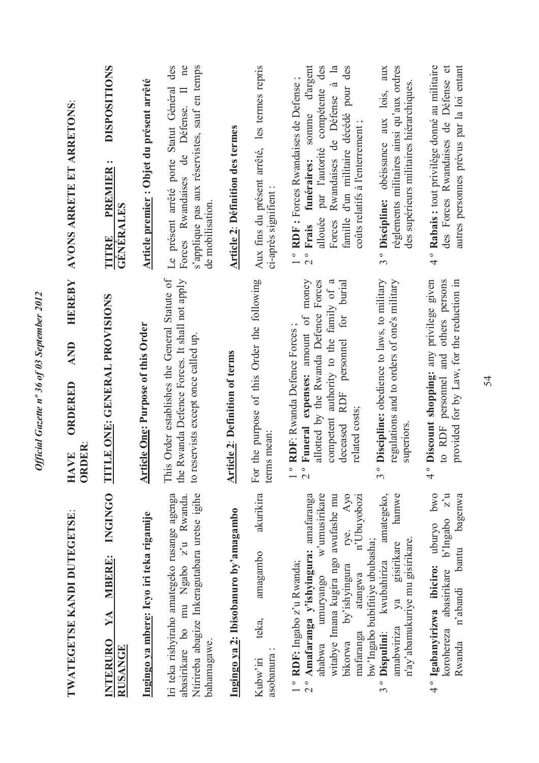**TWATEGETSE KANDI DUTEGETSE**:

**INTERURO YA MBERE: INGINGO RUSANGE**

**Ingingo ya mbere: Icyo iri teka rigamije**

Iri teka rishyiraho amategeko rusange agenga abasirikare bo mu Ngabo z'u Rwanda. Ntirireba abagize Inkeragutabara uretse igihe bahamagawe.

**Ingingo ya 2: Ibisobanuro by'amagambo**

Kubw'iri teka, amagambo akurikira asobanura :

1° **RDF**: Ingabo z'u Rwanda;
2° **Amafaranga y'ishyingura:** amafaranga ahabwa umuryango w'umusirikare witabye Imana kugira ngo awufashe mu bikorwa by'ishyingura rye. Ayo mafaranga atangwa n'Ubuyobozi bw'Ingabo bubifitiye ububasha;
3° **Dispulini**: kwubahiriza amategeko, amabwiriza ya gisirikare hamwe n'ay'abamukuriye mu gisirikare.
4° **Igabanyirizwa ibiciro:** uburyo bwo korohereza abasirikare b'Ingabo z'u Rwanda n'abandi bantu bagenwa

**HAVE ORDERED AND HEREBY ORDER**:

**TITLE ONE: GENERAL PROVISIONS**

**Article One: Purpose of this Order**

This Order establishes the General Statute of the Rwanda Defence Forces. It shall not apply to reservists except once called up.

**Article 2: Definition of terms**

For the purpose of this Order the following terms mean:

1° **RDF**: Rwanda Defence Forces ;
2° **Funeral expenses:** amount of money allotted by the Rwanda Defence Forces competent authority to the family of a deceased RDF personnel for burial related costs;
3° **Discipline:** obedience to laws, to military regulations and to orders of one's military superiors.
4° **Discount shopping:** any privilege given to RDF personnel and others persons provided for by Law, for the reduction in

**AVONS ARRETE ET ARRETONS**:

**TITRE PREMIER : DISPOSITIONS GÉNÉRALES**

**Article premier : Objet du présent arrêté**

Le présent arrêté porte Statut Général des Forces Rwandaises de Défense. Il ne s'applique pas aux réservistes, sauf en temps de mobilisation.

**Article 2: Définition des termes**

Aux fins du présent arrêté, les termes repris ci-après signifient :

1° **RDF :** Forces Rwandaises de Defense ;
2° **Frais funéraires:** somme d'argent allouée par l'autorité compétente des Forces Rwandaises de Défense à la famille d'un militaire décédé pour des coûts relatifs à l'enterrement ;
3° **Discipline:** obéissance aux lois, aux règlements militaires ainsi qu'aux ordres des supérieurs militaires hiérarchiques.
4° **Rabais :** tout privilège donné au militaire des Forces Rwandaises de Défense et autres personnes prévus par la loi entant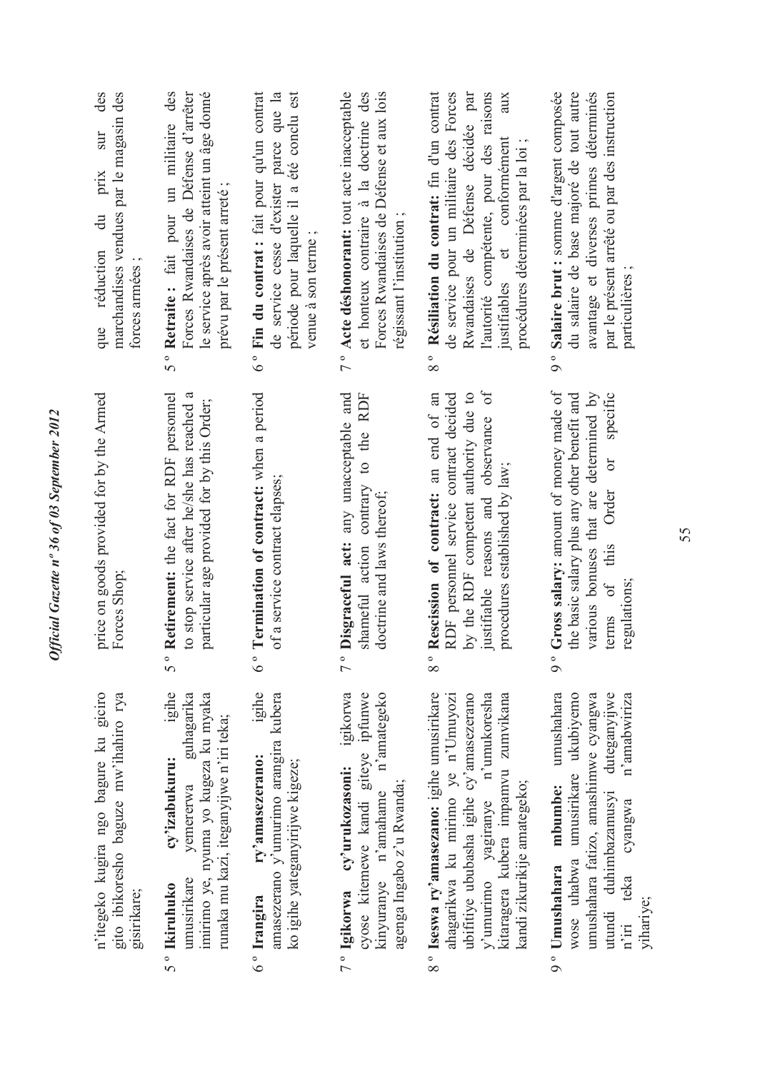n'itegeko kugira ngo bagure ku giciro gito ibikoresho baguze mw'ihahiro rya gisirikare;

5° **Ikiruhuko cy'izabukuru:** igihe umusirikare yemererwa guhagarika imirimo ye, nyuma yo kugeza ku myaka runaka mu kazi, iteganyijwe n'iri teka;

6° **Irangira ry'amasezerano:** igihe amasezerano y'umurimo arangira kubera ko igihe yateganyirijwe kigeze;

7° **Igikorwa cy'urukozasoni:** igikorwa cyose kitemewe kandi giteye ipfunwe kinyuranye n'amahame n'amategeko agenga Ingabo z'u Rwanda;

8° **Iseswa ry'amasezerano:** igihe umusirikare ahagarikwa ku mirimo ye n'Umuyozi ubifitiye ububasha igihe cy'amasezerano y'umurimo yagiranye n'umukoresha kitaragera kubera impamvu zumvikana kandi zikurikije amategeko;

9° **Umushahara mbumbe:** umushahara wose uhabwa umusirikare ukubiyemo umushahara fatizo, amashimwe cyangwa utundi duhimbazamusyi duteganyijwe n'iri teka cyangwa n'amabwiriza yihariye;

price on goods provided for by the Armed Forces Shop;

5° **Retirement:** the fact for RDF personnel to stop service after he/she has reached a particular age provided for by this Order;

6° **Termination of contract:** when a period of a service contract elapses;

7° **Disgraceful act:** any unacceptable and shameful action contrary to the RDF doctrine and laws thereof;

8° **Rescission of contract:** an end of an RDF personnel service contract decided by the RDF competent authority due to justifiable reasons and observance of procedures established by law;

9° **Gross salary:** amount of money made of the basic salary plus any other benefit and various bonuses that are determined by terms of this Order or specific regulations;

que réduction du prix sur des marchandises vendues par le magasin des forces armées ;

5° **Retraite :** fait pour un militaire des Forces Rwandaises de Défense d'arrêter le service après avoir atteint un âge donné prévu par le présent arrêté ;

6° **Fin du contrat :** fait pour qu'un contrat de service cesse d'exister parce que la période pour laquelle il a été conclu est venue à son terme ;

7° **Acte déshonorant:** tout acte inacceptable et honteux contraire à la doctrine des Forces Rwandaises de Défense et aux lois régissant l'institution ;

8° **Résiliation du contrat:** fin d'un contrat de service pour un militaire des Forces Rwandaises de Défense décidée par l'autorité compétente, pour des raisons justifiables et conformément aux procédures déterminées par la loi ;

9° **Salaire brut :** somme d'argent composée du salaire de base majoré de tout autre avantage et diverses primes déterminés par le présent arrêté ou par des instruction particulières ;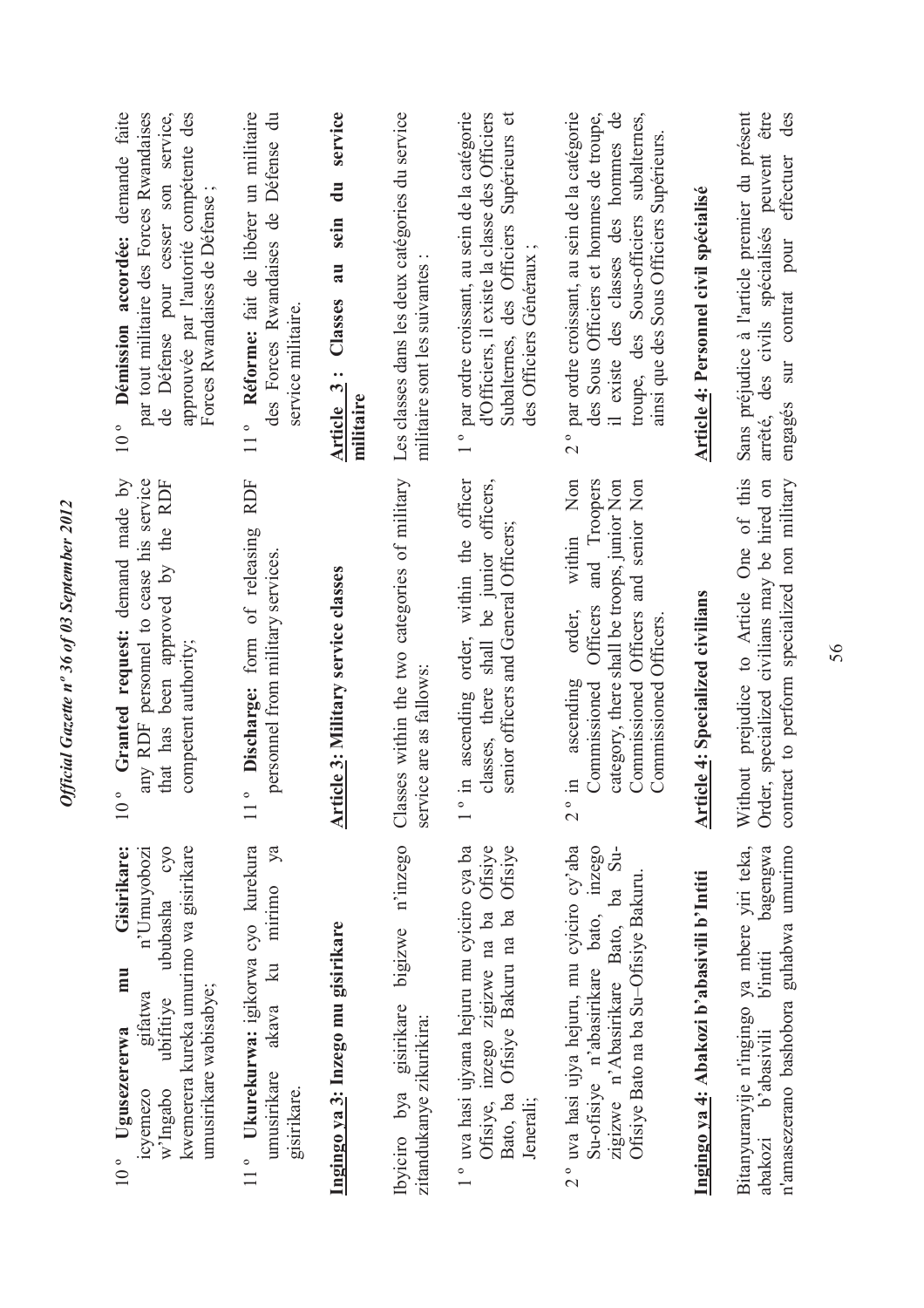10 ° **Ugusezererwa mu Gisirikare:** icyemezo gifatwa n'Umuyobozi w'Ingabo ubifitiye ububasha cyo kwemerera kureka umurimo wa gisirikare umusirikare wabisabye;

11 ° **Ukurekurwa:** igikorwa cyo kurekura umusirikare akava ku mirimo ya gisirikare.

**Ingingo ya 3: Inzego mu gisirikare**

Ibyiciro bya gisirikare bigizwe n'inzego zitandukanye zikurikira:

1 ° uva hasi ujyana hejuru mu cyiciro cya ba Ofisiye, inzego zigizwe na ba Ofisiye Bato, ba Ofisiye Bakuru na ba Ofisiye Jenerali;

2 ° uva hasi ujya hejuru, mu cyiciro cy'aba Su-ofisiye n'abasirikare bato, inzego zigizwe n'Abasirikare Bato, ba Su-Ofisiye Bato na ba Su–Ofisiye Bakuru.

**Ingingo ya 4: Abakozi b'abasivili b'Intiti**

Bitanyuranyije n'ingingo ya mbere yiri teka, abakozi b'abasivili b'intiti bagengwa n'amasezerano bashobora guhabwa umurimo

10 ° **Granted request:** demand made by any RDF personnel to cease his service that has been approved by the RDF competent authority;

11 ° **Discharge:** form of releasing RDF personnel from military services.

**Article 3: Military service classes**

Classes within the two categories of military service are as fallows:

1 ° in ascending order, within the officer classes, there shall be junior officers, senior officers and General Officers;

2 ° in ascending order, within Non Commissioned Officers and Troopers category, there shall be troops, junior Non Commissioned Officers and senior Non Commissioned Officers.

**Article 4: Specialized civilians**

Without prejudice to Article One of this Order, specialized civilians may be hired on contract to perform specialized non military

10 ° **Démission accordée:** demande faite par tout militaire des Forces Rwandaises de Défense pour cesser son service, approuvée par l'autorité compétente des Forces Rwandaises de Défense ;

11 ° **Réforme:** fait de libérer un militaire des Forces Rwandaises de Défense du service militaire.

**Article 3 : Classes au sein du service militaire**

Les classes dans les deux catégories du service militaire sont les suivantes :

1 ° par ordre croissant, au sein de la catégorie d'Officiers, il existe la classe des Officiers Subalternes, des Officiers Supérieurs et des Officiers Généraux ;

2 ° par ordre croissant, au sein de la catégorie des Sous Officiers et hommes de troupe, il existe des classes des hommes de troupe, des Sous-officiers subalternes, ainsi que des Sous Officiers Supérieurs.

**Article 4: Personnel civil spécialisé**

Sans préjudice à l'article premier du présent arrêté, des civils spécialisés peuvent être engagés sur contrat pour effectuer des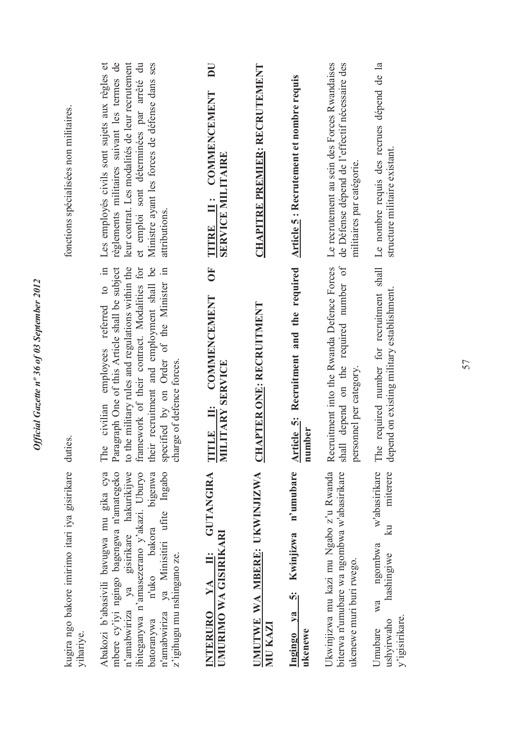kugira ngo bakore imirimo itari iya gisirikare yihariye.

duties.

fonctions spécialisées non militaires.

Abakozi b'abasivili bavugwa mu gika cya mbere cy'iyi ngingo bagengwa n'amategeko n'amabwiriza ya gisirikare hakurikijwe ibiteganywa n'amasezerano y'akazi. Uburyo batoranywa n'uko bakora bigenwa n'amabwiriza ya Minisitiri ufite Ingabo z'igihugu mu nshingano ze.

The civilian employees referred to in Paragraph One of this Article shall be subject to the military rules and regulations within the framework of their contract. Modalities for their recruitment and employment shall be specified by on Order of the Minister in charge of defence forces.

Les employés civils sont sujets aux règles et règlements militaires suivant les termes de leur contrat. Les modalités de leur recrutement et emploi sont déterminées par arrêté du Ministre ayant les forces de défense dans ses attributions.

## INTERURO YA II: GUTANGIRA UMURIMO WA GISIRIKARI

## TITLE II: COMMENCEMENT OF MILITARY SERVICE

## TITRE II : COMMENCEMENT DU SERVICE MILITAIRE

### UMUTWE WA MBERE: UKWINJIZWA MU KAZI

### CHAPTER ONE: RECRUITMENT

### CHAPITRE PREMIER: RECRUTEMENT

**Ingingo ya 5: Kwinjizwa n'umubare ukenewe**

Ukwinjizwa mu kazi mu Ngabo z'u Rwanda biterwa n'umubare wa ngombwa w'abasirikare ukenewe muri buri rwego.

Umubare wa ngombwa w'abasirikare ushyirwaho hashingiwe ku miterere y'igisirikare.

**Article 5: Recruitment and the required number**

Recruitment into the Rwanda Defence Forces shall depend on the required number of personnel per category.

The required number for recruitment shall depend on existing military establishment.

**Article 5 : Recrutement et nombre requis**

Le recrutement au sein des Forces Rwandaises de Défense dépend de l'effectif nécessaire des militaires par catégorie.

Le nombre requis des recrues dépend de la structure militaire existant.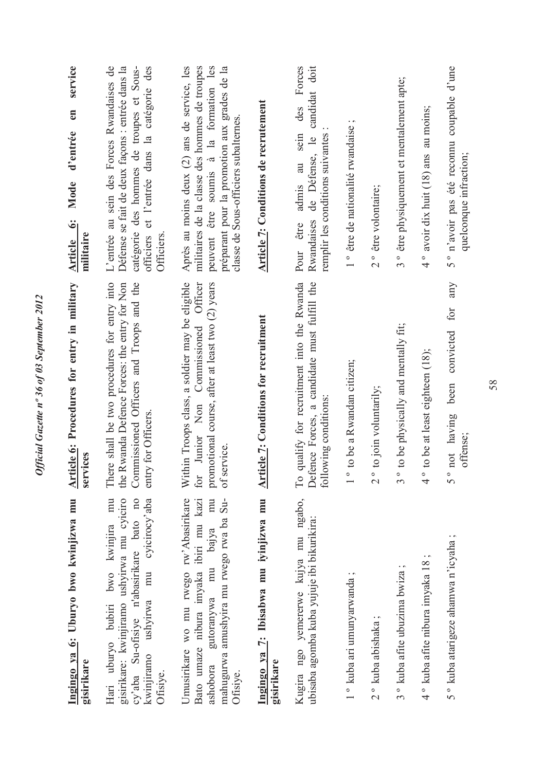**Ingingo ya 6: Uburyo bwo kwinjizwa mu gisirikare**

Hari uburyo bubiri bwo kwinjira mu gisirikare: kwinjiramo ushyirwa mu cyiciro cy'aba Su-ofisiye n'abasirikare bato no kwinjiramo ushyirwa mu cyicirocy'aba Ofisiye.

Umusirikare wo mu rwego rw'Abasirikare Bato umaze nibura imyaka ibiri mu kazi ashobora gutoranywa mu bajya mu mahugurwa amushyira mu rwego rwa ba Su-Ofisiye.

**Ingingo ya 7: Ibisabwa mu iyinjizwa mu gisirikare**

Kugira ngo yemererwe kujya mu ngabo, ubisaba agomba kuba yujuje ibi bikurikira:

1 º kuba ari umunyarwanda ;

2 º kuba abishaka ;

3 º kuba afite ubuzima bwiza ;

4 º kuba afite nibura imyaka 18 ;

5 º kuba atarigeze ahamwa n'icyaha ;

**Article 6: Procedures for entry in military services**

There shall be two procedures for entry into the Rwanda Defence Forces: the entry for Non Commissioned Officers and Troops and the entry for Officers.

Within Troops class, a soldier may be eligible for Junior Non Commissioned Officer promotional course, after at least two (2) years of service.

**Article 7: Conditions for recruitment**

To qualify for recruitment into the Rwanda Defence Forces, a candidate must fulfill the following conditions:

1 º to be a Rwandan citizen;

2 º to join voluntarily;

3 º to be physically and mentally fit;

4 º to be at least eighteen (18);

5 º not having been convicted for any offense;

**Article 6: Mode d'entrée en service militaire**

L'entrée au sein des Forces Rwandaises de Défense se fait de deux façons : entrée dans la catégorie des hommes de troupes et Sous-officiers et l'entrée dans la catégorie des Officiers.

Après au moins deux (2) ans de service, les militaires de la classe des hommes de troupes peuvent être soumis à la formation les préparant pour la promotion aux grades de la classe de Sous-officiers subalternes.

**Article 7: Conditions de recrutement**

Pour être admis au sein des Forces Rwandaises de Défense, le candidat doit remplir les conditions suivantes :

1 º être de nationalité rwandaise ;

2 º être volontaire;

3 º être physiquement et mentalement apte;

4 º avoir dix huit (18) ans au moins;

5 º n'avoir pas été reconnu coupable d'une quelconque infraction;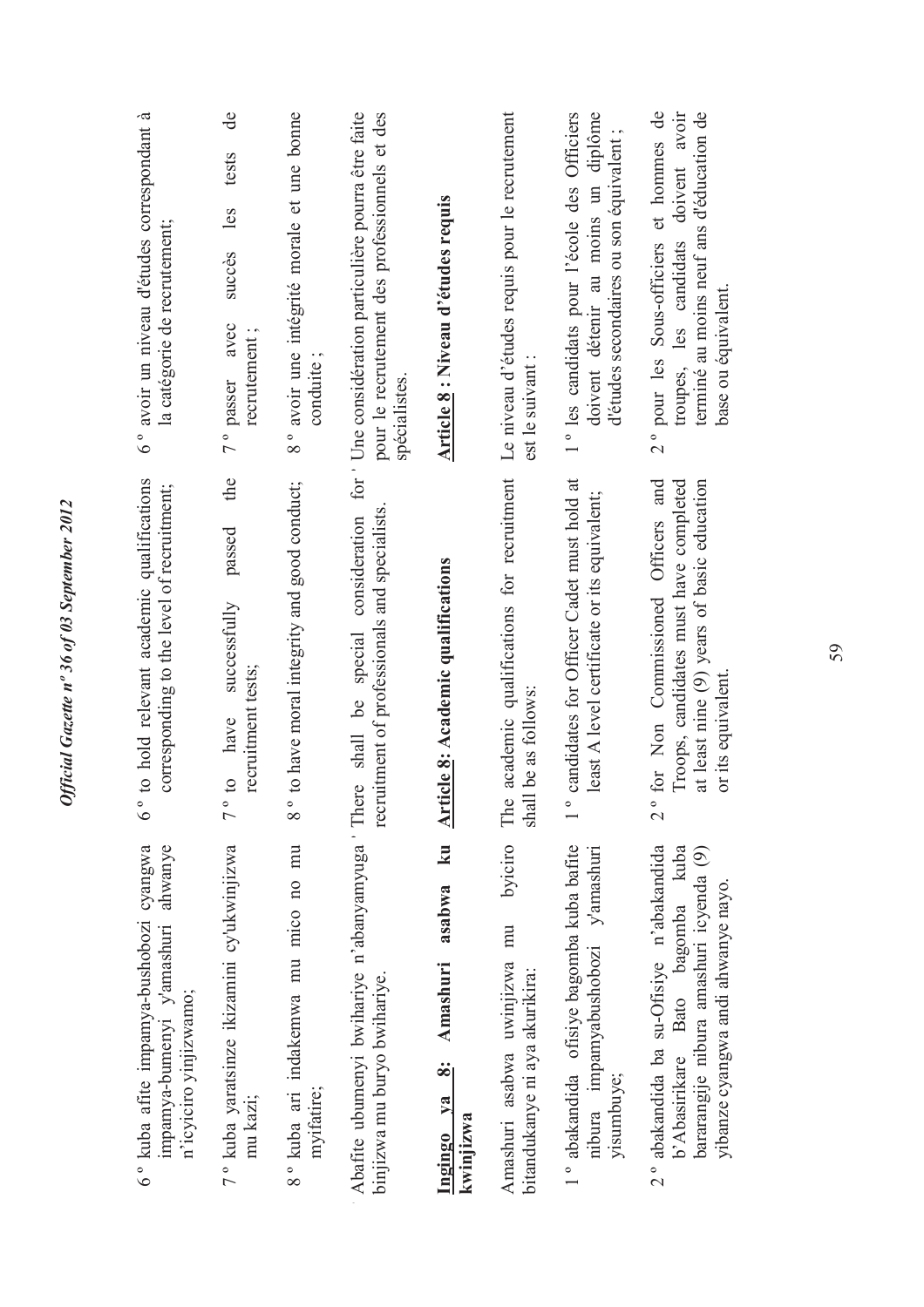6 ° kuba afite impamya-bushobozi cyangwa impamya-bumenyi y'amashuri ahwanye n'icyiciro yinjizwamo;

7 ° kuba yaratsinze ikizamini cy'ukwinjizwa mu kazi;

8 ° kuba ari indakemwa mu mico no mu myifatire;

Abafite ubumenyi bwihariye n'abanyamyuga binjizwa mu buryo bwihariye.

**Ingingo ya 8: Amashuri asabwa ku kwinjizwa**

Amashuri asabwa uwinjizwa mu byiciro bitandukanye ni aya akurikira:

1 ° abakandida ofisiye bagomba kuba bafite nibura impamyabushobozi y'amashuri yisumbuye;

2 ° abakandida ba su-Ofisiye n'abakandida b'Abasirikare Bato bagomba kuba bararangije nibura amashuri icyenda (9) yibanze cyangwa andi ahwanye nayo.

6 ° to hold relevant academic qualifications corresponding to the level of recruitment;

7 ° to have successfully passed the recruitment tests;

8 ° to have moral integrity and good conduct;

There shall be special consideration for recruitment of professionals and specialists.

**Article 8: Academic qualifications**

The academic qualifications for recruitment shall be as follows:

1 ° candidates for Officer Cadet must hold at least A level certificate or its equivalent;

2 ° for Non Commissioned Officers and Troops, candidates must have completed at least nine (9) years of basic education or its equivalent.

6 ° avoir un niveau d'études correspondant à la catégorie de recrutement;

7 ° passer avec succès les tests de recrutement ;

8 ° avoir une intégrité morale et une bonne conduite ;

Une considération particulière pourra être faite pour le recrutement des professionnels et des spécialistes.

**Article 8 : Niveau d'études requis**

Le niveau d'études requis pour le recrutement est le suivant :

1 ° les candidats pour l'école des Officiers doivent détenir au moins un diplôme d'études secondaires ou son équivalent ;

2 ° pour les Sous-officiers et hommes de troupes, les candidats doivent avoir terminé au moins neuf ans d'éducation de base ou équivalent.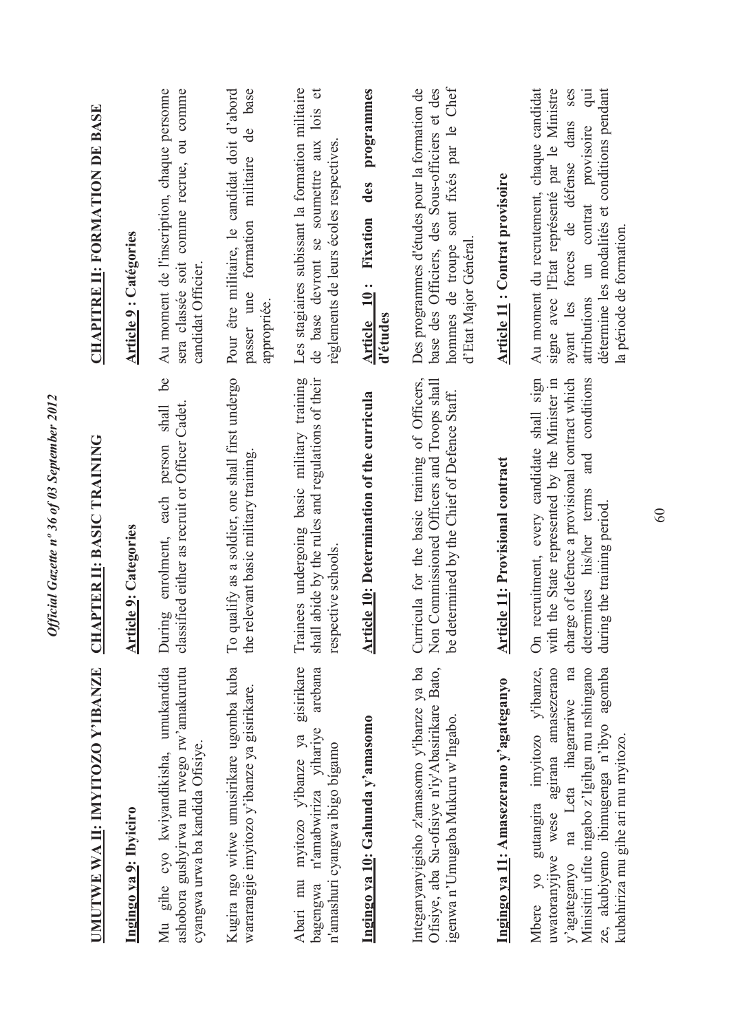## UMUTWE WA II: IMYITOZO Y'IBANZE

### Ingingo ya 9: Ibyiciro

Mu gihe cyo kwiyandikisha, umukandida ashobora gushyirwa mu rwego rw'amakurutu cyangwa urwa ba kandida Ofisiye.

Kugira ngo witwe umusirikare ugomba kuba wararangije imyitozo y'ibanze ya gisirikare.

Abari mu myitozo y'ibanze ya gisirikare bagengwa n'amabwiriza yihariye arebana n'amashuri cyangwa ibigo bigamo

### Ingingo ya 10: Gahunda y'amasomo

Integanyanyigisho z'amasomo y'ibanze ya ba Ofisiye, aba Su-ofisiye n'iy'Abasirikare Bato, igenwa n'Umugaba Mukuru w'Ingabo.

### Ingingo ya 11: Amasezerano y'agateganyo

Mbere yo gutangira imyitozo y'ibanze, uwatoranyijwe wese agirana amasezerano y'agateganyo na Leta ihagarariwe na Minisitiri ufite ingabo z'Igihugu mu nshingano ze, akubiyemo ibimugenga n'ibyo agomba kubahiriza mu gihe ari mu myitozo.

## CHAPTER II: BASIC TRAINING

### Article 9: Categories

During enrolment, each person shall be classified either as recruit or Officer Cadet.

To qualify as a soldier, one shall first undergo the relevant basic military training.

Trainees undergoing basic military training shall abide by the rules and regulations of their respective schools.

### Article 10: Determination of the curricula

Curricula for the basic training of Officers, Non Commissioned Officers and Troops shall be determined by the Chief of Defence Staff.

### Article 11: Provisional contract

On recruitment, every candidate shall sign with the State represented by the Minister in charge of defence a provisional contract which determines his/her terms and conditions during the training period.

## CHAPITRE II: FORMATION DE BASE

### Article 9 : Catégories

Au moment de l'inscription, chaque personne sera classée soit comme recrue, ou comme candidat Officier.

Pour être militaire, le candidat doit d'abord passer une formation militaire de base appropriée.

Les stagiaires subissant la formation militaire de base devront se soumettre aux lois et règlements de leurs écoles respectives.

### Article 10 : Fixation des programmes d'études

Des programmes d'études pour la formation de base des Officiers, des Sous-officiers et des hommes de troupe sont fixés par le Chef d'Etat Major Général.

### Article 11 : Contrat provisoire

Au moment du recrutement, chaque candidat signe avec l'Etat représenté par le Ministre ayant les forces de défense dans ses attributions un contrat provisoire qui détermine les modalités et conditions pendant la période de formation.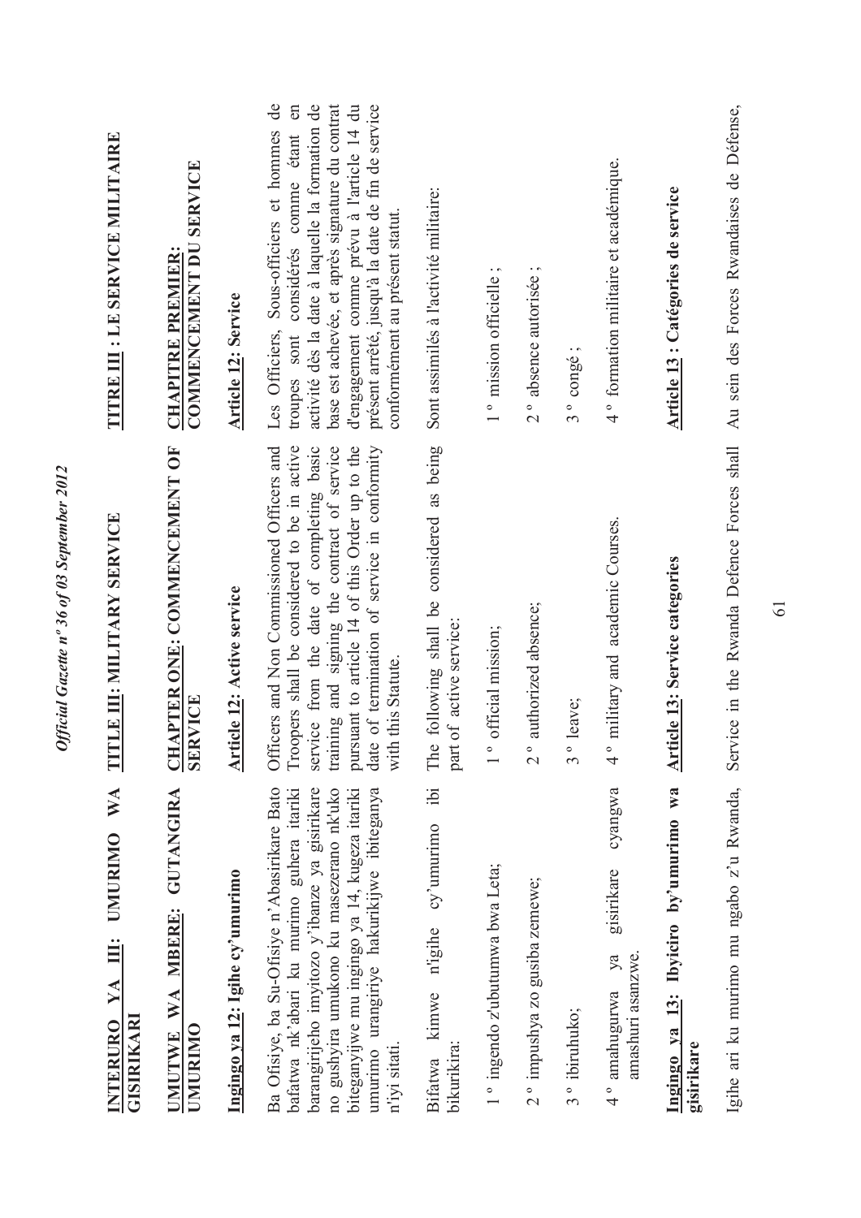**INTERURO YA III: UMURIMO WA GISIRIKARI**

**UMUTWE WA MBERE: GUTANGIRA UMURIMO**

**Ingingo ya 12: Igihe cy'umurimo**

Ba Ofisiye, ba Su-Ofisiye n'Abasirikare Bato bafatwa nk'abari ku murimo guhera itariki barangirijeho imyitozo y'ibanze ya gisirikare no gushyira umukono ku masezerano nk'uko biteganyijwe mu ingingo ya 14, kugeza itariki umurimo urangiriye hakurikijwe ibiteganya n'iyi sitati.

Bifatwa kimwe n'igihe cy'umurimo ibi bikurikira:

1° ingendo z'ubutumwa bwa Leta;

2° impushya zo gusiba zemewe;

3° ibiruhuko;

4° amahugurwa ya gisirikare cyangwa amashuri asanzwe.

**Ingingo ya 13: Ibyiciro by'umurimo wa gisirikare**

Igihe ari ku murimo mu ngabo z'u Rwanda,

**TITLE III: MILITARY SERVICE**

**CHAPTER ONE: COMMENCEMENT OF SERVICE**

**Article 12: Active service**

Officers and Non Commissioned Officers and Troopers shall be considered to be in active service from the date of completing basic training and signing the contract of service pursuant to article 14 of this Order up to the date of termination of service in conformity with this Statute.

The following shall be considered as being part of active service:

1° official mission;

2° authorized absence;

3° leave;

4° military and academic Courses.

**Article 13: Service categories**

Service in the Rwanda Defence Forces shall

**TITRE III : LE SERVICE MILITAIRE**

**CHAPITRE PREMIER: COMMENCEMENT DU SERVICE**

**Article 12: Service**

Les Officiers, Sous-officiers et hommes de troupes sont considérés comme étant en activité dès la date à laquelle la formation de base est achevée, et après signature du contrat d'engagement comme prévu à l'article 14 du présent arrêté, jusqu'à la date de fin de service conformément au présent statut.

Sont assimilés à l'activité militaire:

1° mission officielle ;

2° absence autorisée ;

3° congé ;

4° formation militaire et académique.

**Article 13 : Catégories de service**

Au sein des Forces Rwandaises de Défense,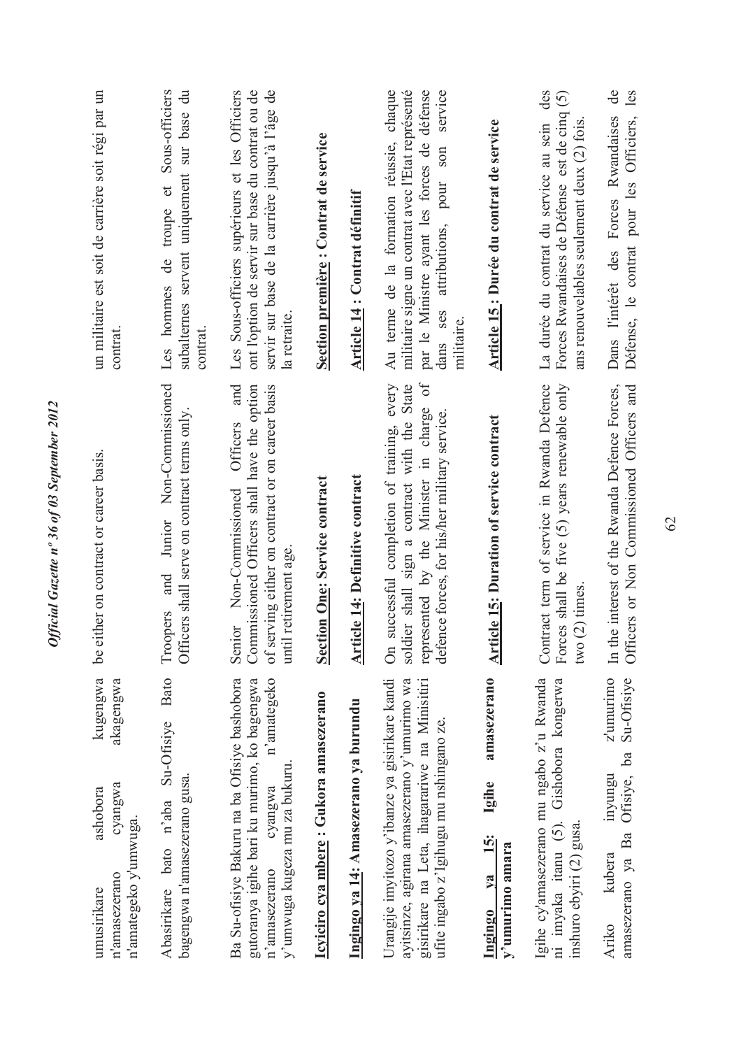umusirikare ashobora kugengwa n'amasezerano cyangwa akagengwa n'amategeko y'umwuga.

Abasirikare bato n'aba Su-Ofisiye Bato bagengwa n'amasezerano gusa.

Ba Su-ofisiye Bakuru na ba Ofisiye bashobora gutoranya igihe bari ku murimo, ko bagengwa n'amasezerano cyangwa n'amategeko y'umwuga kugeza mu za bukuru.

**Icyiciro cya mbere : Gukora amasezerano**

**Ingingo ya 14: Amasezerano ya burundu**

Urangije imyitozo y'ibanze ya gisirikare kandi ayitsinze, agirana amasezerano y'umurimo wa gisirikare na Leta, ihagarariwe na Minisitiri ufite ingabo z'Igihugu mu nshingano ze.

**Ingingo ya 15: Igihe amasezerano y'umurimo amara**

Igihe cy'amasezerano mu ngabo z'u Rwanda ni imyaka itanu (5). Gishobora kongerwa inshuro ebyiri (2) gusa.

Ariko kubera inyungu z'umurimo amasezerano ya Ba Ofisiye, ba Su-Ofisiye

be either on contract or career basis.

Troopers and Junior Non-Commissioned Officers shall serve on contract terms only.

Senior Non-Commissioned Officers and Commissioned Officers shall have the option of serving either on contract or on career basis until retirement age.

**Section One: Service contract**

**Article 14: Definitive contract**

On successful completion of training, every soldier shall sign a contract with the State represented by the Minister in charge of defence forces, for his/her military service.

**Article 15: Duration of service contract**

Contract term of service in Rwanda Defence Forces shall be five (5) years renewable only two (2) times.

In the interest of the Rwanda Defence Forces, Officers or Non Commissioned Officers and

un militaire est soit de carrière soit régi par un contrat.

Les hommes de troupe et Sous-officiers subalternes servent uniquement sur base du contrat.

Les Sous-officiers supérieurs et les Officiers ont l'option de servir sur base du contrat ou de servir sur base de la carrière jusqu'à l'âge de la retraite.

**Section première : Contrat de service**

**Article 14 : Contrat définitif**

Au terme de la formation réussie, chaque militaire signe un contrat avec l'Etat représenté par le Ministre ayant les forces de défense dans ses attributions, pour son service militaire.

**Article 15 : Durée du contrat de service**

La durée du contrat du service au sein des Forces Rwandaises de Défense est de cinq (5) ans renouvelables seulement deux (2) fois.

Dans l'intérêt des Forces Rwandaises de Défense, le contrat pour les Officiers, les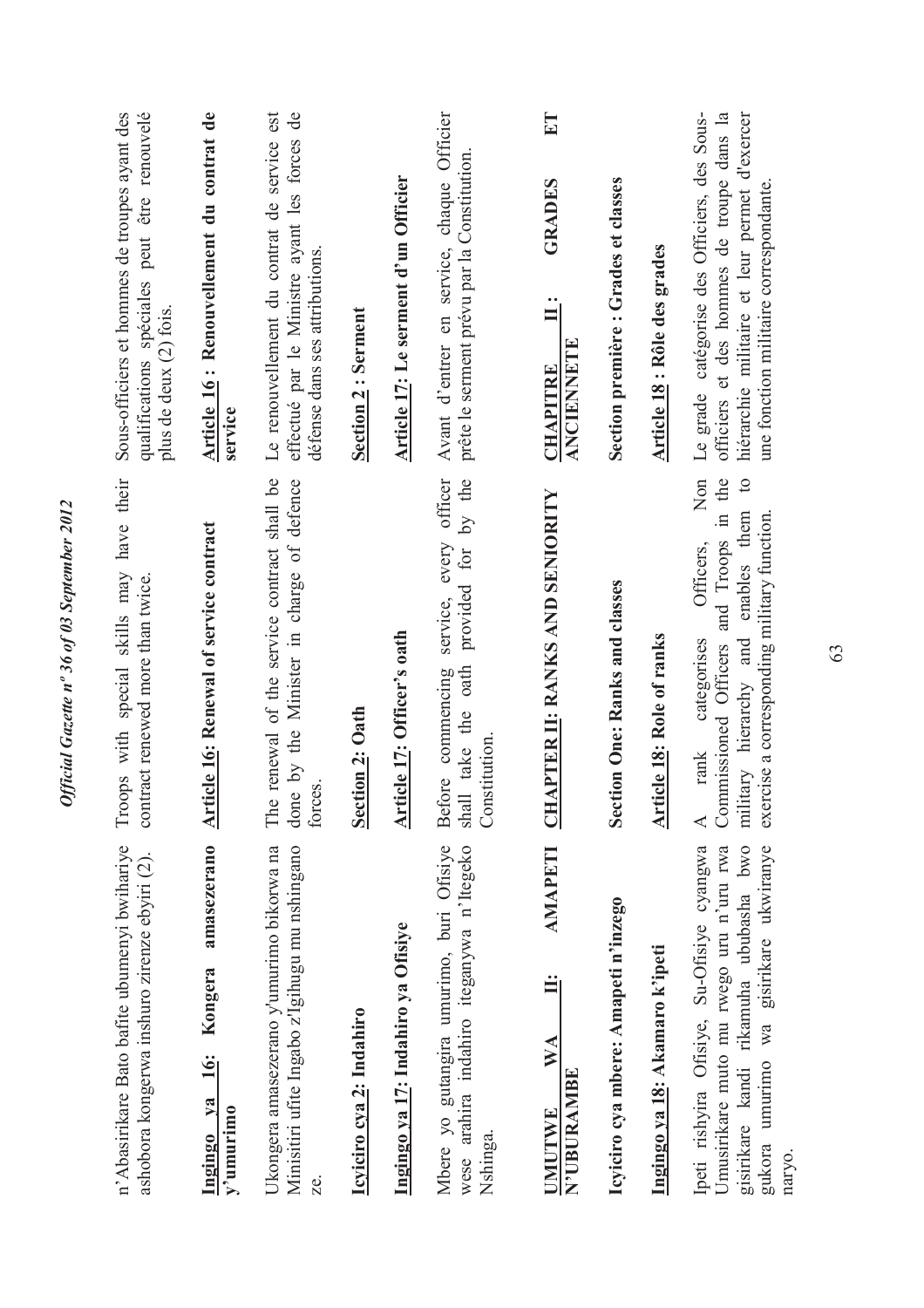n'Abasirikare Bato bafite ubumenyi bwihariye ashobora kongerwa inshuro zirenze ebyiri (2).

Troops with special skills may have their contract renewed more than twice.

Sous-officiers et hommes de troupes ayant des qualifications spéciales peut être renouvelé plus de deux (2) fois.

**Ingingo ya 16: Kongera amasezerano y'umurimo**

Ukongera amasezerano y'umurimo bikorwa na Minisitiri ufite Ingabo z'Igihugu mu nshingano ze.

**Article 16: Renewal of service contract**

The renewal of the service contract shall be done by the Minister in charge of defence forces.

**Article 16 : Renouvellement du contrat de service**

Le renouvellement du contrat de service est effectué par le Ministre ayant les forces de défense dans ses attributions.

**Icyiciro cya 2: Indahiro**

**Section 2: Oath**

**Section 2 : Serment**

**Ingingo ya 17: Indahiro ya Ofisiye**

Mbere yo gutangira umurimo, buri Ofisiye wese arahira indahiro iteganywa n'Itegeko Nshinga.

**Article 17: Officer's oath**

Before commencing service, every officer shall take the oath provided for by the Constitution.

**Article 17: Le serment d'un Officier**

Avant d'entrer en service, chaque Officier prête le serment prévu par la Constitution.

**UMUTWE WA II: AMAPETI N'UBURAMBE**

**CHAPTER II: RANKS AND SENIORITY**

**CHAPITRE II : GRADES ET ANCIENNETE**

**Icyiciro cya mbere: Amapeti n'inzego**

**Section One: Ranks and classes**

**Section première : Grades et classes**

**Ingingo ya 18: Akamaro k'ipeti**

Ipeti rishyira Ofisiye, Su-Ofisiye cyangwa Umusirikare muto mu rwego uru n'uru rwa gisirikare kandi rikamuha ububasha bwo gukora umurimo wa gisirikare ukwiranye naryo.

**Article 18: Role of ranks**

A rank categorises Officers, Non Commissioned Officers and Troops in the military hierarchy and enables them to exercise a corresponding military function.

**Article 18 : Rôle des grades**

Le grade catégorise des Officiers, des Sous-officiers et des hommes de troupe dans la hiérarchie militaire et leur permet d'exercer une fonction militaire correspondante.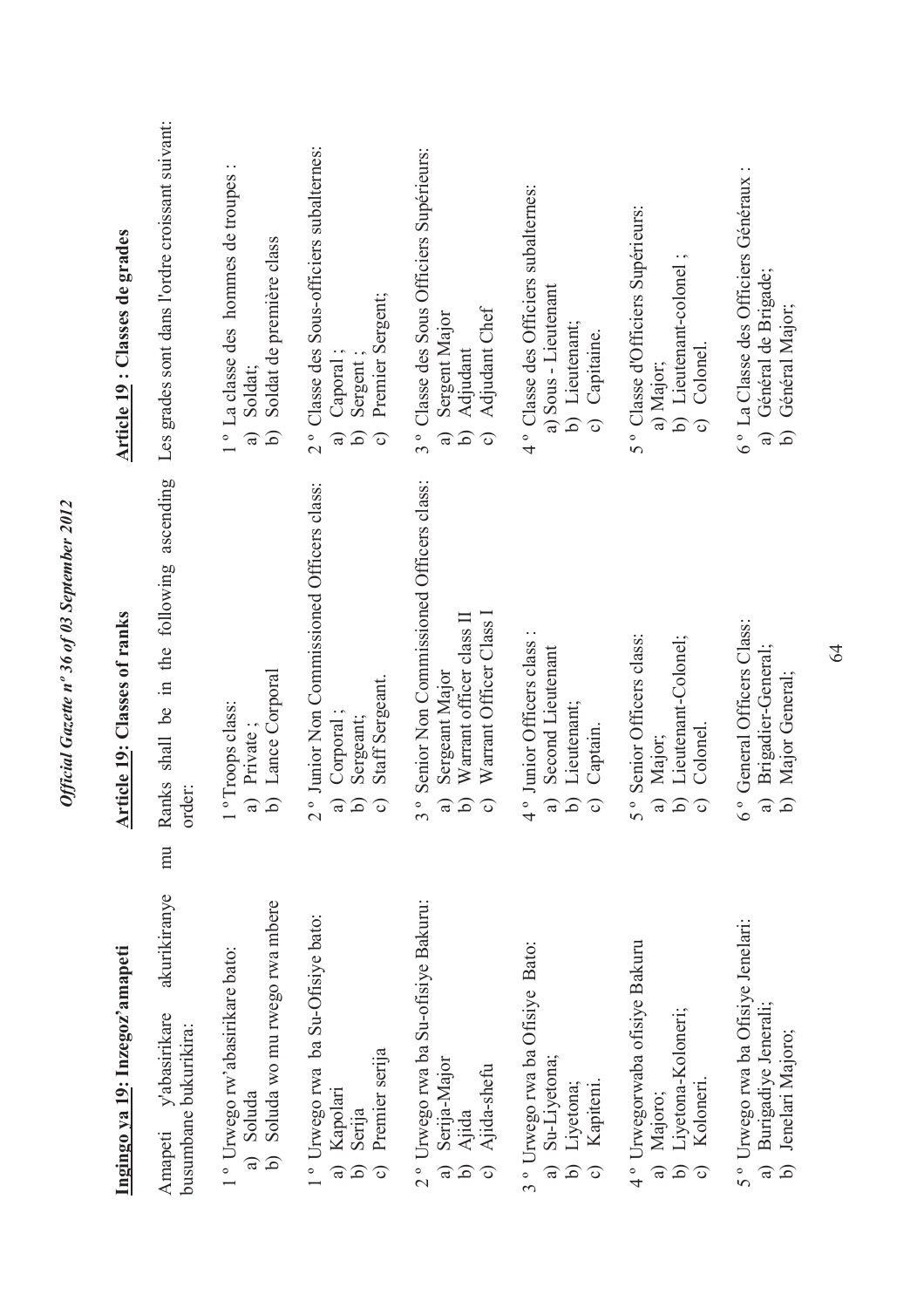**Ingingo ya 19: Inzegoz'amapeti**

Amapeti y'abasirikare akurikiranye mu busumbane bukurikira:

1 ° Urwego rw'abasirikare bato:
a) Soluda
b) Soluda wo mu rwego rwa mbere

1 ° Urwego rwa ba Su-Ofisiye bato:
a) Kapolari
b) Serija
c) Premier serija

2 ° Urwego rwa ba Su-ofisiye Bakuru:
a) Serija-Major
b) Ajida
c) Ajida-shefu

3 ° Urwego rwa ba Ofisiye Bato:
a) Su-Liyetona;
b) Liyetona;
c) Kapiteni.

4 ° Urwegorwaba ofisiye Bakuru
a) Majoro;
b) Liyetona-Koloneri;
c) Koloneri.

5 ° Urwego rwa ba Ofisiye Jenelari:
a) Burigadiye Jenerali;
b) Jenelari Majoro;

**Article 19: Classes of ranks**

Ranks shall be in the following ascending order:

1 °Troops class:
a) Private ;
b) Lance Corporal

2 ° Junior Non Commissioned Officers class:
a) Corporal ;
b) Sergeant;
c) Staff Sergeant.

3 ° Senior Non Commissioned Officers class:
a) Sergeant Major
b) Warrant officer class II
c) Warrant Officer Class I

4 ° Junior Officers class :
a) Second Lieutenant
b) Lieutenant;
c) Captain.

5 ° Senior Officers class:
a) Major;
b) Lieutenant-Colonel;
c) Colonel.

6 ° General Officers Class:
a) Brigadier-General;
b) Major General;

**Article 19 : Classes de grades**

Les grades sont dans l'ordre croissant suivant:

1 ° La classe des hommes de troupes :
a) Soldat;
b) Soldat de première class

2 ° Classe des Sous-officiers subalternes:
a) Caporal ;
b) Sergent ;
c) Premier Sergent;

3 ° Classe des Sous Officiers Supérieurs:
a) Sergent Major
b) Adjudant
c) Adjudant Chef

4 ° Classe des Officiers subalternes:
a) Sous - Lieutenant
b) Lieutenant;
c) Capitaine.

5 ° Classe d'Officiers Supérieurs:
a) Major;
b) Lieutenant-colonel ;
c) Colonel.

6 ° La Classe des Officiers Généraux :
a) Général de Brigade;
b) Général Major;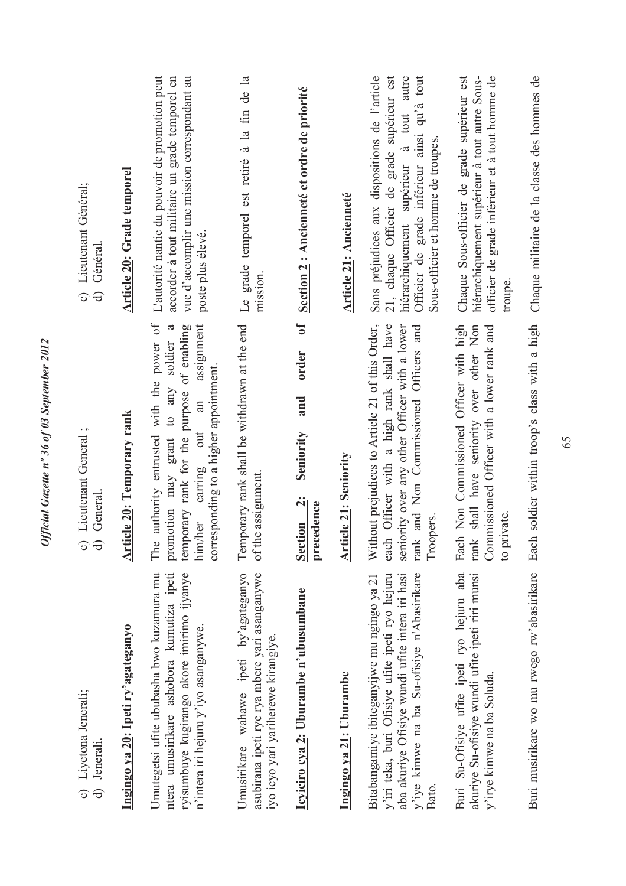c) Liyetona Jenerali;
d) Jenerali.

**Ingingo ya 20: Ipeti ry'agateganyo**

Umutegetsi ufite ububasha bwo kuzamura mu ntera umusirikare ashobora kumutiza ipeti ryisumbuye kugirango akore imirimo ijyanye n'intera iri hejuru y'iyo asanganywe.

Umusirikare wahawe ipeti by'agateganyo asubirana ipeti rye rya mbere yari asanganywe iyo icyo yari yariherewe kirangiye.

**Icyiciro cya 2: Uburambe n'ubusumbane**

**Ingingo ya 21: Uburambe**

Bitabangamiye ibiteganyijwe mu ngingo ya 21 y'iri teka, buri Ofisiye ufite ipeti ryo hejuru aba akuriye Ofisiye wundi ufite intera iri hasi y'iye kimwe na ba Su-ofisiye n'Abasirikare Bato.

Buri Su-Ofisiye ufite ipeti ryo hejuru aba akuriye Su-ofisiye wundi ufite ipeti riri munsi y'irye kimwe na ba Soluda.

Buri musirikare wo mu rwego rw'abasirikare

c) Lieutenant General ;
d) General.

**Article 20: Temporary rank**

The authority entrusted with the power of promotion may grant to any soldier a temporary rank for the purpose of enabling him/her carring out an assignment corresponding to a higher appointment.

Temporary rank shall be withdrawn at the end of the assignment.

**Section 2: Seniority and order of precedence**

**Article 21: Seniority**

Without prejudices to Article 21 of this Order, each Officer with a high rank shall have seniority over any other Officer with a lower rank and Non Commissioned Officers and Troopers.

Each Non Commissioned Officer with high rank shall have seniority over other Non Commissioned Officer with a lower rank and to private.

Each soldier within troop's class with a high

c) Lieutenant Général;
d) Général.

**Article 20: Grade temporel**

L'autorité nantie du pouvoir de promotion peut accorder à tout militaire un grade temporel en vue d'accomplir une mission correspondant au poste plus élevé.

Le grade temporel est retiré à la fin de la mission.

**Section 2 : Ancienneté et ordre de priorité**

**Article 21: Ancienneté**

Sans préjudices aux dispositions de l'article 21, chaque Officier de grade supérieur est hiérarchiquement supérieur à tout autre Officier de grade inférieur ainsi qu'à tout Sous-officier et homme de troupes.

Chaque Sous-officier de grade supérieur est hiérarchiquement supérieur à tout autre Sous-officier de grade inférieur et à tout homme de troupe.

Chaque militaire de la classe des hommes de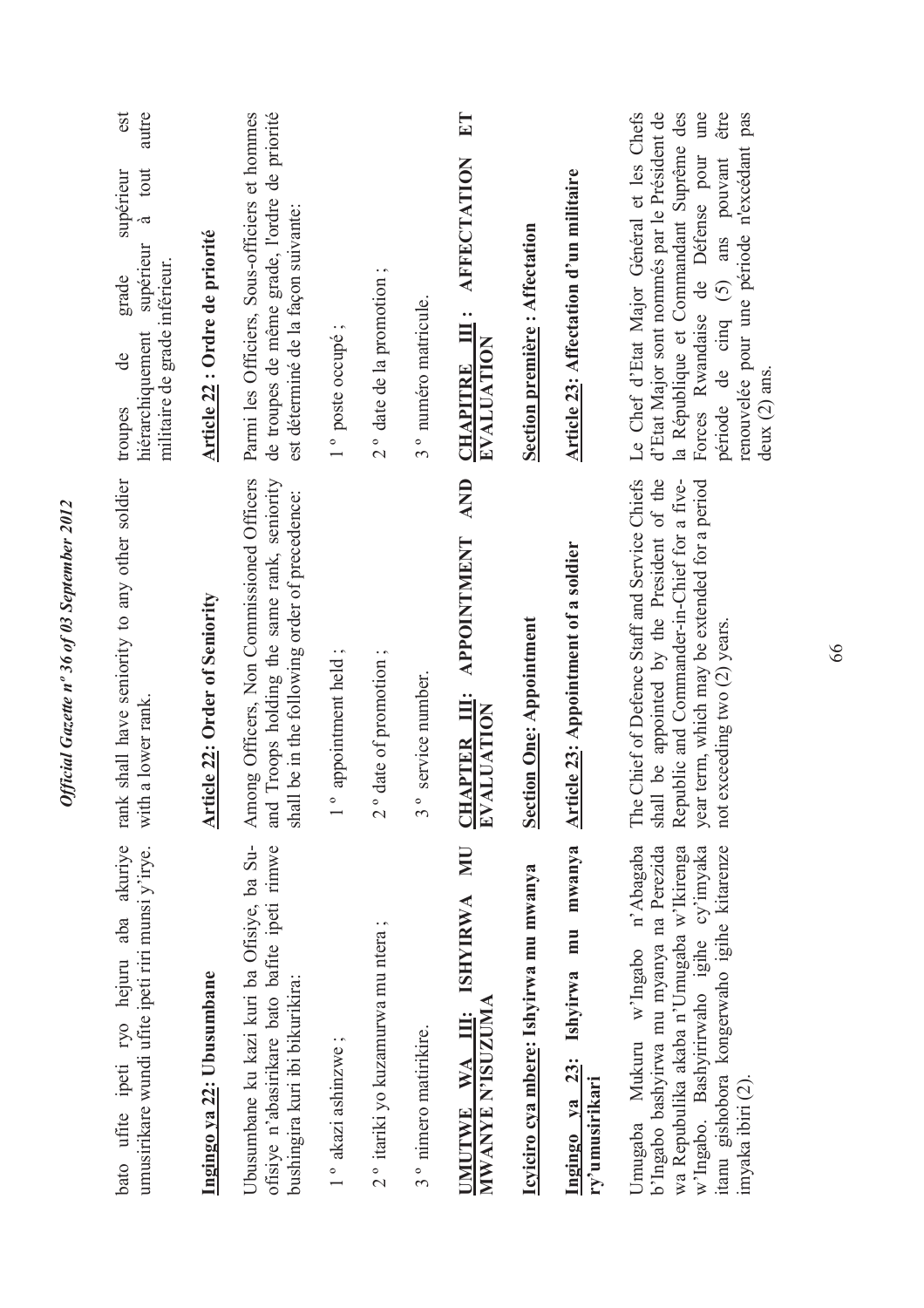bato ufite ipeti ryo hejuru aba akuriye umusirikare wundi ufite ipeti riri munsi y'irye.

rank shall have seniority to any other soldier with a lower rank.

troupes de grade supérieur est hiérarchiquement supérieur à tout autre militaire de grade inférieur.

**Ingingo ya 22: Ubusumbane**

Ubusumbane ku kazi kuri ba Ofisiye, ba Su-ofisiye n'abasirikare bato bafite ipeti rimwe bushingira kuri ibi bikurikira:

1 º akazi ashinzwe ;

2 º itariki yo kuzamurwa mu ntera ;

3 º nimero matirikire.

**Article 22: Order of Seniority**

Among Officers, Non Commissioned Officers and Troops holding the same rank, seniority shall be in the following order of precedence:

1 º appointment held ;

2 º date of promotion ;

3 º service number.

**Article 22 : Ordre de priorité**

Parmi les Officiers, Sous-officiers et hommes de troupes de même grade, l'ordre de priorité est déterminé de la façon suivante:

1 º poste occupé ;

2 º date de la promotion ;

3 º numéro matricule.

**UMUTWE WA III: ISHYIRWA MU MWANYE N'ISUZUMA**

**Icyiciro cya mbere: Ishyirwa mu mwanya**

**Ingingo ya 23: Ishyirwa mu mwanya ry'umusirikari**

Umugaba Mukuru w'Ingabo n'Abagaba b'Ingabo bashyirwa mu myanya na Perezida wa Repubulika akaba n'Umugaba w'Ikirenga w'Ingabo. Bashyirirwaho igihe cy'imyaka itanu gishobora kongerwaho igihe kitarenze imyaka ibiri (2).

**CHAPTER III: APPOINTMENT AND EVALUATION**

**Section One: Appointment**

**Article 23: Appointment of a soldier**

The Chief of Defence Staff and Service Chiefs shall be appointed by the President of the Republic and Commander-in-Chief for a five-year term, which may be extended for a period not exceeding two (2) years.

**CHAPITRE III : AFFECTATION ET EVALUATION**

**Section première : Affectation**

**Article 23: Affectation d'un militaire**

Le Chef d'Etat Major Général et les Chefs d'Etat Major sont nommés par le Président de la République et Commandant Suprême des Forces Rwandaise de Défense pour une période de cinq (5) ans pouvant être renouvelée pour une période n'excédant pas deux (2) ans.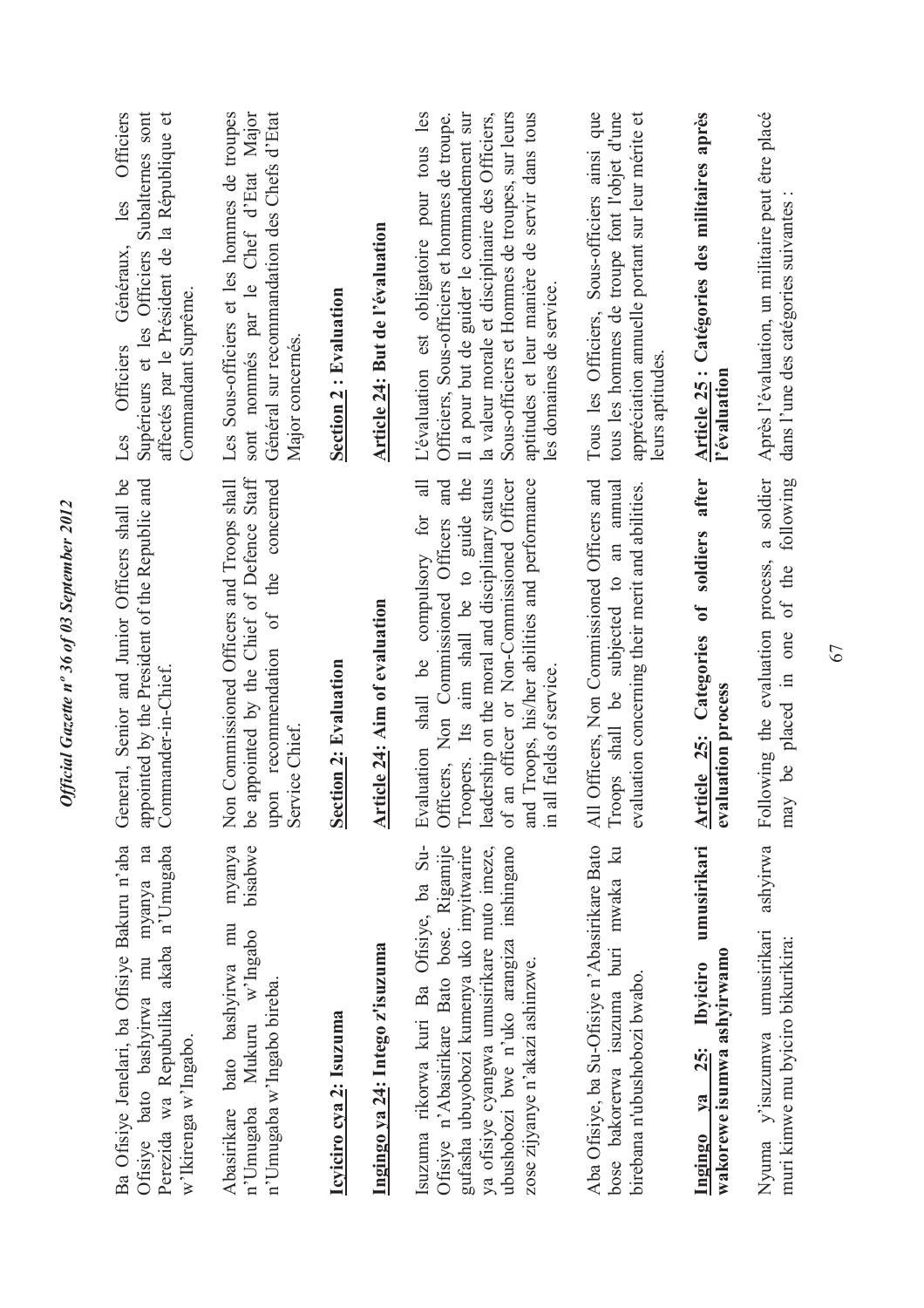Ba Ofisiye Jenelari, ba Ofisiye Bakuru n'aba Ofisiye bato bashyirwa mu myanya na Perezida wa Repubulika akaba n'Umugaba w'Ikirenga w'Ingabo.

Abasirikare bato bashyirwa mu myanya n'Umugaba Mukuru w'Ingabo bisabwe n'Umugaba w'Ingabo bireba.

**Icyiciro cya 2: Isuzuma**

**Ingingo ya 24: Intego z'isuzuma**

Isuzuma rikorwa kuri Ba Ofisiye, ba Su-Ofisiye n'Abasirikare Bato bose. Rigamije gufasha ubuyobozi kumenya uko imyitwarire ya ofisiye cyangwa umusirikare muto imeze, ubushobozi bwe n'uko arangiza inshingano zose zijyanye n'akazi ashinzwe.

Aba Ofisiye, ba Su-Ofisiye n'Abasirikare Bato bose bakorerwa isuzuma buri mwaka ku birebana n'ubushobozi bwabo.

**Ingingo ya 25: Ibyiciro umusirikari wakorewe isuzuma ashyirwamo**

Nyuma y'isuzumwa umusirikari ashyirwa muri kimwe mu byiciro bikurikira:

General, Senior and Junior Officers shall be appointed by the President of the Republic and Commander-in-Chief.

Non Commissioned Officers and Troops shall be appointed by the Chief of Defence Staff upon recommendation of the concerned Service Chief.

**Section 2: Evaluation**

**Article 24: Aim of evaluation**

Evaluation shall be compulsory for all Officers, Non Commissioned Officers and Troopers. Its aim shall be to guide the leadership on the moral and disciplinary status of an officer or Non-Commissioned Officer and Troops, his/her abilities and performance in all fields of service.

All Officers, Non Commissioned Officers and Troops shall be subjected to an annual evaluation concerning their merit and abilities.

**Article 25: Categories of soldiers after evaluation process**

Following the evaluation process, a soldier may be placed in one of the following

Les Officiers Généraux, les Officiers Supérieurs et les Officiers Subalternes sont affectés par le Président de la République et Commandant Suprême.

Les Sous-officiers et les hommes de troupes sont nommés par le Chef d'Etat Major Général sur recommandation des Chefs d'Etat Major concernés.

**Section 2 : Evaluation**

**Article 24: But de l'évaluation**

L'évaluation est obligatoire pour tous les Officiers, Sous-officiers et hommes de troupe. Il a pour but de guider le commandement sur la valeur morale et disciplinaire des Officiers, Sous-officiers et Hommes de troupes, sur leurs aptitudes et leur manière de servir dans tous les domaines de service.

Tous les Officiers, Sous-officiers ainsi que tous les hommes de troupe font l'objet d'une appréciation annuelle portant sur leur mérite et leurs aptitudes.

**Article 25 : Catégories des militaires après l'évaluation**

Après l'évaluation, un militaire peut être placé dans l'une des catégories suivantes :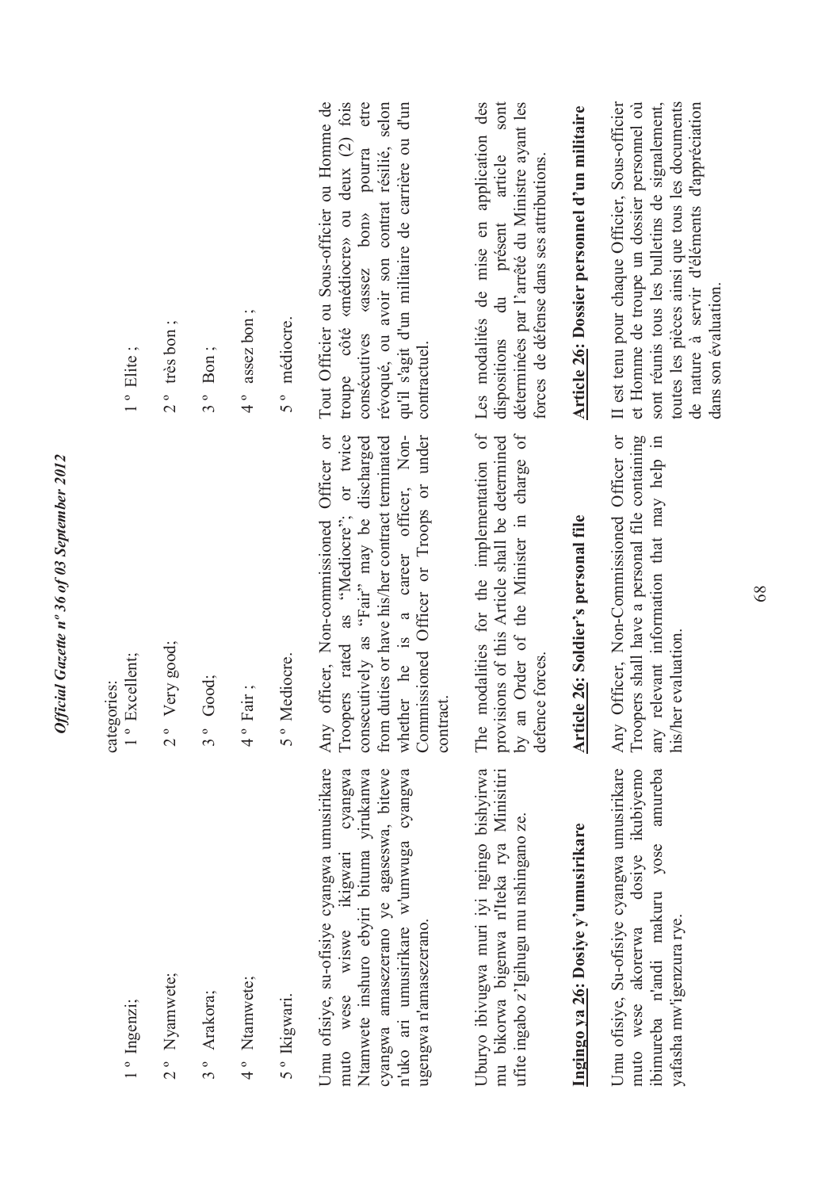1 º Ingenzi;

2 º Nyamwete;

3 º Arakora;

4 º Ntamwete;

5 º Ikigwari.

Umu ofisiye, su-ofisiye cyangwa umusirikare muto wese wiswe ikigwari cyangwa Ntamwete inshuro ebyiri bituma yirukanwa cyangwa amasezerano ye agaseswa, bitewe n'uko ari umusirikare w'umwuga cyangwa ugengwa n'amasezerano.

Uburyo ibivugwa muri iyi ngingo bishyirwa mu bikorwa bigenwa n'Iteka rya Minisitiri ufite ingabo z'Igihugu mu nshingano ze.

**Ingingo ya 26: Dosiye y'umusirikare**

Umu ofisiye, Su-ofisiye cyangwa umusirikare muto wese akorerwa dosiye ikubiyemo ibimureba n'andi makuru yose amureba yafasha mw'igenzura rye.

categories:

1 º Excellent;

2 º Very good;

3 º Good;

4 º Fair ;

5 º Mediocre.

Any officer, Non-commissioned Officer or Troopers rated as "Mediocre"; or twice consecutively as "Fair" may be discharged from duties or have his/her contract terminated whether he is a career officer, Non-Commissioned Officer or Troops or under contract.

The modalities for the implementation of provisions of this Article shall be determined by an Order of the Minister in charge of defence forces.

**Article 26: Soldier's personal file**

Any Officer, Non-Commissioned Officer or Troopers shall have a personal file containing any relevant information that may help in his/her evaluation.

1 º Elite ;

2 º très bon ;

3 º Bon ;

4 º assez bon ;

5 º médiocre.

Tout Officier ou Sous-officier ou Homme de troupe côté «médiocre» ou deux (2) fois consécutives «assez bon» pourra etre révoqué, ou avoir son contrat résilié, selon qu'il s'agit d'un militaire de carrière ou d'un contractuel.

Les modalités de mise en application des dispositions du présent article sont déterminées par l'arrêté du Ministre ayant les forces de défense dans ses attributions.

**Article 26: Dossier personnel d'un militaire**

Il est tenu pour chaque Officier, Sous-officier et Homme de troupe un dossier personnel où sont réunis tous les bulletins de signalement, toutes les pièces ainsi que tous les documents de nature à servir d'éléments d'appréciation dans son évaluation.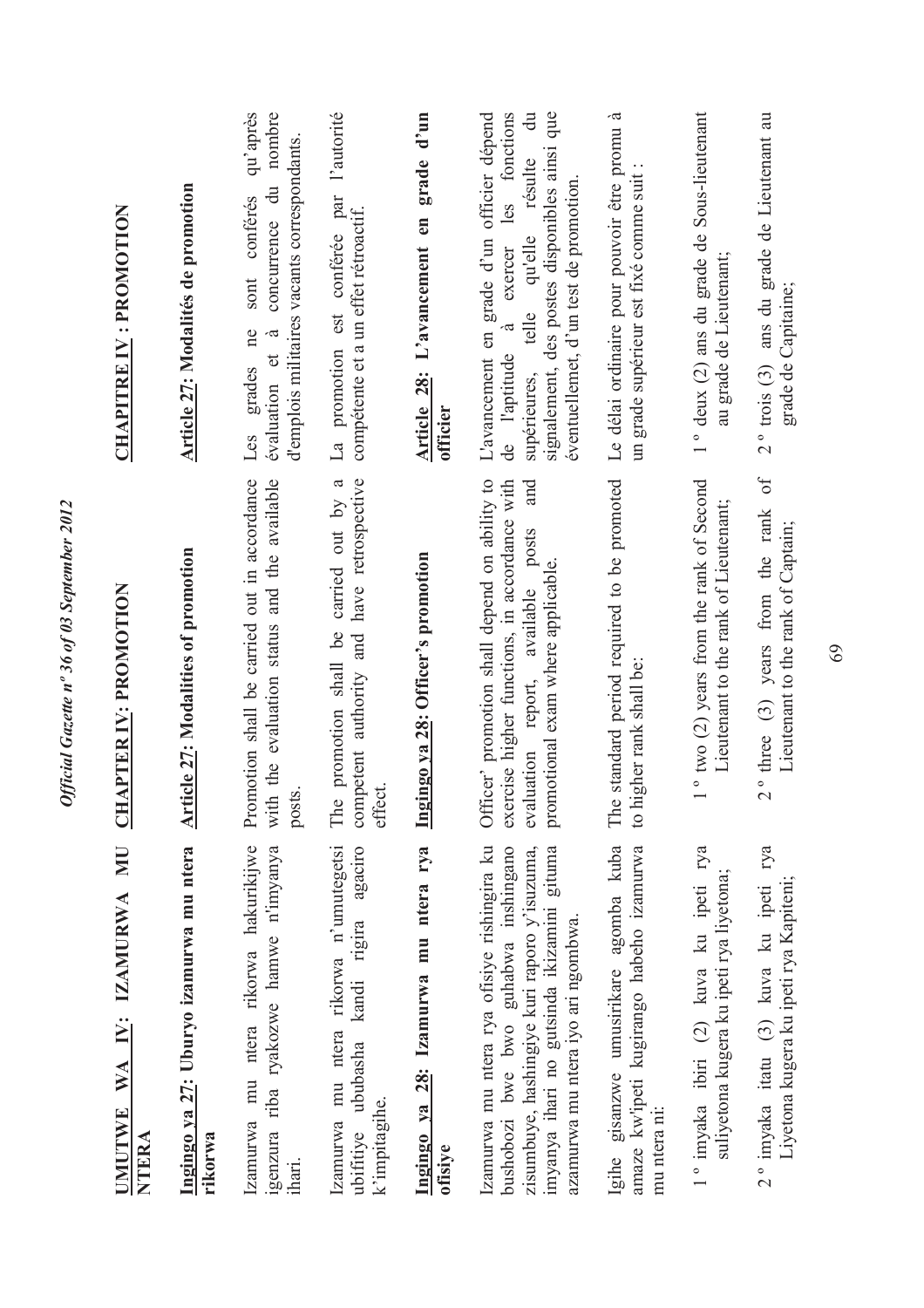**UMUTWE WA IV: IZAMURWA MU NTERA**

**Ingingo ya 27: Uburyo izamurwa mu ntera rikorwa**

Izamurwa mu ntera rikorwa hakurikijwe igenzura riba ryakozwe hamwe n'imyanya ihari.

Izamurwa mu ntera rikorwa n'umutegetsi ubifitiye ububasha kandi rigira agaciro k'impitagihe.

**Ingingo ya 28: Izamurwa mu ntera rya ofisiye**

Izamurwa mu ntera rya ofisiye rishingira ku bushobozi bwe bwo guhabwa inshingano zisumbuye, hashingiye kuri raporo y'isuzuma, imyanya ihari no gutsinda ikizamini gituma azamurwa mu ntera iyo ari ngombwa.

Igihe gisanzwe umusirikare agomba kuba amaze kw'ipeti kugirango habeho izamurwa mu ntera ni:

1 º imyaka ibiri (2) kuva ku ipeti rya suliyetona kugera ku ipeti rya liyetona;

2 º imyaka itatu (3) kuva ku ipeti rya Liyetona kugera ku ipeti rya Kapiteni;

**CHAPTER IV: PROMOTION**

**Article 27: Modalities of promotion**

Promotion shall be carried out in accordance with the evaluation status and the available posts.

The promotion shall be carried out by a competent authority and have retrospective effect.

**Article 28: Officer's promotion**

Officer' promotion shall depend on ability to exercise higher functions, in accordance with evaluation report, available posts and promotional exam where applicable.

The standard period required to be promoted to higher rank shall be:

1 º two (2) years from the rank of Second Lieutenant to the rank of Lieutenant;

2 º three (3) years from the rank of Lieutenant to the rank of Captain;

**CHAPITRE IV : PROMOTION**

**Article 27: Modalités de promotion**

Les grades ne sont conférés qu'après évaluation et à concurrence du nombre d'emplois militaires vacants correspondants.

La promotion est conférée par l'autorité compétente et a un effet rétroactif.

**Article 28: L'avancement en grade d'un officier**

L'avancement en grade d'un officier dépend de l'aptitude à exercer les fonctions supérieures, telle qu'elle résulte du signalement, des postes disponibles ainsi que éventuellemet, d'un test de promotion.

Le délai ordinaire pour pouvoir être promu à un grade supérieur est fixé comme suit :

1 º deux (2) ans du grade de Sous-lieutenant au grade de Lieutenant;

2 º trois (3) ans du grade de Lieutenant au grade de Capitaine;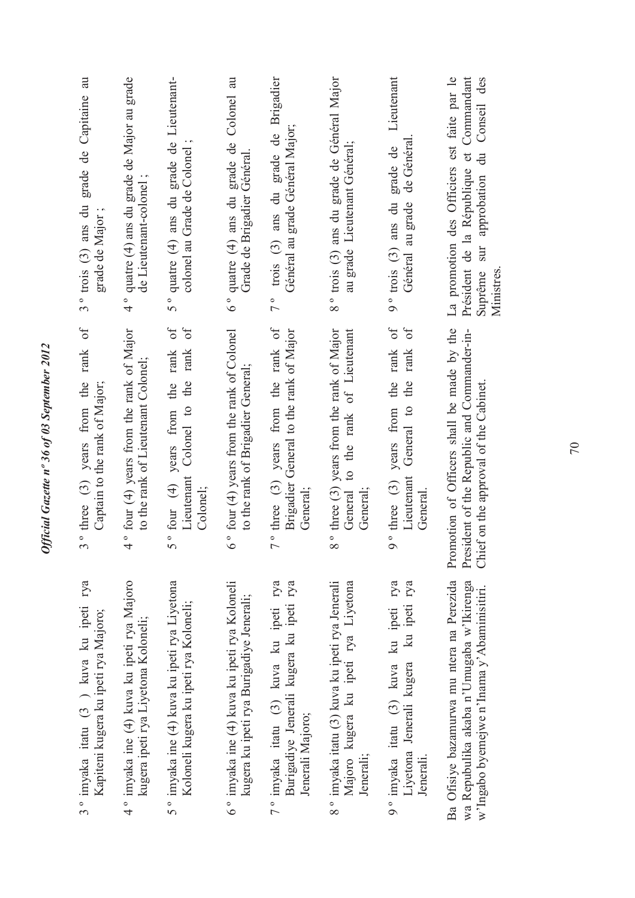3° imyaka itatu (3 ) kuva ku ipeti rya Kapiteni kugera ku ipeti rya Majoro;

4° imyaka ine (4) kuva ku ipeti rya Majoro kugera ipeti rya Liyetona Koloneli;

5° imyaka ine (4) kuva ku ipeti rya Liyetona Koloneli kugera ku ipeti rya Koloneli;

6° imyaka ine (4) kuva ku ipeti rya Koloneli kugera ku ipeti rya Burigadiye Jenerali;

7° imyaka itatu (3) kuva ku ipeti rya Burigadiye Jenerali kugera ku ipeti rya Jenerali Majoro;

8° imyaka itatu (3) kuva ku ipeti rya Jenerali Majoro kugera ku ipeti rya Liyetona Jenerali;

9° imyaka itatu (3) kuva ku ipeti rya Liyetona Jenerali kugera ku ipeti rya Jenerali.

Ba Ofisiye bazamurwa mu ntera na Perezida wa Repubulika akaba n'Umugaba w'Ikirenga w'Ingabo byemejwe n'Inama y'Abaminisitiri.

3° three (3) years from the rank of Captain to the rank of Major;

4° four (4) years from the rank of Major to the rank of Lieutenant Colonel;

5° four (4) years from the rank of Lieutenant Colonel to the rank of Colonel;

6° four (4) years from the rank of Colonel to the rank of Brigadier General;

7° three (3) years from the rank of Brigadier General to the rank of Major General;

8° three (3) years from the rank of Major General to the rank of Lieutenant General;

9° three (3) years from the rank of Lieutenant General to the rank of General.

Promotion of Officers shall be made by the President of the Republic and Commander-in-Chief on the approval of the Cabinet.

3° trois (3) ans du grade de Capitaine au grade de Major ;

4° quatre (4) ans du grade de Major au grade de Lieutenant-colonel ;

5° quatre (4) ans du grade de Lieutenant-colonel au Grade de Colonel ;

6° quatre (4) ans du grade de Colonel au Grade de Brigadier Général.

7° trois (3) ans du grade de Brigadier Général au grade Général Major;

8° trois (3) ans du grade de Général Major au grade Lieutenant Général;

9° trois (3) ans du grade de Lieutenant Général au grade de Général.

La promotion des Officiers est faite par le Président de la République et Commandant Suprême sur approbation du Conseil des Ministres.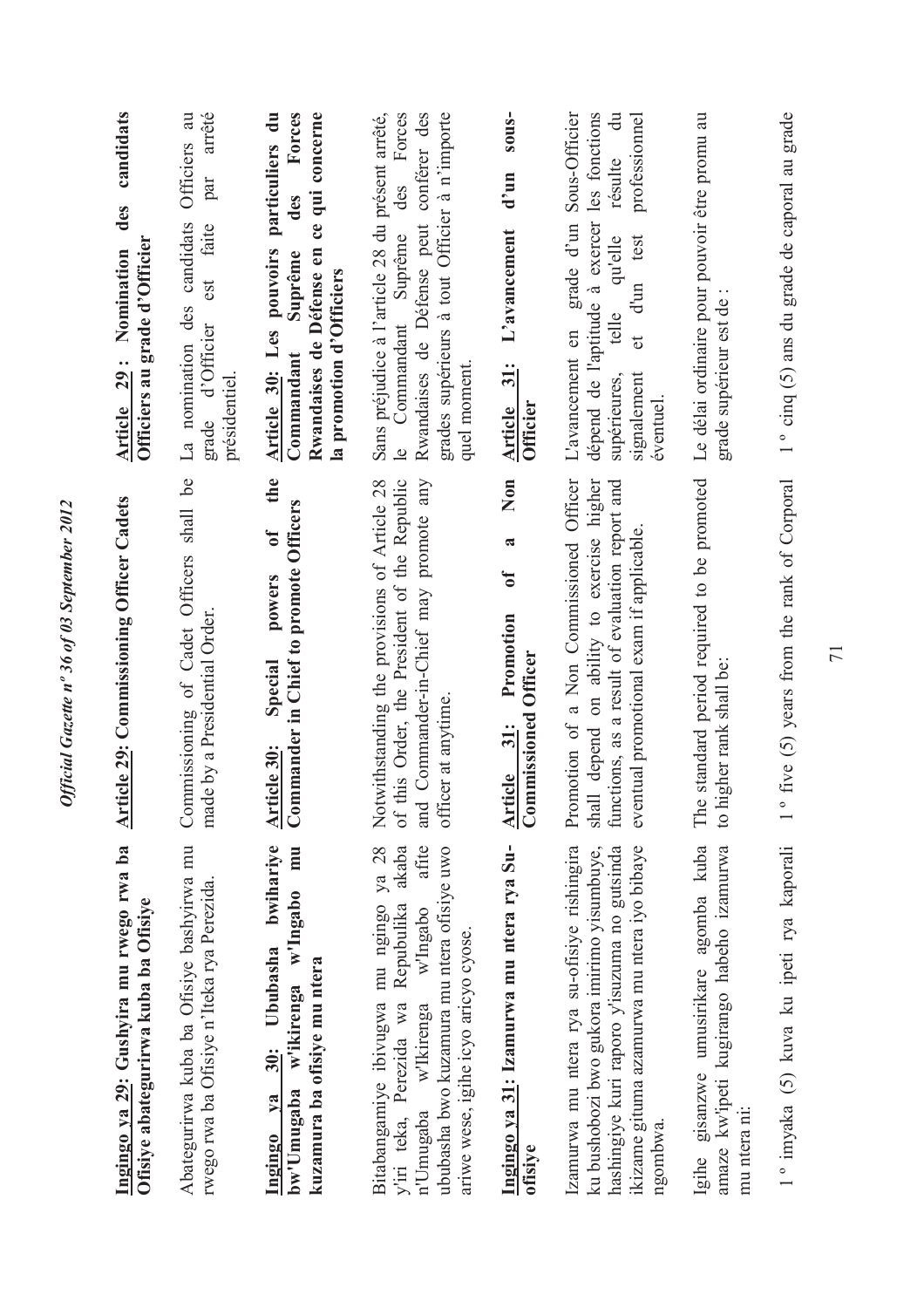**Ingingo ya 29: Gushyira mu rwego rwa ba Ofisiye abategurirwa kuba ba Ofisiye**

Abategurirwa kuba ba Ofisiye bashyirwa mu rwego rwa ba Ofisiye n'Iteka rya Perezida.

**Ingingo ya 30: Ububasha bwihariye bw'Umugaba w'Ikirenga w'Ingabo mu kuzamura ba ofisiye mu ntera**

Bitabangamiye ibivugwa mu ngingo ya 28 y'iri teka, Perezida wa Repubulika akaba n'Umugaba w'Ikirenga w'Ingabo afite ububasha bwo kuzamura mu ntera ofisiye uwo ariwe wese, igihe icyo aricyo cyose.

**Ingingo ya 31: Izamurwa mu ntera rya Su-ofisiye**

Izamurwa mu ntera rya su-ofisiye rishingira ku bushobozi bwo gukora imirimo yisumbuye, hashingiye kuri raporo y'isuzuma no gutsinda ikizame gituma azamurwa mu ntera iyo bibaye ngombwa.

Igihe gisanzwe umusirikare agomba kuba amaze kw'ipeti kugirango habeho izamurwa mu ntera ni:

1 º imyaka (5) kuva ku ipeti rya kaporali

**Article 29: Commissioning Officer Cadets**

Commissioning of Cadet Officers shall be made by a Presidential Order.

**Article 30: Special powers of the Commander in Chief to promote Officers**

Notwithstanding the provisions of Article 28 of this Order, the President of the Republic and Commander-in-Chief may promote any officer at anytime.

**Article 31: Promotion of a Non Commissioned Officer**

Promotion of a Non Commissioned Officer shall depend on ability to exercise higher functions, as a result of evaluation report and eventual promotional exam if applicable.

The standard period required to be promoted to higher rank shall be:

1 º five (5) years from the rank of Corporal

**Article 29 : Nomination des candidats Officiers au grade d'Officier**

La nomination des candidats Officiers au grade d'Officier est faite par arrêté présidentiel.

**Article 30: Les pouvoirs particuliers du Commandant Suprême des Forces Rwandaises de Défense en ce qui concerne la promotion d'Officiers**

Sans préjudice à l'article 28 du présent arrêté, le Commandant Suprême des Forces Rwandaises de Défense peut conférer des grades supérieurs à tout Officier à n'importe quel moment.

**Article 31: L'avancement d'un sous-Officier**

L'avancement en grade d'un Sous-Officier dépend de l'aptitude à exercer les fonctions supérieures, telle qu'elle résulte du signalement et d'un test professionnel éventuel.

Le délai ordinaire pour pouvoir être promu au grade supérieur est de :

1 º cinq (5) ans du grade de caporal au grade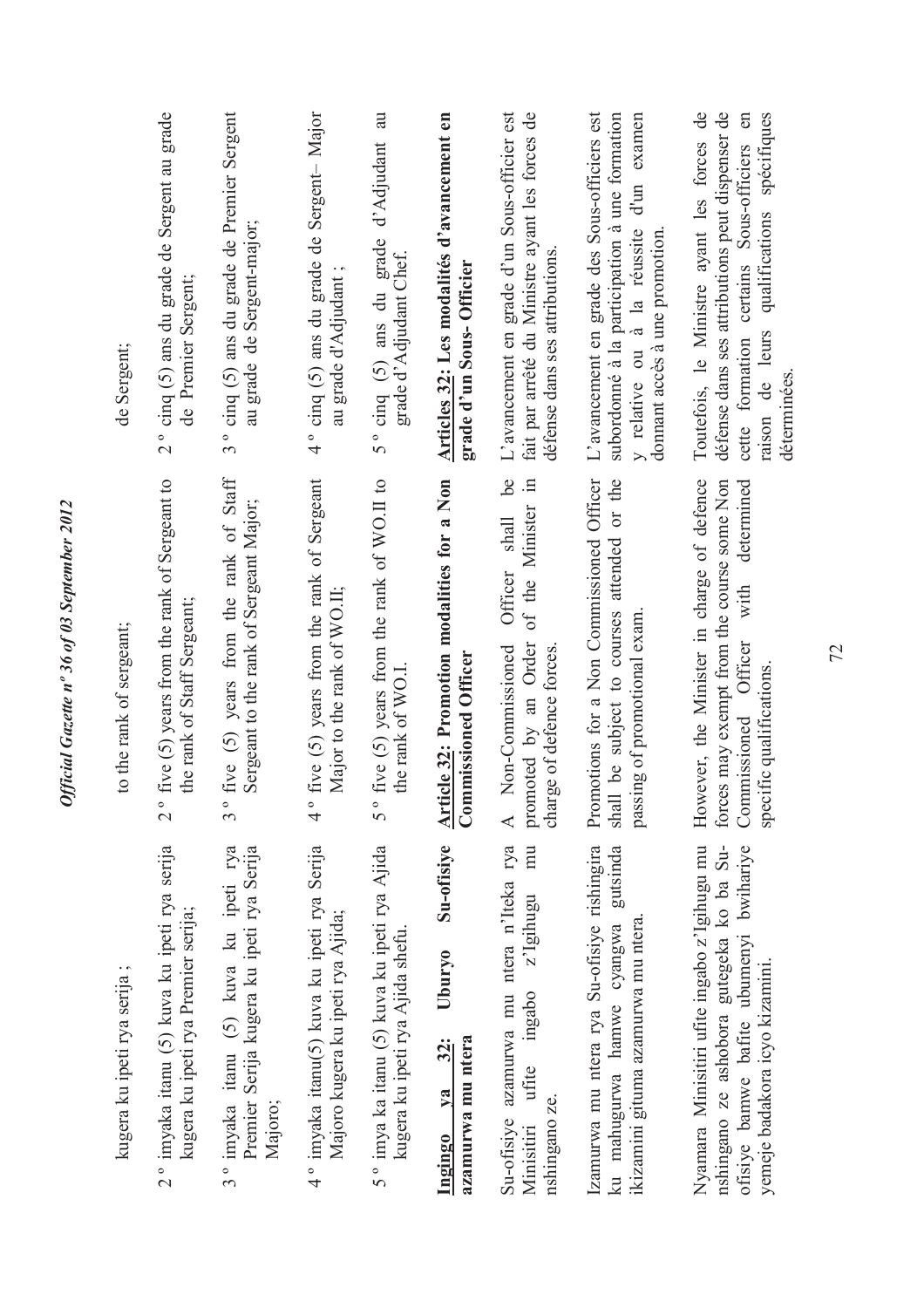kugera ku ipeti rya serija ;

2 ° imyaka itanu (5) kuva ku ipeti rya serija kugera ku ipeti rya Premier serija;

3 ° imyaka itanu (5) kuva ku ipeti rya Premier Serija kugera ku ipeti rya Serija Majoro;

4 ° imyaka itanu(5) kuva ku ipeti rya Serija Majoro kugera ku ipeti rya Ajida;

5 ° imya ka itanu (5) kuva ku ipeti rya Ajida kugera ku ipeti rya Ajida shefu.

**Ingingo ya 32: Uburyo Su-ofisiye azamurwa mu ntera**

Su-ofisiye azamurwa mu ntera n'Iteka rya Minisitiri ufite ingabo z'Igihugu mu nshingano ze.

Izamurwa mu ntera rya Su-ofisiye rishingira ku mahugurwa hamwe cyangwa gutsinda ikizamini gituma azamurwa mu ntera.

Nyamara Minisitiri ufite ingabo z'Igihugu mu nshingano ze ashobora gutegeka ko ba Su-ofisiye bamwe bafite ubumenyi bwihariye yemeje badakora icyo kizamini.

to the rank of sergeant;

2 ° five (5) years from the rank of Sergeant to the rank of Staff Sergeant;

3 ° five (5) years from the rank of Staff Sergeant to the rank of Sergeant Major;

4 ° five (5) years from the rank of Sergeant Major to the rank of WO.II;

5 ° five (5) years from the rank of WO.II to the rank of WO.I.

**Article 32: Promotion modalities for a Non Commissioned Officer**

A Non-Commissioned Officer shall be promoted by an Order of the Minister in charge of defence forces.

Promotions for a Non Commissioned Officer shall be subject to courses attended or the passing of promotional exam.

However, the Minister in charge of defence forces may exempt from the course some Non Commissioned Officer with determined specific qualifications.

de Sergent;

2 ° cinq (5) ans du grade de Sergent au grade de Premier Sergent;

3 ° cinq (5) ans du grade de Premier Sergent au grade de Sergent-major;

4 ° cinq (5) ans du grade de Sergent– Major au grade d'Adjudant ;

5 ° cinq (5) ans du grade d'Adjudant au grade d'Adjudant Chef.

**Articles 32: Les modalités d'avancement en grade d'un Sous- Officier**

L'avancement en grade d'un Sous-officier est fait par arrêté du Ministre ayant les forces de défense dans ses attributions.

L'avancement en grade des Sous-officiers est subordonné à la participation à une formation y relative ou à la réussite d'un examen donnant accès à une promotion.

Toutefois, le Ministre ayant les forces de défense dans ses attributions peut dispenser de cette formation certains Sous-officiers en raison de leurs qualifications spécifiques déterminées.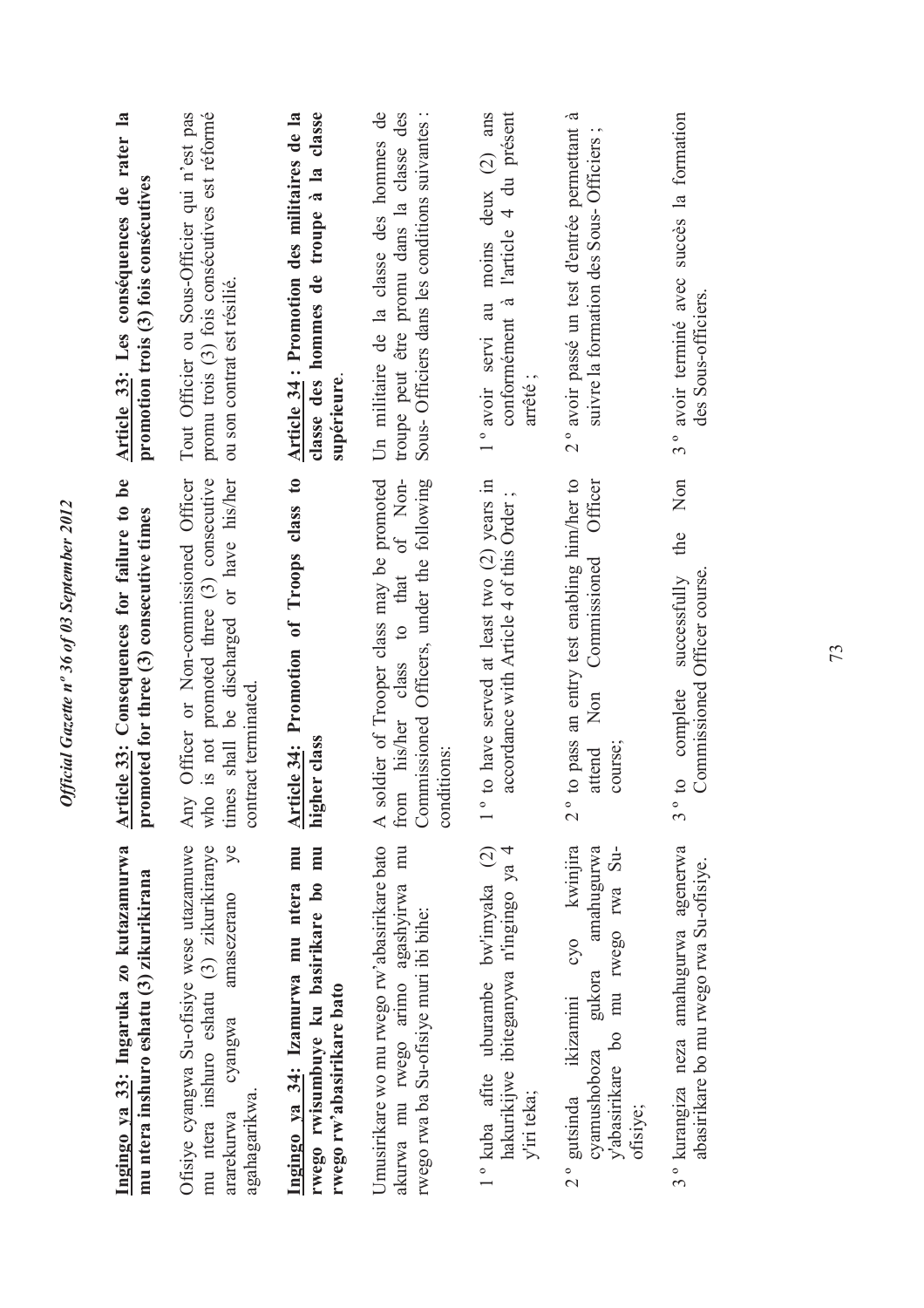**Ingingo ya 33: Ingaruka zo kutazamurwa mu ntera inshuro eshatu (3) zikurikirana**

Ofisiye cyangwa Su-ofisiye wese utazamuwe mu ntera inshuro eshatu (3) zikurikiranye ararekurwa cyangwa amasezerano ye agahagarikwa.

**Ingingo ya 34: Izamurwa mu ntera mu rwego rwisumbuye ku basirikare bo mu rwego rw'abasirikare bato**

Umusirikare wo mu rwego rw'abasirikare bato akurwa mu rwego arimo agashyirwa mu rwego rwa ba Su-ofisiye muri ibi bihe:

1 º kuba afite uburambe bw'imyaka (2) hakurikijwe ibiteganywa n'ingingo ya 4 y'iri teka;

2 º gutsinda ikizamini cyo kwinjira cyamushoboza gukora amahugurwa y'abasirikare bo mu rwego rwa Su-ofisiye;

3 º kurangiza neza amahugurwa agenerwa abasirikare bo mu rwego rwa Su-ofisiye.

**Article 33: Consequences for failure to be promoted for three (3) consecutive times**

Any Officer or Non-commissioned Officer who is not promoted three (3) consecutive times shall be discharged or have his/her contract terminated.

**Article 34: Promotion of Troops class to higher class**

A soldier of Trooper class may be promoted from his/her class to that of Non-Commissioned Officers, under the following conditions:

1 º to have served at least two (2) years in accordance with Article 4 of this Order ;

2 º to pass an entry test enabling him/her to attend Non Commissioned Officer course;

3 º to complete successfully the Non Commissioned Officer course.

**Article 33: Les conséquences de rater la promotion trois (3) fois consécutives**

Tout Officier ou Sous-Officier qui n'est pas promu trois (3) fois consécutives est réformé ou son contrat est résilié.

**Article 34 : Promotion des militaires de la classe des hommes de troupe à la classe supérieure.**

Un militaire de la classe des hommes de troupe peut être promu dans la classe des Sous- Officiers dans les conditions suivantes :

1 º avoir servi au moins deux (2) ans conformément à l'article 4 du présent arrêté ;

2 º avoir passé un test d'entrée permettant à suivre la formation des Sous- Officiers ;

3 º avoir terminé avec succès la formation des Sous-officiers.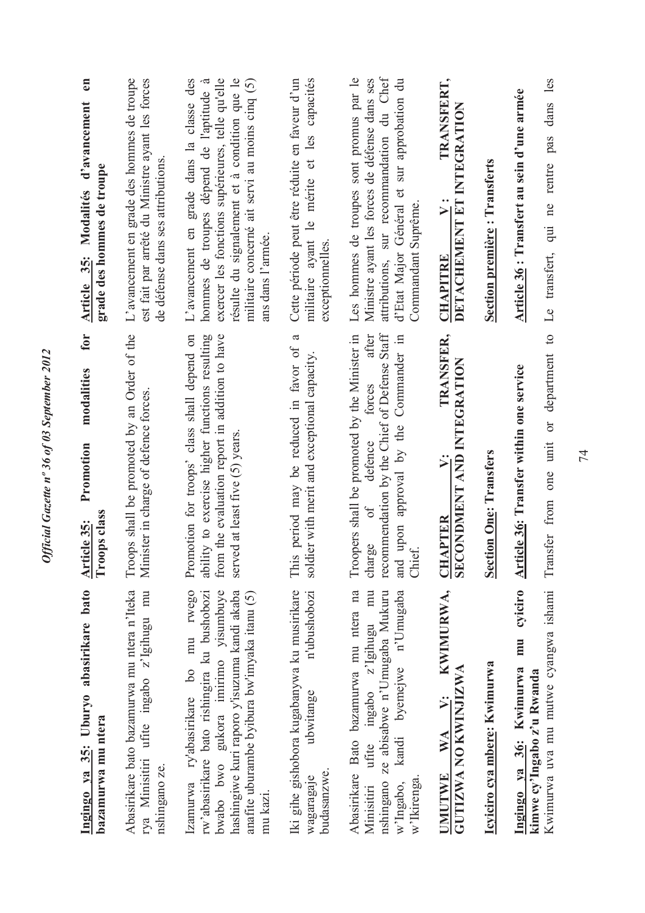**Ingingo ya 35: Uburyo abasirikare bato bazamurwa mu ntera**

Abasirikare bato bazamurwa mu ntera n'Iteka rya Minisitiri ufite ingabo z'Igihugu mu nshingano ze.

Izamurwa ry'abasirikare bo mu rwego rw'abasirikare bato rishingira ku bushobozi bwabo bwo gukora imirimo yisumbuye hashingiwe kuri raporo y'isuzuma kandi akaba anafite uburambe bybura bw'imyaka itanu (5) mu kazi.

Iki gihe gishobora kugabanywa ku musirikare wagaragaje ubwitange n'ubushobozi budasanzwe.

Abasirikare Bato bazamurwa mu ntera na Minisitiri ufite ingabo z'Igihugu mu nshingano ze abisabwe n'Umugaba Mukuru w'Ingabo, kandi byemejwe n'Umugaba w'Ikirenga.

**UMUTWE WA V: KWIMURWA, GUTIZWA NO KWINJIZWA**

**Icyiciro cya mbere: Kwimurwa**

**Ingingo ya 36: Kwimurwa mu cyiciro kimwe cy'Ingabo z'u Rwanda**

Kwimurwa uva mu mutwe cyangwa ishami

**Article 35: Promotion modalities for Troops class**

Troops shall be promoted by an Order of the Minister in charge of defence forces.

Promotion for troops' class shall depend on ability to exercise higher functions resulting from the evaluation report in addition to have served at least five (5) years.

This period may be reduced in favor of a soldier with merit and exceptional capacity.

Troopers shall be promoted by the Minister in charge of defence forces after recommendation by the Chief of Defense Staff and upon approval by the Commander in Chief.

**CHAPTER V: TRANSFER, SECONDMENT AND INTEGRATION**

**Section One: Transfers**

**Article 36: Transfer within one service**

Transfer from one unit or department to

**Article 35: Modalités d'avancement en grade des hommes de troupe**

L'avancement en grade des hommes de troupe est fait par arrêté du Ministre ayant les forces de défense dans ses attributions.

L'avancement en grade dans la classe des hommes de troupes dépend de l'aptitude à exercer les fonctions supérieures, telle qu'elle résulte du signalement et à condition que le militaire concerné ait servi au moins cinq (5) ans dans l'armée.

Cette période peut être réduite en faveur d'un militaire ayant le mérite et les capacités exceptionnelles.

Les hommes de troupes sont promus par le Ministre ayant les forces de défense dans ses attributions, sur recommandation du Chef d'Etat Major Général et sur approbation du Commandant Suprême.

**CHAPITRE V: TRANSFERT, DETACHEMENT ET INTEGRATION**

**Section première : Transferts**

**Article 36 : Transfert au sein d'une armée**

Le transfert, qui ne rentre pas dans les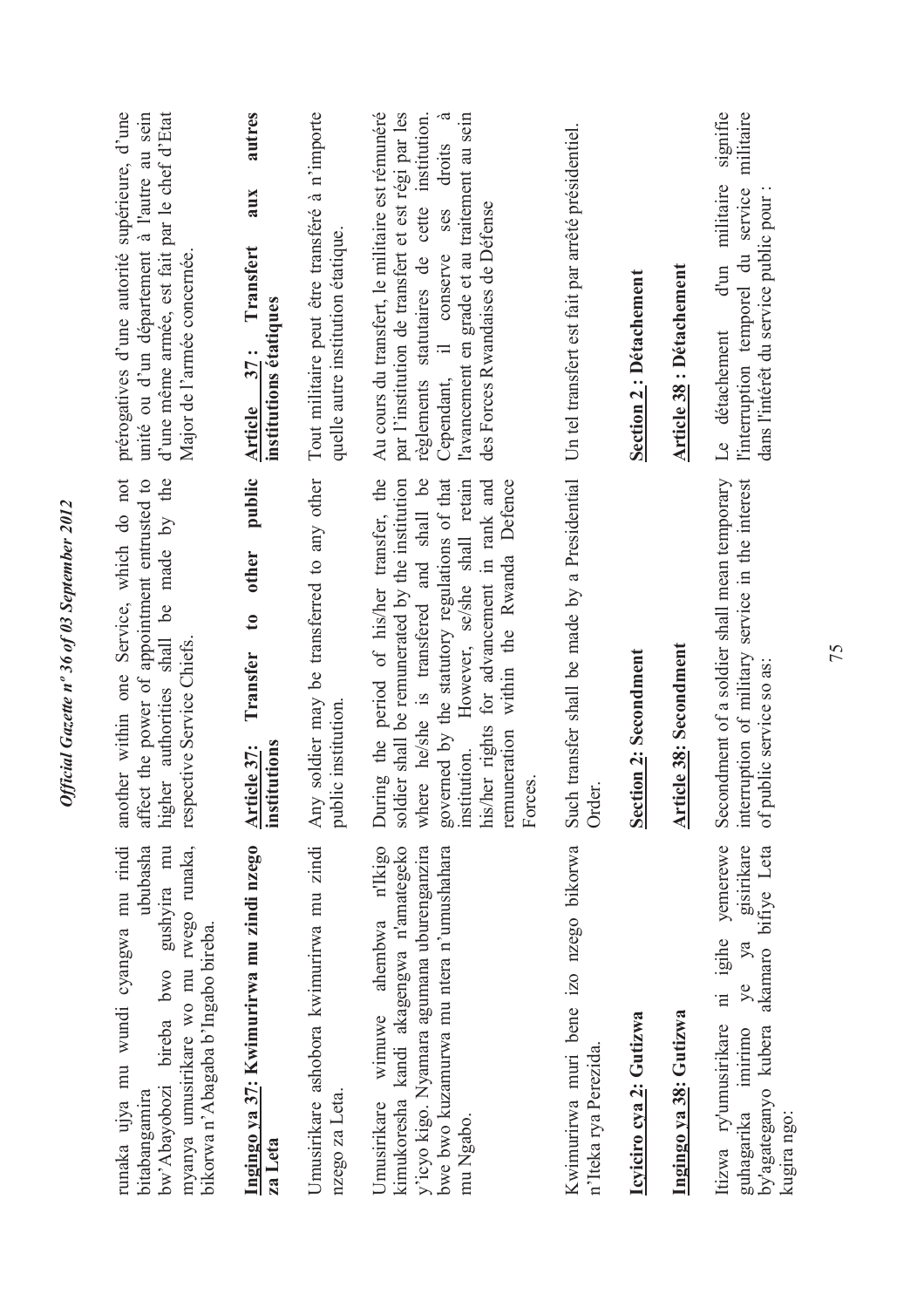runaka ujya mu wundi cyangwa mu rindi bitabangamira ububasha bw'Abayobozi bireba bwo gushyira mu myanya umusirikare wo mu rwego runaka, bikorwa n'Abagaba b'Ingabo bireba.

**Ingingo ya 37: Kwimurirwa mu zindi nzego za Leta**

Umusirikare ashobora kwimurirwa mu zindi nzego za Leta.

Umusirikare wimuwe ahembwa n'Ikigo kimukoresha kandi akagengwa n'amategeko y'icyo kigo. Nyamara agumana uburenganzira bwe bwo kuzamurwa mu ntera n'umushahara mu Ngabo.

Kwimurirwa muri bene izo nzego bikorwa n'Iteka rya Perezida.

**Icyiciro cya 2: Gutizwa**

**Ingingo ya 38: Gutizwa**

Itizwa ry'umusirikare ni igihe yemerewe guhagarika imirimo ye ya gisirikare by'agateganyo kubera akamaro bifiye Leta kugira ngo:

another within one Service, which do not affect the power of appointment entrusted to higher authorities shall be made by the respective Service Chiefs.

**Article 37: Transfer to other public institutions**

Any soldier may be transferred to any other public institution.

During the period of his/her transfer, the soldier shall be remunerated by the institution where he/she is transfered and shall be governed by the statutory regulations of that institution. However, se/she shall retain his/her rights for advancement in rank and remuneration within the Rwanda Defence Forces.

Such transfer shall be made by a Presidential Order.

**Section 2: Secondment**

**Article 38: Secondment**

Secondment of a soldier shall mean temporary interruption of military service in the interest of public service so as:

prérogatives d'une autorité supérieure, d'une unité ou d'un département à l'autre au sein d'une même armée, est fait par le chef d'Etat Major de l'armée concernée.

**Article 37 : Transfert aux autres institutions étatiques**

Tout militaire peut être transféré à n'importe quelle autre institution étatique.

Au cours du transfert, le militaire est rémunéré par l'institution de transfert et est régi par les règlements statutaires de cette institution. Cependant, il conserve ses droits à l'avancement en grade et au traitement au sein des Forces Rwandaises de Défense

Un tel transfert est fait par arrêté présidentiel.

**Section 2 : Détachement**

**Article 38 : Détachement**

Le détachement d'un militaire signifie l'interruption temporel du service militaire dans l'intérêt du service public pour :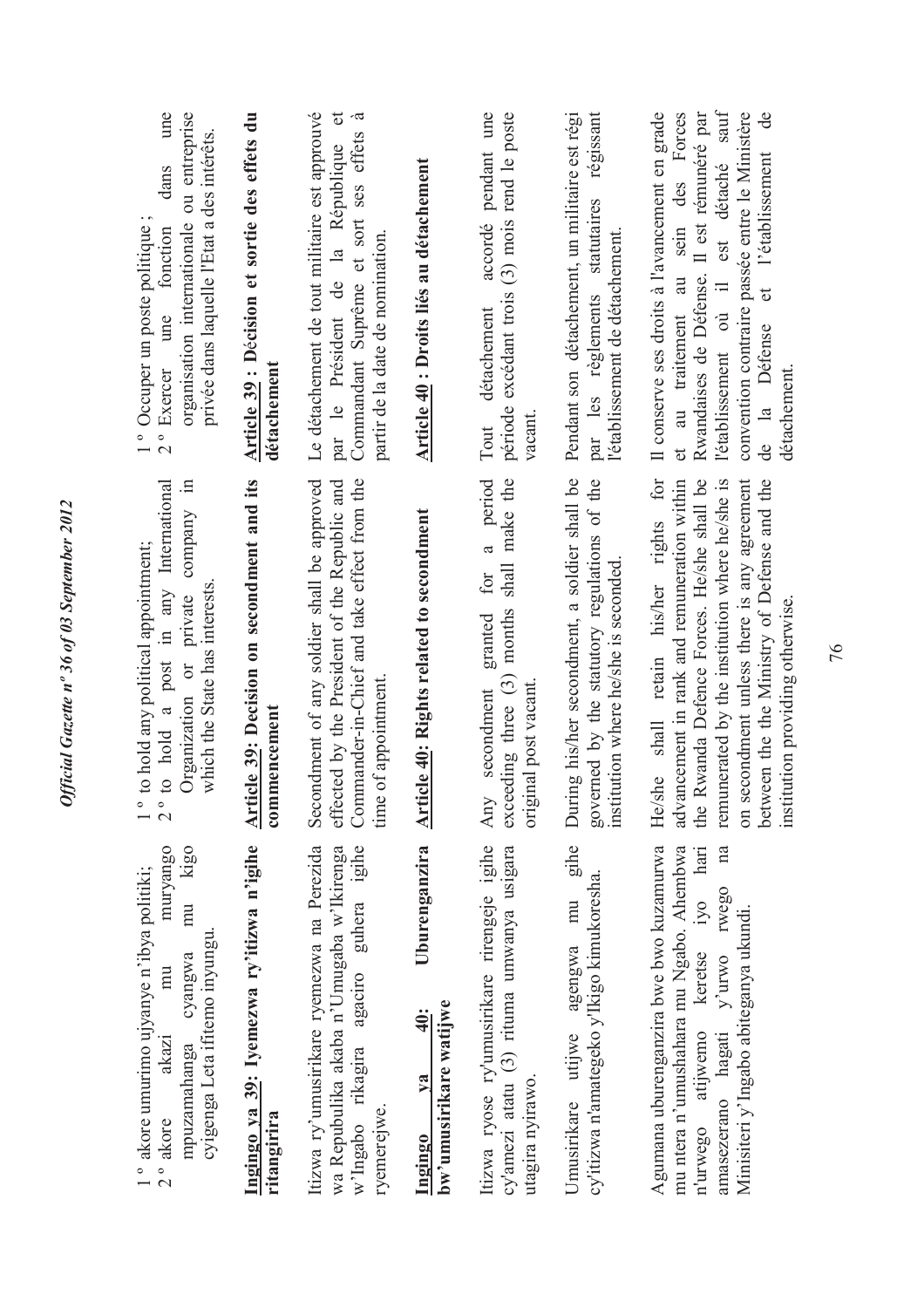1 º akore umurimo ujyanye n'ibya politiki;
2 º akore akazi mu muryango mpuzamahanga cyangwa mu kigo cyigenga Leta ifitemo inyungu.

**Ingingo ya 39: Iyemezwa ry'itizwa n'igihe ritangirira**

Itizwa ry'umusirikare ryemezwa na Perezida wa Repubulika akaba n'Umugaba w'Ikirenga w'Ingabo rikagira agaciro guhera igihe ryemerejwe.

**Ingingo ya 40: Uburenganzira bw'umusirikare watijwe**

Itizwa ryose ry'umusirikare rirengeje igihe cy'amezi atatu (3) rituma umwanya usigara utagira nyirawo.

Umusirikare utijwe agengwa mu gihe cy'itizwa n'amategeko y'Ikigo kimukoresha.

Agumana uburenganzira bwe bwo kuzamurwa mu ntera n'umushahara mu Ngabo. Ahembwa n'urwego atijwemo keretse iyo hari amasezerano hagati y'urwo rwego na Minisiteri y'Ingabo abiteganya ukundi.

1 º to hold any political appointment;
2 º to hold a post in any International Organization or private company in which the State has interests.

**Article 39: Decision on secondment and its commencement**

Secondment of any soldier shall be approved effected by the President of the Republic and Commander-in-Chief and take effect from the time of appointment.

**Article 40: Rights related to secondment**

Any secondment granted for a period exceeding three (3) months shall make the original post vacant.

During his/her secondment, a soldier shall be governed by the statutory regulations of the institution where he/she is seconded.

He/she shall retain his/her rights for advancement in rank and remuneration within the Rwanda Defence Forces. He/she shall be remunerated by the institution where he/she is on secondment unless there is any agreement between the the Ministry of Defense and the institution providing otherwise.

1 º Occuper un poste politique ;
2 º Exercer une fonction dans une organisation internationale ou entreprise privée dans laquelle l'Etat a des intérêts.

**Article 39 : Décision et sortie des effets du détachement**

Le détachement de tout militaire est approuvé par le Président de la République et Commandant Suprême et sort ses effets à partir de la date de nomination.

**Article 40 : Droits liés au détachement**

Tout détachement accordé pendant une période excédant trois (3) mois rend le poste vacant.

Pendant son détachement, un militaire est régi par les règlements statutaires régissant l'établissement de détachement.

Il conserve ses droits à l'avancement en grade et au traitement au sein des Forces Rwandaises de Défense. Il est rémunéré par l'établissement où il est détaché sauf convention contraire passée entre le Ministère de la Défense et l'établissement de détachement.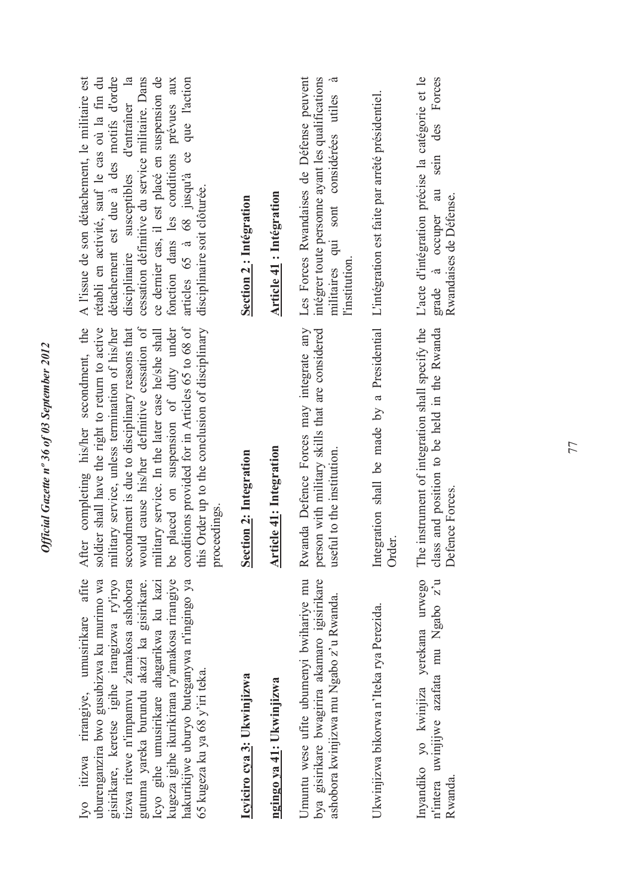Iyo itizwa rirangiye, umusirikare afite uburenganzira bwo gusubizwa ku murimo wa gisirikare, keretse igihe irangizwa ry'iryo tizwa ritewe n'impamvu z'amakosa ashobora gutuma yareka burundu akazi ka gisirikare. Icyo gihe umusirikare ahagarikwa ku kazi kugeza igihe ikurikirana ry'amakosa rirangiye hakurikijwe uburyo buteganywa n'ingingo ya 65 kugeza ku ya 68 y'iri teka.

After completing his/her secondment, the soldier shall have the right to return to active military service, unless termination of his/her secondment is due to disciplinary reasons that would cause his/her definitive cessation of military service. In the later case he/she shall be placed on suspension of duty under conditions provided for in Articles 65 to 68 of this Order up to the conclusion of disciplinary proceedings.

A l'issue de son détachement, le militaire est rétabli en activité, sauf le cas où la fin du détachement est due à des motifs d'ordre disciplinaire susceptibles d'entraîner la cessation définitive du service militaire. Dans ce dernier cas, il est placé en suspension de fonction dans les conditions prévues aux articles 65 à 68 jusqu'à ce que l'action disciplinaire soit clôturée.

**Icyiciro cya 3: Ukwinjizwa**

**Section 2: Integration**

**Section 2 : Intégration**

**ngingo ya 41: Ukwinjizwa**

**Article 41: Integration**

**Article 41 : Intégration**

Umuntu wese ufite ubumenyi bwihariye mu bya gisirikare bwagirira akamaro igisirikare ashobora kwinjizwa mu Ngabo z'u Rwanda.

Rwanda Defence Forces may integrate any person with military skills that are considered useful to the institution.

Les Forces Rwandaises de Défense peuvent intégrer toute personne ayant les qualifications militaires qui sont considérées utiles à l'institution.

Ukwinjizwa bikorwa n'Iteka rya Perezida.

Integration shall be made by a Presidential Order.

L'intégration est faite par arrêté présidentiel.

Inyandiko yo kwinjiza yerekana urwego n'intera uwinjijwe azafata mu Ngabo z'u Rwanda.

The instrument of integration shall specify the class and position to be held in the Rwanda Defence Forces.

L'acte d'intégration précise la catégorie et le grade à occuper au sein des Forces Rwandaises de Défense.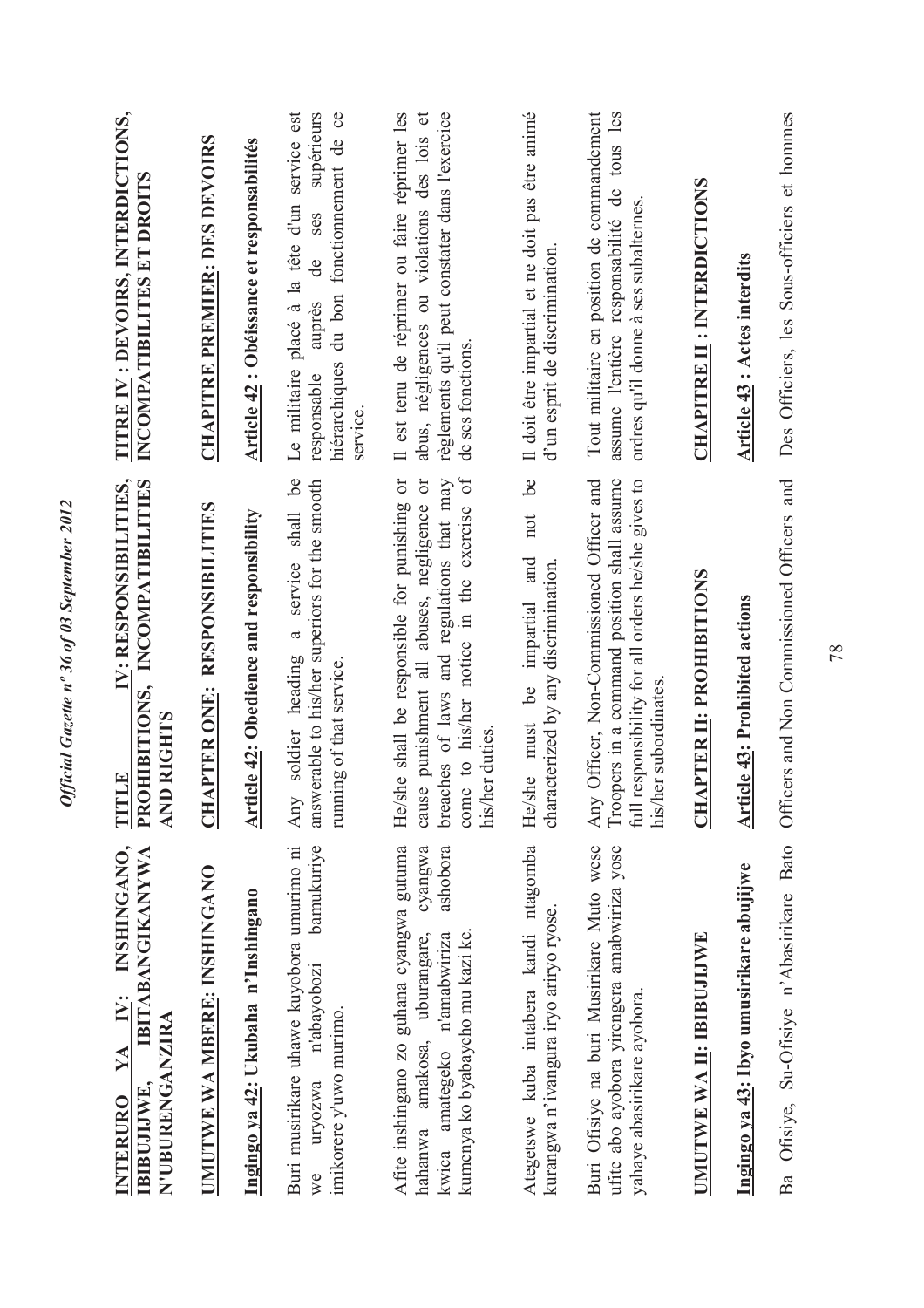**INTERURO YA IV: INSHINGANO, IBIBUJIJWE, IBITABANGIKANYWA N'UBURENGANZIRA**

**UMUTWE WA MBERE: INSHINGANO**

**Ingingo ya 42: Ukubaha n'Inshingano**

Buri musirikare uhawe kuyobora umurimo ni we uryozwa n'abayobozi bamukuriye imikorere y'uwo murimo.

Afite inshingano zo guhana cyangwa gutuma hahanwa amakosa, uburangare, cyangwa kwica amategeko n'amabwiriza ashobora kumenya ko byabayeho mu kazi ke.

Ategetswe kuba intabera kandi ntagomba kurangwa n'ivangura iryo ariryo ryose.

Buri Ofisiye na buri Musirikare Muto wese ufite abo ayobora yirengera amabwiriza yose yahaye abasirikare ayobora.

**UMUTWE WA II: IBIBUJIJWE**

**Ingingo ya 43: Ibyo umusirikare abujijwe**

Ba Ofisiye, Su-Ofisiye n'Abasirikare Bato

**TITLE IV: RESPONSIBILITIES, PROHIBITIONS, INCOMPATIBILITIES AND RIGHTS**

**CHAPTER ONE: RESPONSIBILITIES**

**Article 42: Obedience and responsibility**

Any soldier heading a service shall be answerable to his/her superiors for the smooth running of that service.

He/she shall be responsible for punishing or cause punishment all abuses, negligence or breaches of laws and regulations that may come to his/her notice in the exercise of his/her duties.

He/she must be impartial and not be characterized by any discrimination.

Any Officer, Non-Commissioned Officer and Troopers in a command position shall assume full responsibility for all orders he/she gives to his/her subordinates.

**CHAPTER II: PROHIBITIONS**

**Article 43: Prohibited actions**

Officers and Non Commissioned Officers and

**TITRE IV : DEVOIRS, INTERDICTIONS, INCOMPATIBILITES ET DROITS**

**CHAPITRE PREMIER: DES DEVOIRS**

**Article 42 : Obéissance et responsabilités**

Le militaire placé à la tête d'un service est responsable auprès de ses supérieurs hiérarchiques du bon fonctionnement de ce service.

Il est tenu de réprimer ou faire réprimer les abus, négligences ou violations des lois et règlements qu'il peut constater dans l'exercice de ses fonctions.

Il doit être impartial et ne doit pas être animé d'un esprit de discrimination.

Tout militaire en position de commandement assume l'entière responsabilité de tous les ordres qu'il donne à ses subalternes.

**CHAPITRE II : INTERDICTIONS**

**Article 43 : Actes interdits**

Des Officiers, les Sous-officiers et hommes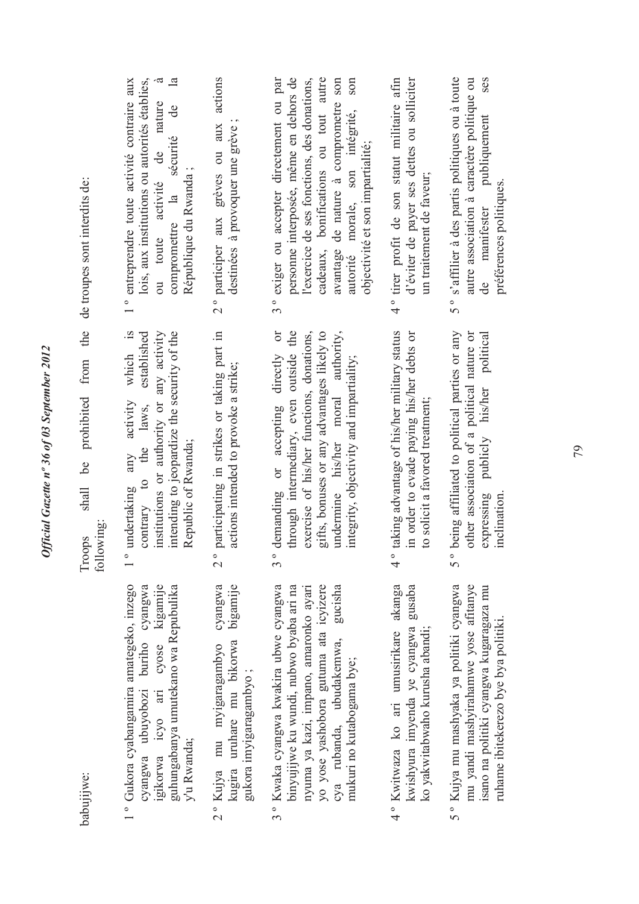babujijwe:

1 ° Gukora cyabangamira amategeko, inzego cyangwa ubuyobozi buriho cyangwa igikorwa icyo ari cyose kigamije guhungabanya umutekano wa Repubulika y'u Rwanda;

2 ° Kujya mu myigaragambyo cyangwa kugira uruhare mu bikorwa bigamije gukora imyigaragambyo ;

3 ° Kwaka cyangwa kwakira ubwe cyangwa binyujijwe ku wundi, nubwo byaba ari na nyuma ya kazi, impano, amaronko ayari yo yose yashobora gutuma ata icyizere cya rubanda, ubudakemwa, gucisha mukuri no kutabogama bye;

4 ° Kwitwaza ko ari umusirikare akanga kwishyura imyenda ye cyangwa gusaba ko yakwitabwaho kurusha abandi;

5 ° Kujya mu mashyaka ya politiki cyangwa mu yandi mashyirahamwe yose afitanye isano na politiki cyangwa kugaragaza mu ruhame ibitekerezo bye bya politiki.

Troops shall be prohibited from the following:

1 ° undertaking any activity which is contrary to the laws, established institutions or authority or any activity intending to jeopardize the security of the Republic of Rwanda;

2 ° participating in strikes or taking part in actions intended to provoke a strike;

3 ° demanding or accepting directly or through intermediary, even outside the exercise of his/her functions, donations, gifts, bonuses or any advantages likely to undermine his/her moral authority, integrity, objectivity and impartiality;

4 ° taking advantage of his/her military status in order to evade paying his/her debts or to solicit a favored treatment;

5 ° being affiliated to political parties or any other association of a political nature or expressing publicly his/her political inclination.

de troupes sont interdits de:

1 ° entreprendre toute activité contraire aux lois, aux institutions ou autorités établies, ou toute activité de nature à compromettre la sécurité de la République du Rwanda ;

2 ° participer aux grèves ou aux actions destinées à provoquer une grève ;

3 ° exiger ou accepter directement ou par personne interposée, même en dehors de l'exercice de ses fonctions, des donations, cadeaux, bonifications ou tout autre avantage de nature à compromettre son autorité morale, son intégrité, son objectivité et son impartialité;

4 ° tirer profit de son statut militaire afin d'éviter de payer ses dettes ou solliciter un traitement de faveur;

5 ° s'affilier à des partis politiques ou à toute autre association à caractère politique ou de manifester publiquement ses préférences politiques.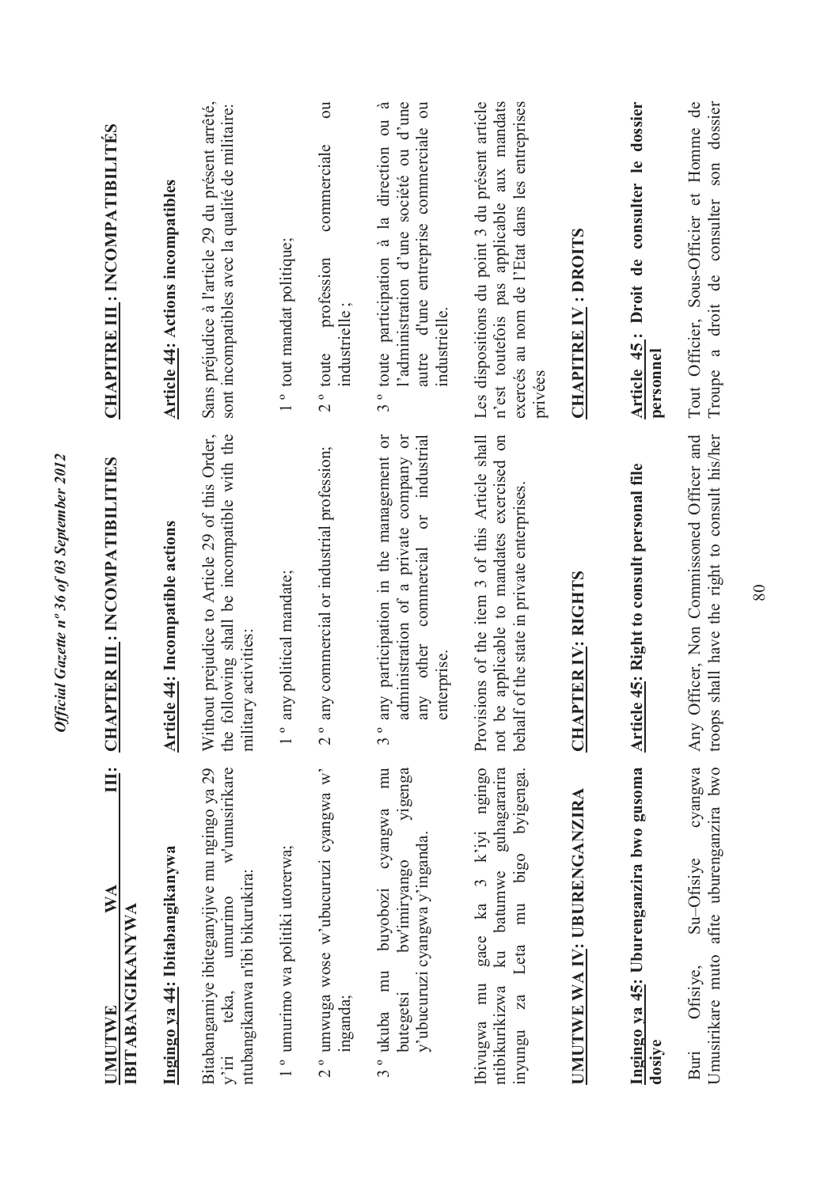**UMUTWE WA III: IBITABANGIKANYWA**

**Ingingo ya 44: Ibitabangikanywa**

Bitabangamiye ibiteganyijwe mu ngingo ya 29 y'iri teka, umurimo w'umusirikare ntubangikanwa n'ibi bikurikira:

1 ° umurimo wa politiki utorerwa;

2 ° umwuga wose w'ubucuruzi cyangwa w' inganda;

3 ° ukuba mu buyobozi cyangwa mu butegetsi bw'imiryango yigenga y'ubucuruzi cyangwa y'inganda.

Ibivugwa mu gace ka 3 k'iyi ngingo ntibikurikizwa ku batumwe guhagararira inyungu za Leta mu bigo byigenga.

**UMUTWE WA IV: UBURENGANZIRA**

**Ingingo ya 45: Uburenganzira bwo gusoma dosiye**

Buri Ofisiye, Su–Ofisiye cyangwa Umusirikare muto afite uburenganzira bwo

**CHAPTER III : INCOMPATIBILITIES**

**Article 44: Incompatible actions**

Without prejudice to Article 29 of this Order, the following shall be incompatible with the military activities:

1 ° any political mandate;

2 ° any commercial or industrial profession;

3 ° any participation in the management or administration of a private company or any other commercial or industrial enterprise.

Provisions of the item 3 of this Article shall not be applicable to mandates exercised on behalf of the state in private enterprises.

**CHAPTER IV: RIGHTS**

**Article 45: Right to consult personal file**

Any Officer, Non Commissoned Officer and troops shall have the right to consult his/her

**CHAPITRE III : INCOMPATIBILITÉS**

**Article 44: Actions incompatibles**

Sans préjudice à l'article 29 du présent arrêté, sont incompatibles avec la qualité de militaire:

1 ° tout mandat politique;

2 ° toute profession commerciale ou industrielle ;

3 ° toute participation à la direction ou à l'administration d'une société ou d'une autre d'une entreprise commerciale ou industrielle.

Les dispositions du point 3 du présent article n'est toutefois pas applicable aux mandats exercés au nom de l'Etat dans les entreprises privées

**CHAPITRE IV : DROITS**

**Article 45 : Droit de consulter le dossier personnel**

Tout Officier, Sous-Officier et Homme de Troupe a droit de consulter son dossier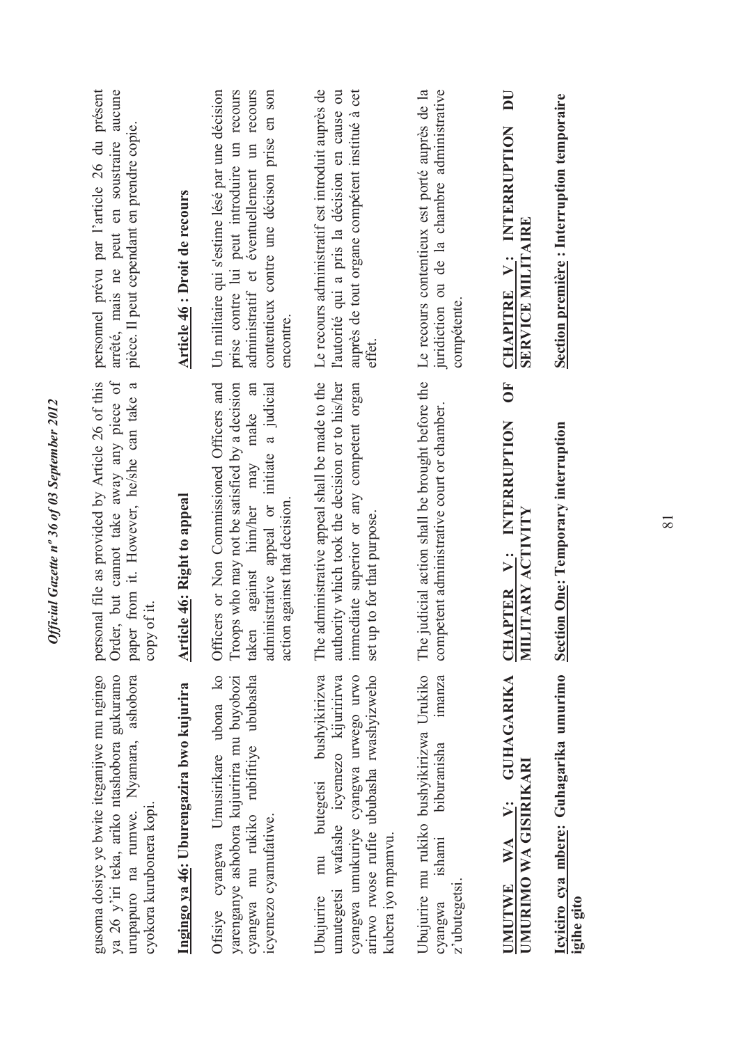gusoma dosiye ye bwite iteganijwe mu ngingo ya 26 y'iri teka, ariko ntashobora gukuramo urupapuro na rumwe. Nyamara, ashobora cyokora kurubonera kopi.

**Ingingo ya 46: Uburenganzira bwo kujurira**

Ofisiye cyangwa Umusirikare ubona ko yarenganye ashobora kujuririra mu buyobozi cyangwa mu rukiko rubifitiye ububasha icyemezo cyamufatiwe.

Ubujurire mu butegetsi bushyikirizwa umutegetsi wafashe icyemezo kijuririrwa cyangwa umukuriye cyangwa urwego urwo arirwo rwose rufite ububasha rwashyizweho kubera iyo mpamvu.

Ubujurire mu rukiko bushyikirizwa Urukiko cyangwa ishami biburanisha imanza z'ubutegetsi.

**UMUTWE WA V: GUHAGARIKA UMURIMO WA GISIRIKARI**

**Icyiciro cya mbere: Guhagarika umurimo igihe gito**

personal file as provided by Article 26 of this Order, but cannot take away any piece of paper from it. However, he/she can take a copy of it.

**Article 46: Right to appeal**

Officers or Non Commissioned Officers and Troops who may not be satisfied by a decision taken against him/her may make an administrative appeal or initiate a judicial action against that decision.

The administrative appeal shall be made to the authority which took the decision or to his/her immediate superior or any competent organ set up to for that purpose.

The judicial action shall be brought before the competent administrative court or chamber.

**CHAPTER V: INTERRUPTION OF MILITARY ACTIVITY**

**Section One: Temporary interruption**

personnel prévu par l'article 26 du présent arrêté, mais ne peut en soustraire aucune pièce. Il peut cependant en prendre copie.

**Article 46 : Droit de recours**

Un militaire qui s'estime lésé par une décision prise contre lui peut introduire un recours administratif et éventuellement un recours contentieux contre une décison prise en son encontre.

Le recours administratif est introduit auprès de l'autorité qui a pris la décision en cause ou auprès de tout organe compétent institué à cet effet.

Le recours contentieux est porté auprès de la juridiction ou de la chambre administrative compétente.

**CHAPITRE V : INTERRUPTION DU SERVICE MILITAIRE**

**Section première : Interruption temporaire**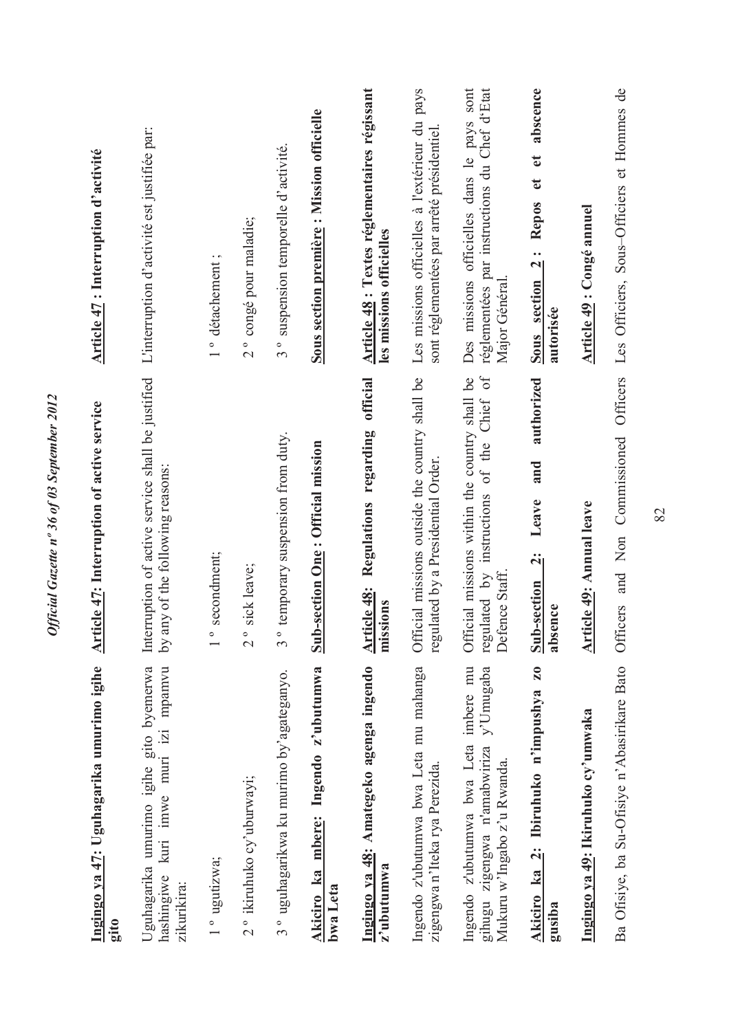| Kinyarwanda | English | Français |
|---|---|---|
| **Ingingo ya 47: Uguhagarika umurimo igihe gito** | **Article 47: Interruption of active service** | **Article 47 : Interruption d'activité** |
| Uguhagarika umurimo igihe gito byemerwa hashingiwe kuri imwe muri izi mpamvu zikurikira: | Interruption of active service shall be justified by any of the following reasons: | L'interruption d'activité est justifiée par: |
| 1 ° ugutizwa; | 1 ° secondment; | 1 ° détachement ; |
| 2 ° ikiruhuko cy'uburwayi; | 2 ° sick leave; | 2 ° congé pour maladie; |
| 3 ° uguhagarikwa ku murimo by'agateganyo. | 3 ° temporary suspension from duty. | 3 ° suspension temporelle d'activité. |
| **Akiciro ka mbere: Ingendo z'ubutumwa bwa Leta** | **Sub-section One: Official mission** | **Sous section première : Mission officielle** |
| **Ingingo ya 48: Amategeko agenga ingendo z'ubutumwa** | **Article 48: Regulations regarding official missions** | **Article 48 : Textes réglementaires régissant les missions officielles** |
| Ingendo z'ubutumwa bwa Leta mu mahanga zigengwa n'Iteka rya Perezida. | Official missions outside the country shall be regulated by a Presidential Order. | Les missions officielles à l'extérieur du pays sont réglementées par arrêté présidentiel. |
| Ingendo z'ubutumwa bwa Leta imbere mu gihugu zigengwa n'amabwiriza y'Umugaba Mukuru w'Ingabo z'u Rwanda. | Official missions within the country shall be regulated by instructions of the Chief of Defence Staff. | Des missions officielles dans le pays sont réglementées par instructions du Chef d'Etat Major Général. |
| **Akiciro ka 2: Ibiruhuko n'impushya zo gusiba** | **Sub-section 2: Leave and authorized absence** | **Sous section 2 : Repos et abscence autorisée** |
| **Ingingo ya 49: Ikiruhuko cy'umwaka** | **Article 49: Annual leave** | **Article 49 : Congé annuel** |
| Ba Ofisiye, ba Su-Ofisiye n'Abasirikare Bato | Officers and Non Commissioned Officers | Les Officiers, Sous–Officiers et Hommes de |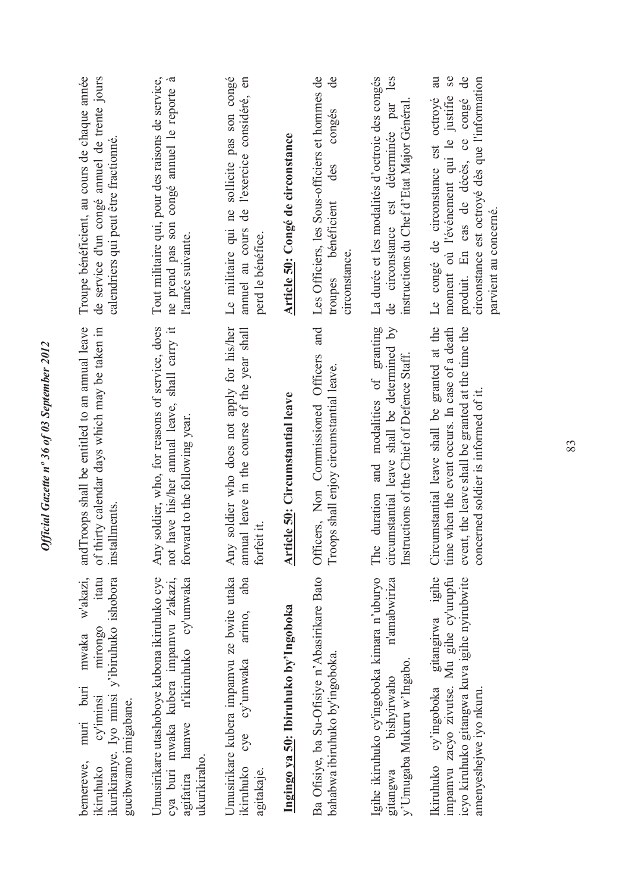bemerewe, muri buri mwaka w'akazi, ikiruhuko cy'iminsi mirongo itatu ikurikiranye. Iyo minsi y'ikiruhuko ishobora gucibwamo imigabane.

Umusirikare utashoboye kubona ikiruhuko cye cya buri mwaka kubera impamvu z'akazi, agifatira hamwe n'ikiruhuko cy'umwaka ukurikiraho.

Umusirikare kubera impamvu ze bwite utaka ikiruhuko cye cy'umwaka arimo, aba agitakaje.

**Ingingo ya 50: Ibiruhuko by'Ingoboka**

Ba Ofisiye, ba Su-Ofisiye n'Abasirikare Bato bahabwa ibiruhuko by'ingoboka.

Igihe ikiruhuko cy'ingoboka kimara n'uburyo gitangwa bishyirwaho n'amabwiriza y'Umugaba Mukuru w'Ingabo.

Ikiruhuko cy'ingoboka gitangirwa igihe impamvu zacyo zivutse. Mu gihe cy'urupfu icyo kiruhuko gitangwa kuva igihe nyirubwite amenyeshejwe iyo nkuru.

andTroops shall be entitled to an annual leave of thirty calendar days which may be taken in installments.

Any soldier, who, for reasons of service, does not have his/her annual leave, shall carry it forward to the following year.

Any soldier who does not apply for his/her annual leave in the course of the year shall forfeit it.

**Article 50: Circumstantial leave**

Officers, Non Commissioned Officers and Troops shall enjoy circumstantial leave.

The duration and modalities of granting circumstantial leave shall be determined by Instructions of the Chief of Defence Staff.

Circumstantial leave shall be granted at the time when the event occurs. In case of a death event, the leave shall be granted at the time the concerned soldier is informed of it.

Troupe bénéficient, au cours de chaque année de service d'un congé annuel de trente jours calendriers qui peut être fractionné.

Tout militaire qui, pour des raisons de service, ne prend pas son congé annuel le reporte à l'année suivante.

Le militaire qui ne sollicite pas son congé annuel au cours de l'exercice considéré, en perd le bénéfice.

**Article 50: Congé de circonstance**

Les Officiers, les Sous-officiers et hommes de troupes bénéficient des congés de circonstance.

La durée et les modalités d'octroie des congés de circonstance est déterminée par les instructions du Chef d'Etat Major Général.

Le congé de circonstance est octroyé au moment où l'événement qui le justifie se produit. En cas de décès, ce congé de circonstance est octroyé dès que l'information parvient au concerné.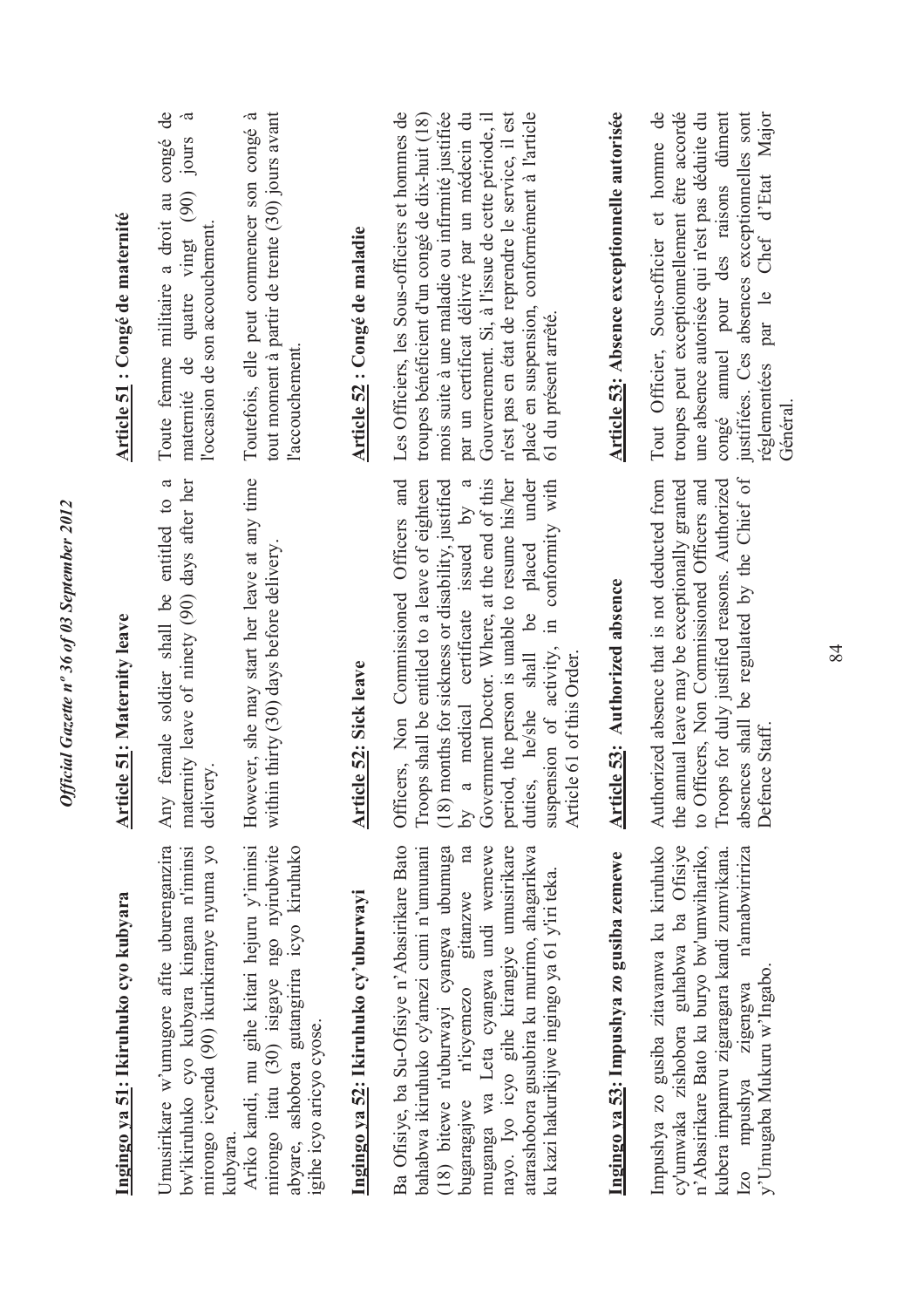**Ingingo ya 51: Ikiruhuko cyo kubyara**

Umusirikare w'umugore afite uburenganzira bw'ikiruhuko cyo kubyara kingana n'iminsi mirongo icyenda (90) ikurikiranye nyuma yo kubyara.

Ariko kandi, mu gihe kitari hejuru y'iminsi mirongo itatu (30) isigaye ngo nyirubwite abyare, ashobora gutangirira icyo kiruhuko igihe icyo aricyo cyose.

**Ingingo ya 52: Ikiruhuko cy'uburwayi**

Ba Ofisiye, ba Su-Ofisiye n'Abasirikare Bato bahabwa ikiruhuko cy'amezi cumi n'umunani (18) bitewe n'uburwayi cyangwa ubumuga bugaragajwe n'icyemezo gitanzwe na muganga wa Leta cyangwa undi wemewe nayo. Iyo icyo gihe kirangiye umusirikare atarashobora gusubira ku murimo, ahagarikwa ku kazi hakurikijwe ingingo ya 61 y'iri teka.

**Ingingo ya 53: Impushya zo gusiba zemewe**

Impushya zo gusiba zitavanwa ku kiruhuko cy'umwaka zishobora guhabwa ba Ofisiye n'Abasirikare Bato ku buryo bw'umwihariko, kubera impamvu zigaragara kandi zumvikana. Izo mpushya zigengwa n'amabwiriza y'Umugaba Mukuru w'Ingabo.

**Article 51: Maternity leave**

Any female soldier shall be entitled to a maternity leave of ninety (90) days after her delivery.

However, she may start her leave at any time within thirty (30) days before delivery.

**Article 52: Sick leave**

Officers, Non Commissioned Officers and Troops shall be entitled to a leave of eighteen (18) months for sickness or disability, justified by a medical certificate issued by a Government Doctor. Where, at the end of this period, the person is unable to resume his/her duties, he/she shall be placed under suspension of activity, in conformity with Article 61 of this Order.

**Article 53: Authorized absence**

Authorized absence that is not deducted from the annual leave may be exceptionally granted to Officers, Non Commissioned Officers and Troops for duly justified reasons. Authorized absences shall be regulated by the Chief of Defence Staff.

**Article 51 : Congé de maternité**

Toute femme militaire a droit au congé de maternité de quatre vingt (90) jours à l'occasion de son accouchement.

Toutefois, elle peut commencer son congé à tout moment à partir de trente (30) jours avant l'accouchement.

**Article 52 : Congé de maladie**

Les Officiers, les Sous-officiers et hommes de troupes bénéficient d'un congé de dix-huit (18) mois suite à une maladie ou infirmité justifiée par un certificat délivré par un médecin du Gouvernement. Si, à l'issue de cette période, il n'est pas en état de reprendre le service, il est placé en suspension, conformément à l'article 61 du présent arrêté.

**Article 53: Absence exceptionnelle autorisée**

Tout Officier, Sous-officier et homme de troupes peut exceptionnellement être accordé une absence autorisée qui n'est pas déduite du congé annuel pour des raisons dûment justifiées. Ces absences exceptionnelles sont réglementées par le Chef d'Etat Major Général.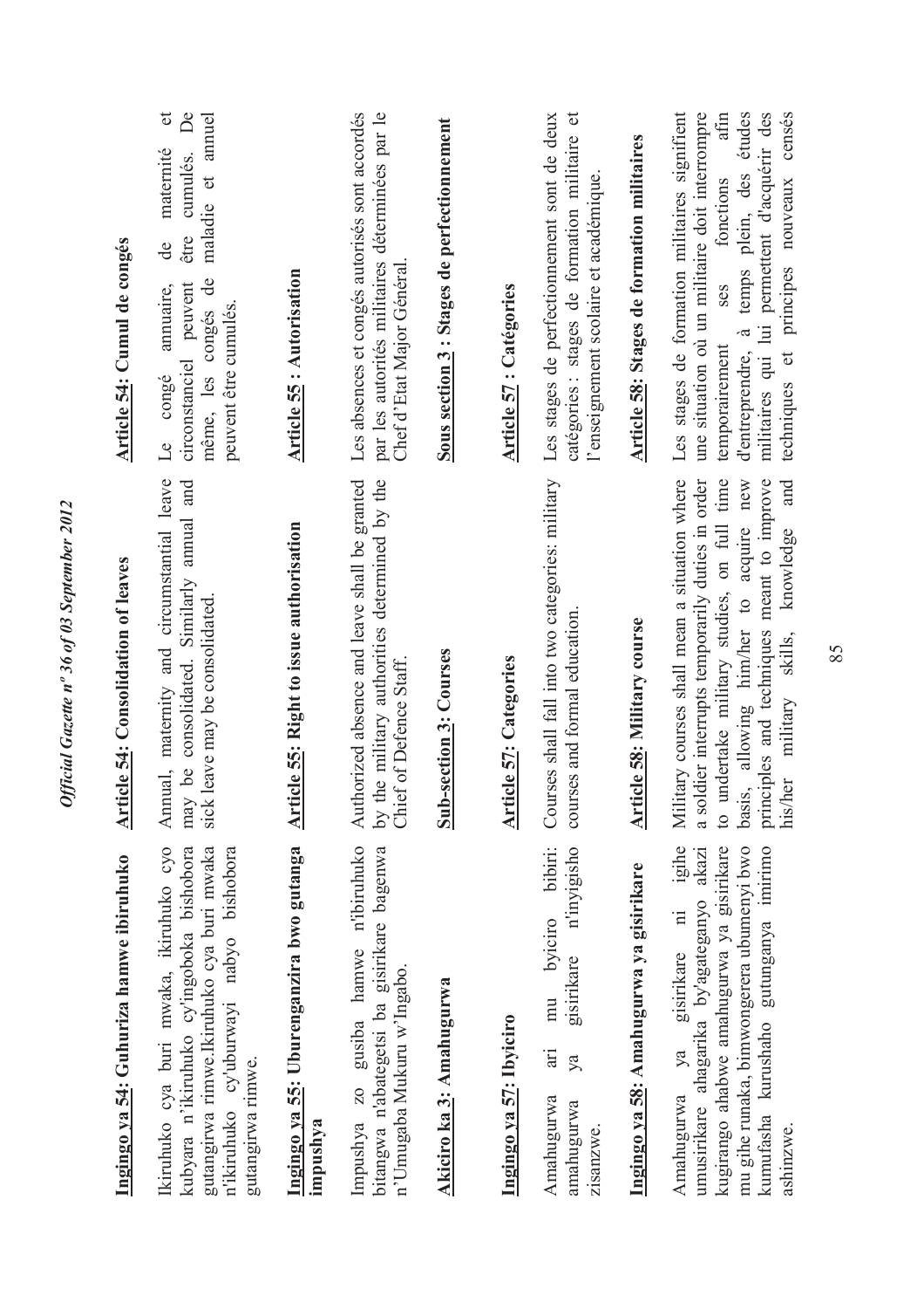**Ingingo ya 54: Guhuriza hamwe ibiruhuko**

Ikiruhuko cya buri mwaka, ikiruhuko cyo kubyara n'ikiruhuko cy'ingoboka bishobora gutangirwa rimwe.Ikiruhuko cya buri mwaka n'ikiruhuko cy'uburwayi nabyo bishobora gutangirwa rimwe.

**Ingingo ya 55: Uburenganzira bwo gutanga impushya**

Impushya zo gusiba hamwe n'ibiruhuko bitangwa n'abategetsi ba gisirikare bagenwa n'Umugaba Mukuru w'Ingabo.

**Akiciro ka 3: Amahugurwa**

**Ingingo ya 57: Ibyiciro**

Amahugurwa ari mu byiciro bibiri: amahugurwa ya gisirikare n'inyigisho zisanzwe.

**Ingingo ya 58: Amahugurwa ya gisirikare**

Amahugurwa ya gisirikare ni igihe umusirikare ahagarika by'agateganyo akazi kugirango ahabwe amahugurwa ya gisirikare mu gihe runaka, bimwongerera ubumenyi bwo kumufasha kurushaho gutunganya imirimo ashinzwe.

**Article 54: Consolidation of leaves**

Annual, maternity and circumstantial leave may be consolidated. Similarly annual and sick leave may be consolidated.

**Article 55: Right to issue authorisation**

Authorized absence and leave shall be granted by the military authorities determined by the Chief of Defence Staff.

**Sub-section 3: Courses**

**Article 57: Categories**

Courses shall fall into two categories: military courses and formal education.

**Article 58: Military course**

Military courses shall mean a situation where a soldier interrupts temporarily duties in order to undertake military studies, on full time basis, allowing him/her to acquire new principles and techniques meant to improve his/her military skills, knowledge and

**Article 54: Cumul de congés**

Le congé annuaire, de maternité et circonstanciel peuvent être cumulés. De même, les congés de maladie et annuel peuvent être cumulés.

**Article 55 : Autorisation**

Les absences et congés autorisés sont accordés par les autorités militaires déterminées par le Chef d'Etat Major Général.

**Sous section 3 : Stages de perfectionnement**

**Article 57 : Catégories**

Les stages de perfectionnement sont de deux catégories : stages de formation militaire et l'enseignement scolaire et académique.

**Article 58: Stages de formation militaires**

Les stages de formation militaires signifient une situation où un militaire doit interrompre temporairement ses fonctions afin d'entreprendre, à temps plein, des études militaires qui lui permettent d'acquérir des techniques et principes nouveaux censés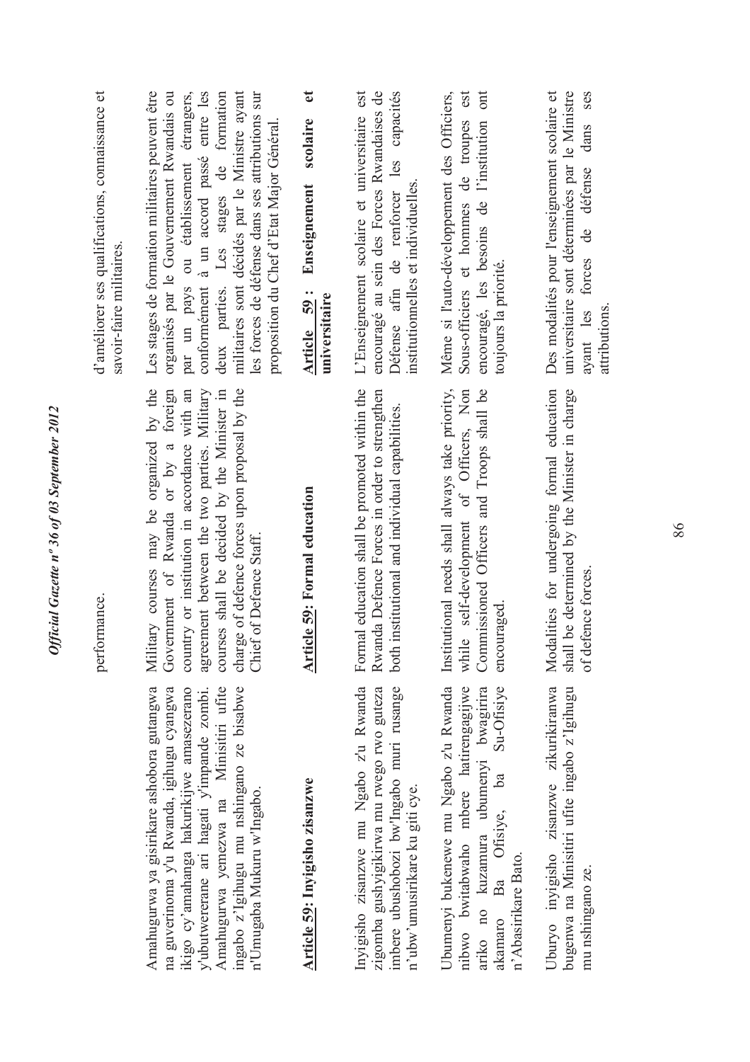performance.

d'améliorer ses qualifications, connaissance et savoir-faire militaires.

Amahugurwa ya gisirikare ashobora gutangwa na guverinoma y'u Rwanda, igihugu cyangwa ikigo cy'amahanga hakurikijwe amasezerano y'ubufatanye ari hagati y'impande zombi. Amahugurwa yemezwa na Minisitiri ufite ingabo z'Igihugu mu nshingano ze bisabwe n'Umugaba Mukuru w'Ingabo.

Military courses may be organized by the Government of Rwanda or by a foreign country or institution in accordance with an agreement between the two parties. Military courses shall be decided by the Minister in charge of defence forces upon proposal by the Chief of Defence Staff.

Les stages de formation militaires peuvent être organisés par le Gouvernement Rwandais ou par un pays ou établissement étrangers, conformément à un accord passé entre les deux parties. Les stages de formation militaires sont décidés par le Ministre ayant les forces de défense dans ses attributions sur proposition du Chef d'Etat Major Général.

**Article 59: Inyigisho zisanzwe**

Inyigisho zisanzwe mu Ngabo z'u Rwanda zigomba gushyigikirwa mu rwego rwo guteza imbere ubushobozi bw'Ingabo muri rusange n'ubw'umusirikare ku giti cye.

Ubumenyi bukenewe mu Ngabo z'u Rwanda nibwo bwitabwaho mbere hatirengagijwe ariko no kuzamura ubumenyi bwagirira akamaro Ba Ofisiye, ba Su-Ofisiye n'Abasirikare Bato.

Uburyo inyigisho zisanzwe zikurikiranwa bugenwa na Minisitiri ufite ingabo z'Igihugu mu nshingano ze.

**Article 59: Formal education**

Formal education shall be promoted within the Rwanda Defence Forces in order to strengthen both institutional and individual capabilities.

Institutional needs shall always take priority, while self-development of Officers, Non Commissioned Officers and Troops shall be encouraged.

Modalities for undergoing formal education shall be determined by the Minister in charge of defence forces.

**Article 59 : Enseignement scolaire et universitaire**

L'Enseignement scolaire et universitaire est encouragé au sein des Forces Rwandaises de Défense afin de renforcer les capacités institutionnelles et individuelles.

Même si l'auto-développement des Officiers, Sous-officiers et hommes de troupes est encouragé, les besoins de l'institution ont toujours la priorité.

Des modalités pour l'enseignement scolaire et universitaire sont déterminées par le Ministre ayant les forces de défense dans ses attributions.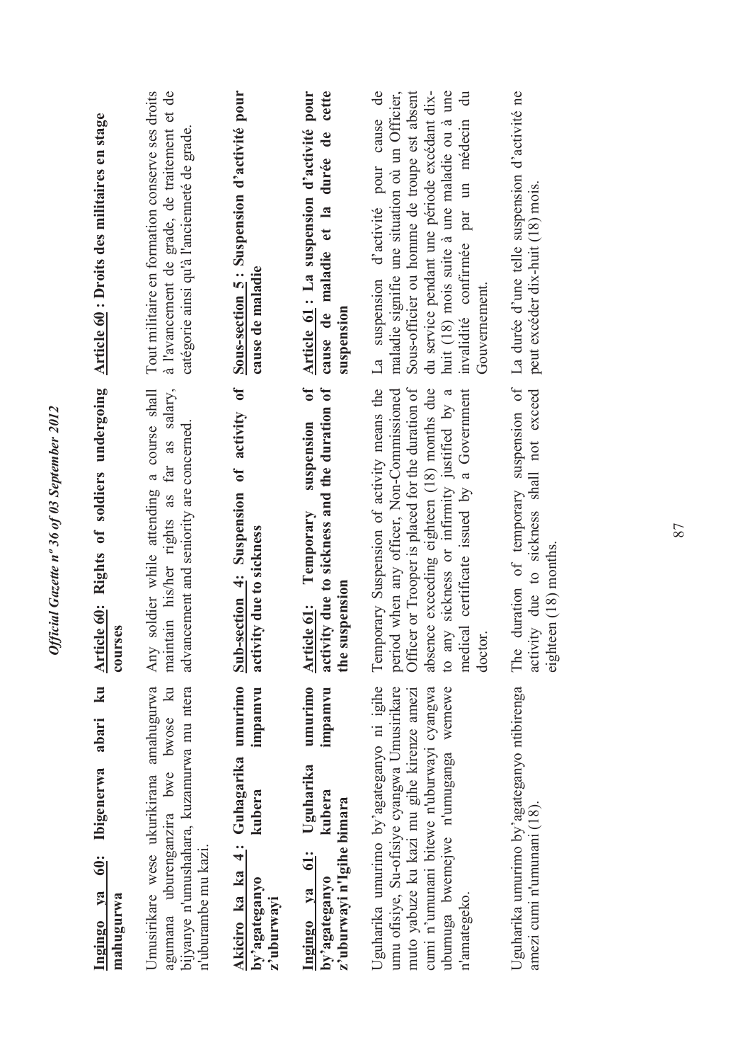**Ingingo ya 60: Ibigenerwa abari ku mahugurwa**

Umusirikare wese ukurikirana amahugurwa agumana uburenganzira bwe bwose ku bijyanye n'umushahara, kuzamurwa mu ntera n'uburambe mu kazi.

**Akiciro ka ka 4: Guhagarika umurimo by'agateganyo kubera impamvu z'uburwayi**

**Ingingo ya 61: Uguharika umurimo by'agateganyo kubera impamvu z'uburwayi n'Igihe bimara**

Uguharika umurimo by'agateganyo ni igihe umu ofisiye, Su-ofisiye cyangwa Umusirikare muto yabuze ku kazi mu gihe kirenze amezi cumi n'umunani bitewe n'uburwayi cyangwa ubumuga bwemejwe n'umuganga wemewe n'amategeko.

Uguharika umurimo by'agateganyo ntibirenga amezi cumi n'umunani (18).

**Article 60: Rights of soldiers undergoing courses**

Any soldier while attending a course shall maintain his/her rights as far as salary, advancement and seniority are concerned.

**Sub-section 4: Suspension of activity due to sickness**

**Article 61: Temporary suspension of activity due to sickness and the duration of the suspension**

Temporary Suspension of activity means the period when any officer, Non-Commissioned Officer or Trooper is placed for the duration of absence exceeding eighteen (18) months due to any sickness or infirmity justified by a medical certificate issued by a Government doctor.

The duration of temporary suspension of activity due to sickness shall not exceed eighteen (18) months.

**Article 60 : Droits des militaires en stage**

Tout militaire en formation conserve ses droits à l'avancement de grade, de traitement et de catégorie ainsi qu'à l'ancienneté de grade.

**Sous-section 5 : Suspension d'activité pour cause de maladie**

**Article 61 : La suspension d'activité pour cause de maladie et la durée de cette suspension**

La suspension d'activité pour cause de maladie signifie une situation où un Officier, Sous-officier ou homme de troupe est absent du service pendant une période excédant dix-huit (18) mois suite à une maladie ou à une invalidité confirmée par un médecin du Gouvernement.

La durée d'une telle suspension d'activité ne peut excéder dix-huit (18) mois.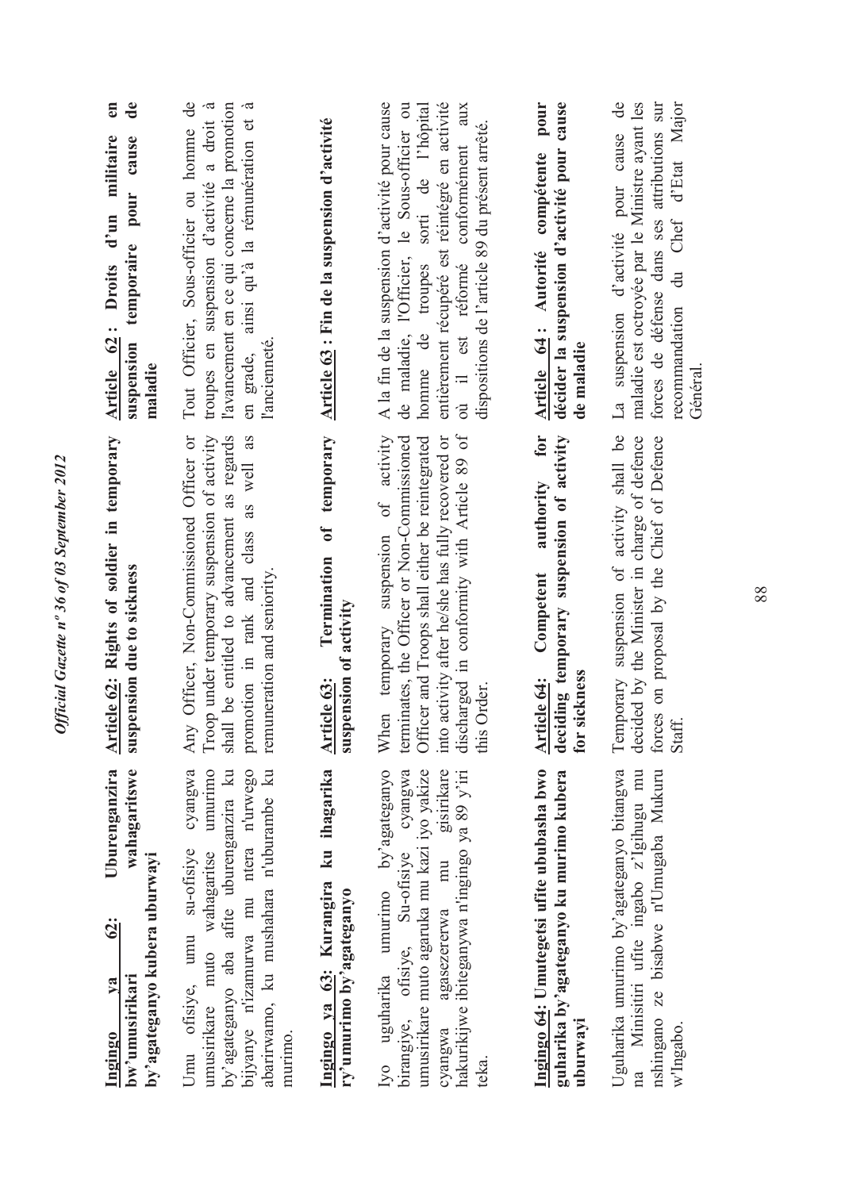**Ingingo ya 62: Uburenganzira bw'umusirikari wahagaritswe by'agateganyo kubera uburwayi**

Umu ofisiye, umu su-ofisiye cyangwa umusirikare muto wahagaritse umurimo by'agateganyo aba afite uburenganzira ku bijyanye n'izamurwa mu ntera n'urwego abarirwamo, ku mushahara n'uburambe ku murimo.

**Ingingo ya 63: Kurangira ku ihagarika ry'umurimo by'agateganyo**

Iyo uguharika umurimo by'agateganyo birangiye, ofisiye, Su-ofisiye cyangwa umusirikare muto agaruka mu kazi iyo yakize cyangwa agasezererwa mu gisirikare hakurikijwe ibiteganywa n'ingingo ya 89 y'iri teka.

**Ingingo 64: Umutegetsi ufite ububasha bwo guharika by'agateganyo ku murimo kubera uburwayi**

Uguharika umurimo by'agateganyo bitangwa na Minisitiri ufite ingabo z'Igihugu mu nshingano ze bisabwe n'Umugaba Mukuru w'Ingabo.

**Article 62: Rights of soldier in temporary suspension due to sickness**

Any Officer, Non-Commissioned Officer or Troop under temporary suspension of activity shall be entitled to advancement as regards promotion in rank and class as well as remuneration and seniority.

**Article 63: Termination of temporary suspension of activity**

When temporary suspension of activity terminates, the Officer or Non-Commissioned Officer and Troops shall either be reintegrated into activity after he/she has fully recovered or discharged in conformity with Article 89 of this Order.

**Article 64: Competent authority for deciding temporary suspension of activity for sickness**

Temporary suspension of activity shall be decided by the Minister in charge of defence forces on proposal by the Chief of Defence Staff.

**Article 62 : Droits d'un militaire en suspension temporaire pour cause de maladie**

Tout Officier, Sous-officier ou homme de troupes en suspension d'activité a droit à l'avancement en ce qui concerne la promotion en grade, ainsi qu'à la rémunération et à l'ancienneté.

**Article 63 : Fin de la suspension d'activité**

A la fin de la suspension d'activité pour cause de maladie, l'Officier, le Sous-officier ou homme de troupes sorti de l'hôpital entièrement récupéré est réintégré en activité où il est réformé conformément aux dispositions de l'article 89 du présent arrêté.

**Article 64 : Autorité compétente pour décider la suspension d'activité pour cause de maladie**

La suspension d'activité pour cause de maladie est octroyée par le Ministre ayant les forces de défense dans ses attributions sur recommandation du Chef d'Etat Major Général.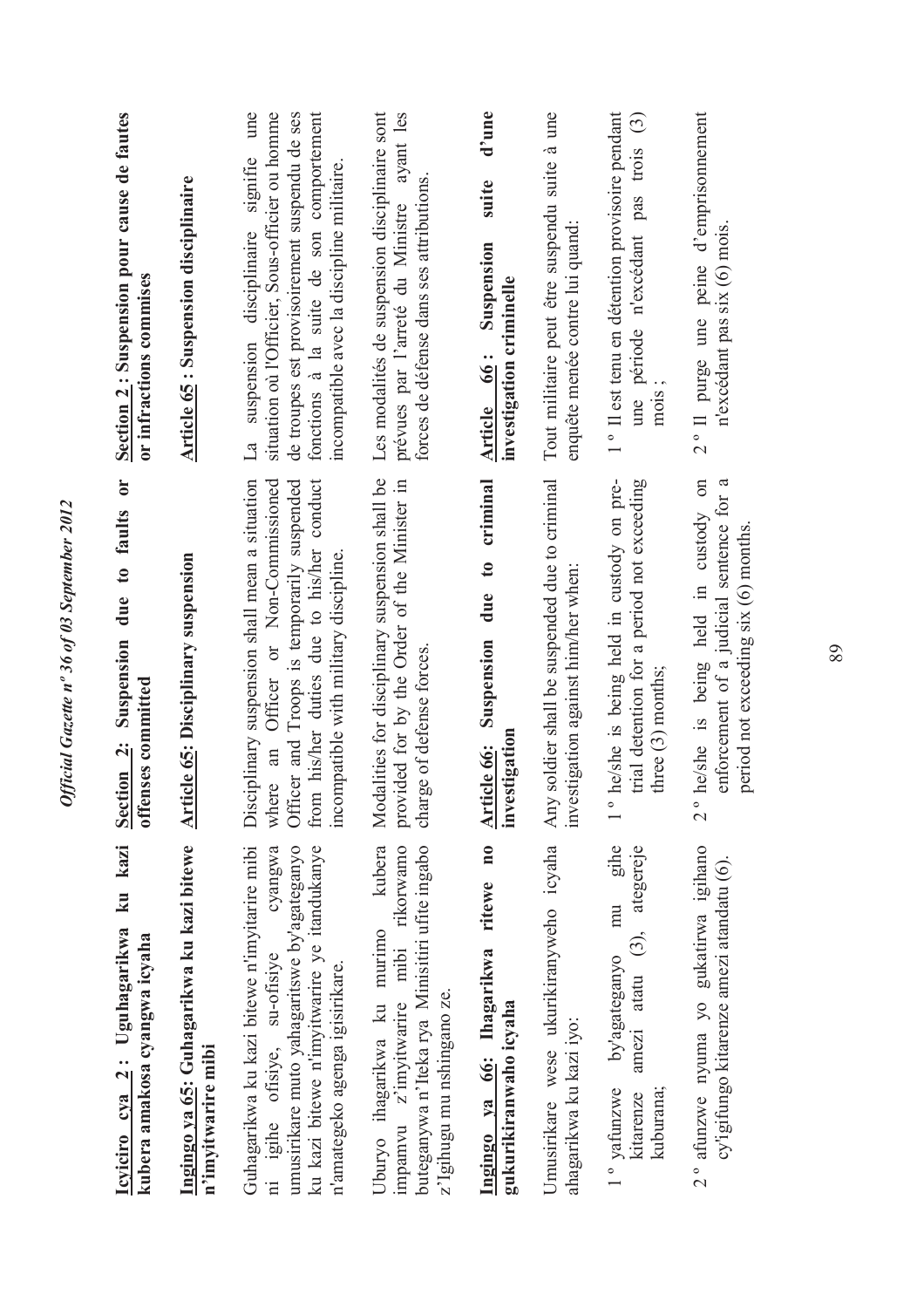**Icyiciro cya 2: Uguhagarikwa ku kazi kubera amakosa cyangwa icyaha**

**Ingingo ya 65: Guhagarikwa ku kazi bitewe n'imyitwarire mibi**

Guhagarikwa ku kazi bitewe n'imyitarire mibi ni igihe ofisiye, su-ofisiye cyangwa umusirikare muto yahagaritswe by'agateganyo ku kazi bitewe n'imyitwarire ye itandukanye n'amategeko agenga igisirikare.

Uburyo ihagarikwa ku murimo kubera impamvu z'imyitwarire mibi rikorwamo buteganywa n'Iteka rya Minisitiri ufite ingabo z'Igihugu mu nshingano ze.

**Ingingo ya 66: Ihagarikwa ritewe no gukurikiranwaho icyaha**

Umusirikare wese ukurikiranyweho icyaha ahagarikwa ku kazi iyo:

1° yafunzwe by'agateganyo mu gihe kitarenze amezi atatu (3), ategereje kuburana;

2° afunzwe nyuma yo gukatirwa igihano cy'igifungo kitarenze amezi atandatu (6).

**Section 2: Suspension due to faults or offenses committed**

**Article 65: Disciplinary suspension**

Disciplinary suspension shall mean a situation where an Officer or Non-Commissioned Officer and Troops is temporarily suspended from his/her duties due to his/her conduct incompatible with military discipline.

Modalities for disciplinary suspension shall be provided for by the Order of the Minister in charge of defense forces.

**Article 66: Suspension due to criminal investigation**

Any soldier shall be suspended due to criminal investigation against him/her when:

1° he/she is being held in custody on pre-trial detention for a period not exceeding three (3) months;

2° he/she is being held in custody on enforcement of a judicial sentence for a period not exceeding six (6) months.

**Section 2 : Suspension pour cause de fautes or infractions commises**

**Article 65 : Suspension disciplinaire**

La suspension disciplinaire signifie une situation où l'Officier, Sous-officier ou homme de troupes est provisoirement suspendu de ses fonctions à la suite de son comportement incompatible avec la discipline militaire.

Les modalités de suspension disciplinaire sont prévues par l'arrêté du Ministre ayant les forces de défense dans ses attributions.

**Article 66 : Suspension suite d'une investigation criminelle**

Tout militaire peut être suspendu suite à une enquête menée contre lui quand:

1° Il est tenu en détention provisoire pendant une période n'excédant pas trois (3) mois ;

2° Il purge une peine d'emprisonnement n'excédant pas six (6) mois.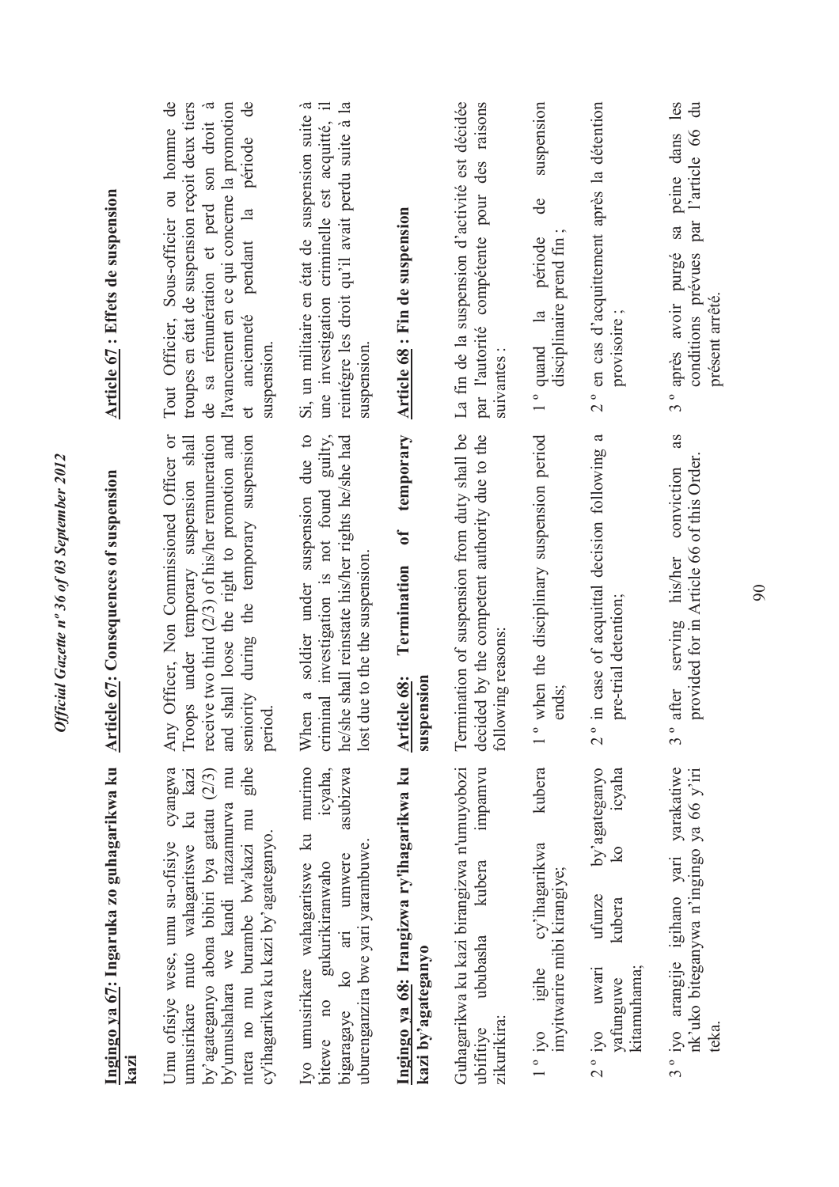**Ingingo ya 67: Ingaruka zo guhagarikwa ku kazi**

Umu ofisiye wese, umu su-ofisiye cyangwa umusirikare muto wahagaritswe ku kazi by'agateganyo abona bibiri bya gatatu (2/3) by'umushahara we kandi ntazamurwa mu ntera no mu burambe bw'akazi mu gihe cy'ihagarikwa ku kazi by'agateganyo.

Iyo umusirikare wahagaritswe ku murimo bitewe no gukurikiranwaho icyaha, bigaragaye ko ari umwere asubizwa uburenganzira bwe yari yarambuwe.

**Ingingo ya 68: Irangizwa ry'ihagarikwa ku kazi by'agateganyo**

Guhagarikwa ku kazi birangizwa n'umuyobozi ubifitiye ububasha kubera impamvu zikurikira:

1 ° iyo igihe cy'ihagarikwa kubera imyitwarire mibi kirangiye;

2 ° iyo uwari ufunze by'agateganyo yafunguwe kubera ko icyaha kitamuhama;

3 ° iyo arangije igihano yari yarakatiwe nk'uko biteganywa n'ingingo ya 66 y'iri teka.

**Article 67: Consequences of suspension**

Any Officer, Non Commissioned Officer or Troops under temporary suspension shall receive two third (2/3) of his/her remuneration and shall loose the right to promotion and seniority during the temporary suspension period.

When a soldier under suspension due to criminal investigation is not found guilty, he/she shall reinstate his/her rights he/she had lost due to the the suspension.

**Article 68: Termination of temporary suspension**

Termination of suspension from duty shall be decided by the competent authority due to the following reasons:

1 ° when the disciplinary suspension period ends;

2 ° in case of acquittal decision following a pre-trial detention;

3 ° after serving his/her conviction as provided for in Article 66 of this Order.

**Article 67 : Effets de suspension**

Tout Officier, Sous-officier ou homme de troupes en état de suspension reçoit deux tiers de sa rémunération et perd son droit à l'avancement en ce qui concerne la promotion et ancienneté pendant la période de suspension.

Si, un militaire en état de suspension suite à une investigation criminelle est acquitté, il reintégre les droit qu'il avait perdu suite à la suspension.

**Article 68 : Fin de suspension**

La fin de la suspension d'activité est décidée par l'autorité compétente pour des raisons suivantes :

1 ° quand la période de suspension disciplinaire prend fin ;

2 ° en cas d'acquittement après la détention provisoire ;

3 ° après avoir purgé sa peine dans les conditions prévues par l'article 66 du présent arrêté.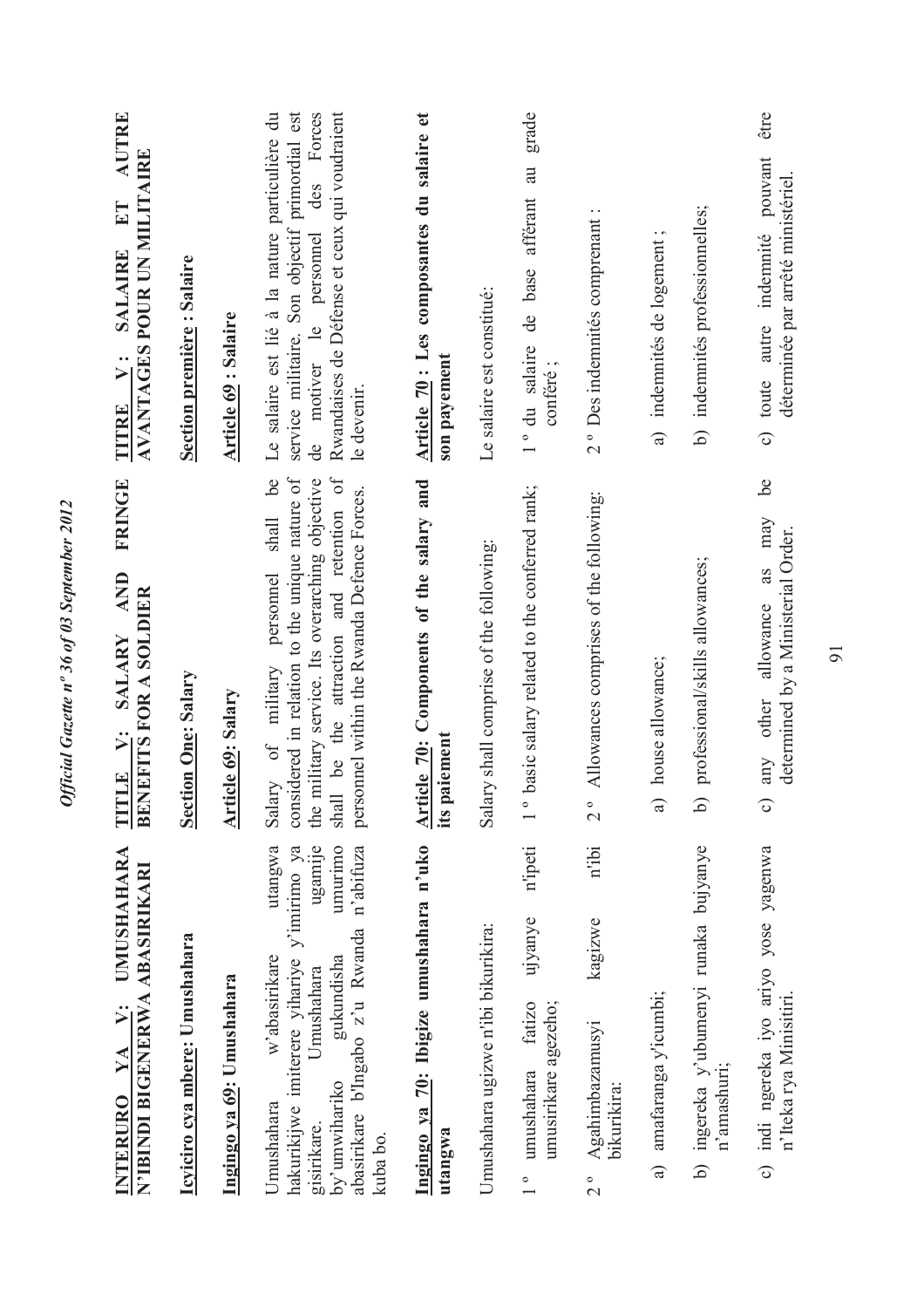**INTERURO YA V: UMUSHAHARA N'IBINDI BIGENERWA ABASIRIKARI**

**Icyiciro cya mbere: Umushahara**

**Ingingo ya 69: Umushahara**

Umushahara w'abasirikare utangwa hakurikijwe imiterere yihariye y'imirimo ya gisirikare. Umushahara ugamije by'umwihariko gukundisha umurimo abasirikare b'Ingabo z'u Rwanda n'abifuza kuba bo.

**Ingingo ya 70: Ibigize umushahara n'uko utangwa**

Umushahara ugizwe n'ibi bikurikira:

1° umushahara fatizo ujyanye n'ipeti umusirikare agezeho;

2° Agahimbazamusyi kagizwe n'ibi bikurikira:

a) amafaranga y'icumbi;

b) ingereka y'ubumenyi runaka bujyanye n'amashuri;

c) indi ngereka iyo ariyo yose yagenwa n'Iteka rya Minisitiri.

**TITLE V: SALARY AND FRINGE BENEFITS FOR A SOLDIER**

**Section One: Salary**

**Article 69: Salary**

Salary of military personnel shall be considered in relation to the unique nature of the military service. Its overarching objective shall be the attraction and retention of personnel within the Rwanda Defence Forces.

**Article 70: Components of the salary and its paiement**

Salary shall comprise of the following:

1° basic salary related to the conferred rank;

2° Allowances comprises of the following:

a) house allowance;

b) professional/skills allowances;

c) any other allowance as may be determined by a Ministerial Order.

**TITRE V: SALAIRE ET AUTRE AVANTAGES POUR UN MILITAIRE**

**Section première : Salaire**

**Article 69 : Salaire**

Le salaire est lié à la nature particulière du service militaire. Son objectif primordial est de motiver le personnel des Forces Rwandaises de Défense et ceux qui voudraient le devenir.

**Article 70 : Les composantes du salaire et son payement**

Le salaire est constitué:

1° du salaire de base afférant au grade conféré ;

2° Des indemnités comprenant :

a) indemnités de logement ;

b) indemnités professionnelles;

c) toute autre indemnité pouvant être déterminée par arrêté ministériel.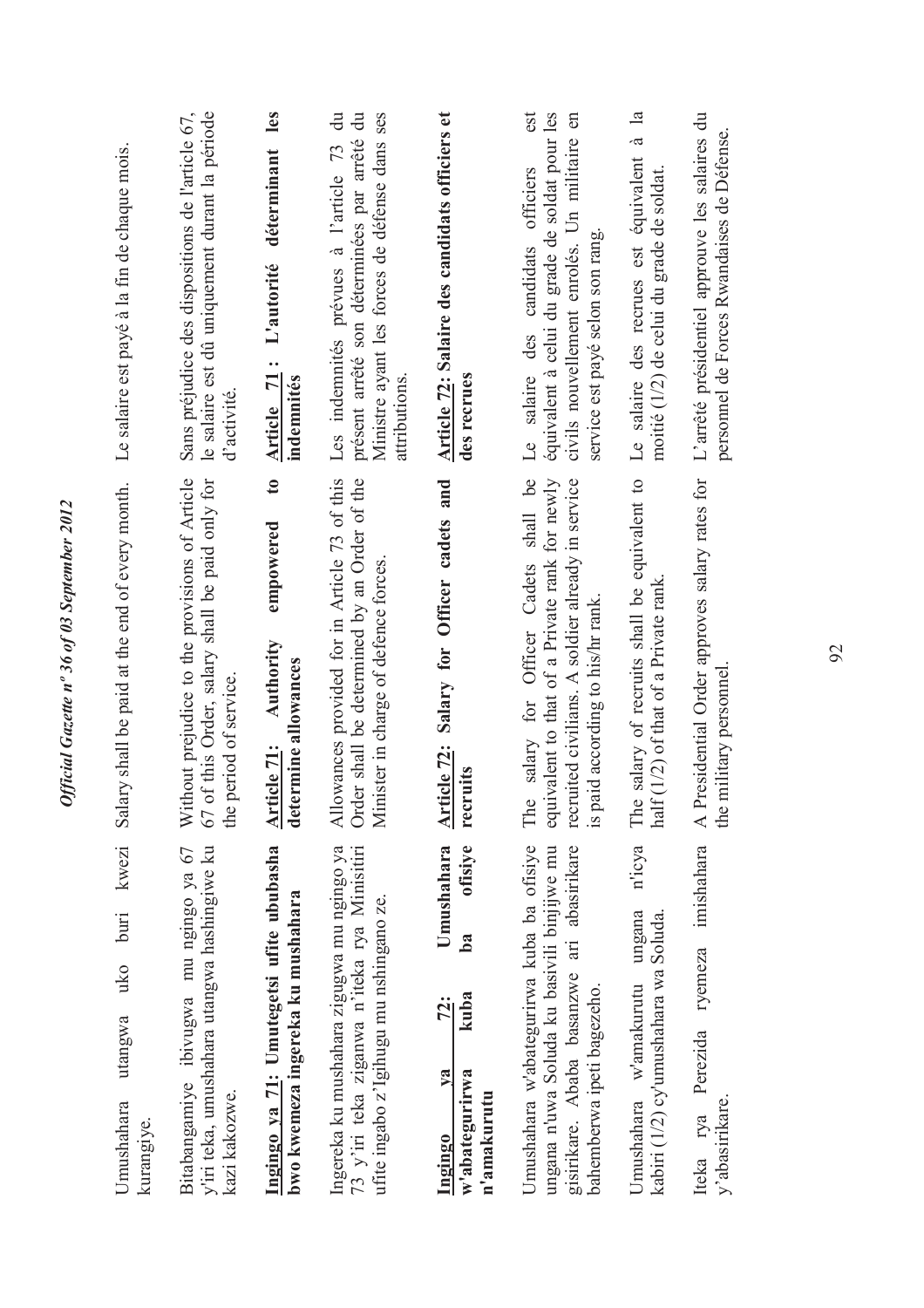Umushahara utangwa uko buri kwezi kurangiye.

Bitabangamiye ibivugwa mu ngingo ya 67 y'iri teka, umushahara utangwa hashingiwe ku kazi kakozwe.

**Ingingo ya 71: Umutegetsi ufite ububasha bwo kwemeza ingereka ku mushahara**

Ingereka ku mushahara zigugwa mu ngingo ya 73 y'iri teka ziganwa n'iteka rya Minisitiri ufite ingabo z'Igihugu mu nshingano ze.

**Ingingo ya 72: Umushahara w'abategurirwa kuba ba ofisiye n'amakurutu**

Umushahara w'abategurirwa kuba ba ofisiye ungana n'uwa Soluda ku basivili binjijwe mu gisirikare. Ababa basanzwe ari abasirikare bahemberwa ipeti bagezeho.

Umushahara w'amakurutu ungana n'icya kabiri (1/2) cy'umushahara wa Soluda.

Iteka rya Perezida ryemeza imishahara y'abasirikare.

Salary shall be paid at the end of every month.

Without prejudice to the provisions of Article 67 of this Order, salary shall be paid only for the period of service.

**Article 71: Authority empowered to determine allowances**

Allowances provided for in Article 73 of this Order shall be determined by an Order of the Minister in charge of defence forces.

**Article 72: Salary for Officer cadets and recruits**

The salary for Officer Cadets shall be equivalent to that of a Private rank for newly recruited civilians. A soldier already in service is paid according to his/hr rank.

The salary of recruits shall be equivalent to half (1/2) of that of a Private rank.

A Presidential Order approves salary rates for the military personnel.

Le salaire est payé à la fin de chaque mois.

Sans préjudice des dispositions de l'article 67, le salaire est dû uniquement durant la période d'activité.

**Article 71 : L'autorité déterminant les indemnités**

Les indemnités prévues à l'article 73 du présent arrêté son déterminées par arrêté du Ministre ayant les forces de défense dans ses attributions.

**Article 72: Salaire des candidats officiers et des recrues**

Le salaire des candidats officiers est équivalent à celui du grade de soldat pour les civils nouvellement enrolés. Un militaire en service est payé selon son rang.

Le salaire des recrues est équivalent à la moitié (1/2) de celui du grade de soldat.

L'arrêté présidentiel approuve les salaires du personnel de Forces Rwandaises de Défense.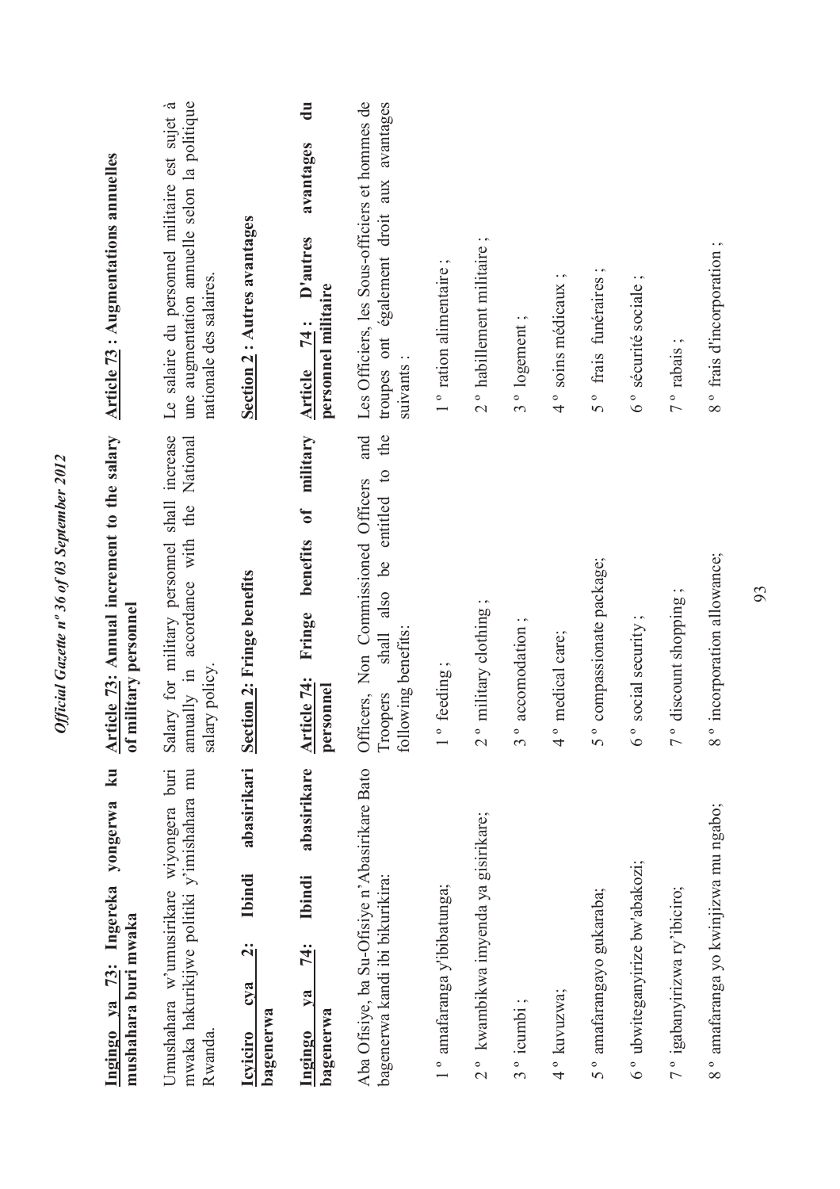**Ingingo ya 73: Ingereka yongerwa ku mushahara buri mwaka**

Umushahara w'umusirikare wiyongera buri mwaka hakurikijwe politiki y'imishahara mu Rwanda.

**Icyiciro cya 2: Ibindi abasirikari bagenerwa**

**Ingingo ya 74: Ibindi abasirikare bagenerwa**

Aba Ofisiye, ba Su-Ofisiye n'Abasirikare Bato bagenerwa kandi ibi bikurikira:

1 ° amafaranga y'ibibatunga;

2 ° kwambikwa imyenda ya gisirikare;

3 ° icumbi ;

4 ° kuvuzwa;

5 ° amafarangayo gukaraba;

6 ° ubwiteganyirize bw'abakozi;

7 ° igabanyirizwa ry'ibiciro;

8 ° amafaranga yo kwinjizwa mu ngabo;

**Article 73: Annual increment to the salary of military personnel**

Salary for military personnel shall increase annually in accordance with the National salary policy.

**Section 2: Fringe benefits**

**Article 74: Fringe benefits of military personnel**

Officers, Non Commissioned Officers and Troopers shall also be entitled to the following benefits:

1 ° feeding ;

2 ° military clothing ;

3 ° accomodation ;

4 ° medical care;

5 ° compassionate package;

6 ° social security ;

7 ° discount shopping ;

8 ° incorporation allowance;

**Article 73 : Augmentations annuelles**

Le salaire du personnel militaire est sujet à une augmentation annuelle selon la politique nationale des salaires.

**Section 2 : Autres avantages**

**Article 74 : D'autres avantages du personnel militaire**

Les Officiers, les Sous-officiers et hommes de troupes ont également droit aux avantages suivants :

1 ° ration alimentaire ;

2 ° habillement militaire ;

3 ° logement ;

4 ° soins médicaux ;

5 ° frais funéraires ;

6 ° sécurité sociale ;

7 ° rabais ;

8 ° frais d'incorporation ;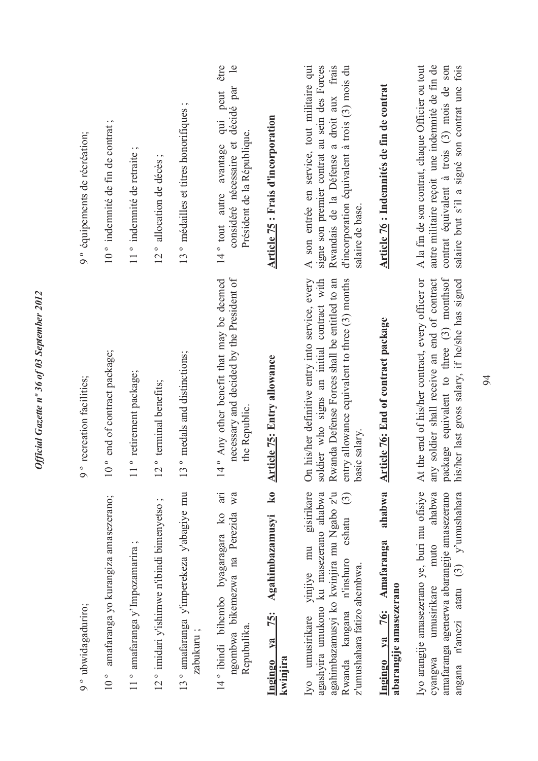9 º ubwidagaduriro;

10 º amafaranga yo kurangiza amasezerano;

11 º amafaranga y'Impozamarira ;

12 º imidari y'ishimwe n'ibindi bimenyetso ;

13 º amafaranga y'imperekeza y'abagiye mu zabukuru ;

14 º ibindi bihembo byagaragara ko ari ngombwa bikemezwa na Perezida wa Repubulika.

**Ingingo ya 75: Agahimbazamusyi ko kwinjira**

Iyo umusirikare yinjiye mu gisirikare agashyira umukono ku masezerano ahabwa agahimbazamusyi ko kwinjira mu Ngabo z'u Rwanda kangana n'inshuro eshatu (3) z'umushahara fatizo ahembwa.

**Ingingo ya 76: Amafaranga ahabwa abarangije amasezerano**

Iyo arangije amasezerano ye, buri mu ofisiye cyangwa umusirikare muto ahabwa amafaranga agenerwa abarangije amasezerano angana n'amezi atatu (3) y'umushahara

9 º recreation facilities;

10 º end of contract package;

11 º retirement package;

12 º terminal benefits;

13 º medals and distinctions;

14 º Any other benefit that may be deemed necessary and decided by the President of the Republic.

**Article 75: Entry allowance**

On his/her definitive entry into service, every soldier who signs an initial contract with Rwanda Defense Forces shall be entitled to an entry allowance equivalent to three (3) months basic salary.

**Article 76: End of contract package**

At the end of his/her contract, every officer or any soldier shall receive an end of contract package equivalent to three (3) monthsof his/her last gross salary, if he/she has signed

9 º équipements de récréation;

10 º indemnité de fin de contrat ;

11 º indemnité de retraite ;

12 º allocation de décès ;

13 º médailles et titres honorifiques ;

14 º tout autre avantage qui peut être considéré nécessaire et décidé par le Président de la République.

**Article 75 : Frais d'incorporation**

A son entrée en service, tout militaire qui signe son premier contrat au sein des Forces Rwandais de la Défense a droit aux frais d'incorporation équivalent à trois (3) mois du salaire de base.

**Article 76 : Indemnités de fin de contrat**

A la fin de son contrat, chaque Officier ou tout autre militaire reçoit une indemnité de fin de contrat équivalent à trois (3) mois de son salaire brut s'il a signé son contrat une fois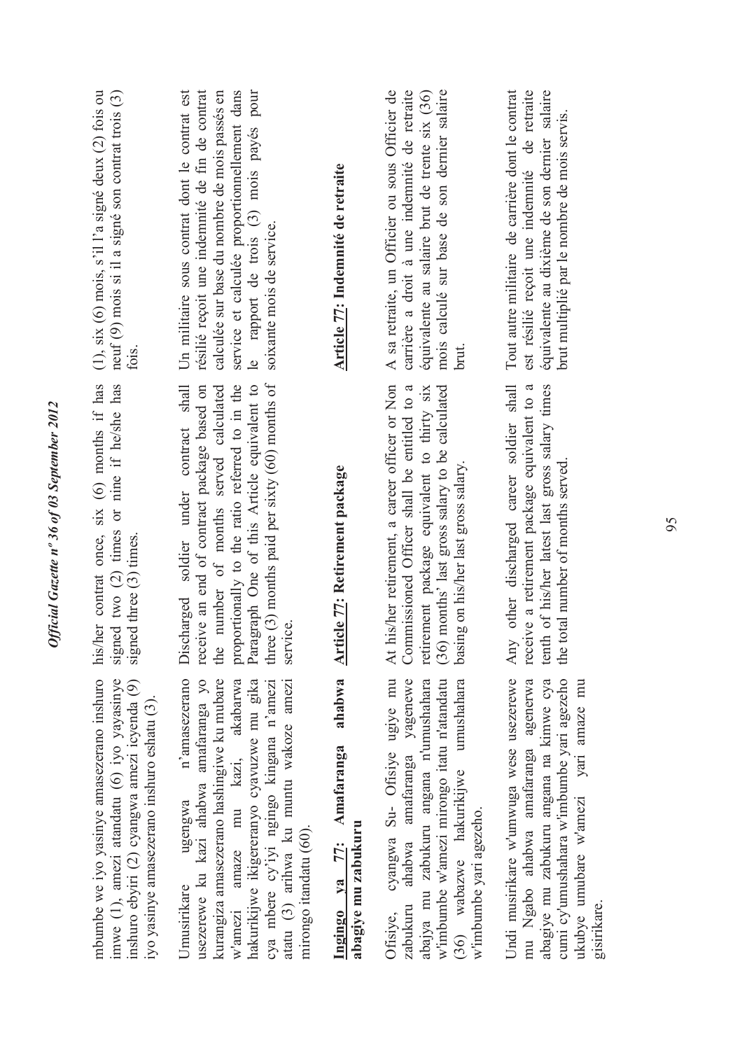mbumbe we iyo yasinye amasezerano inshuro imwe (1), amezi atandatu (6) iyo yayasinye inshuro ebyiri (2) cyangwa amezi icyenda (9) iyo yasinye amasezerano inshuro eshatu (3).

Umusirikare ugengwa n'amasezerano usezerewe ku kazi ahabwa amafaranga yo kurangiza amasezerano hashingiwe ku mubare w'amezi amaze mu kazi, akabarwa hakurikijwe ikigereranyo cyavuzwe mu gika cya mbere cy'iyi ngingo kingana n'amezi atatu (3) arihwa ku muntu wakoze amezi mirongo itandatu (60).

**Ingingo ya 77: Amafaranga ahabwa abagiye mu zabukuru**

Ofisiye, cyangwa Su- Ofisiye ugiye mu zabukuru ahabwa amafaranga yagenewe abajya mu zabukuru angana n'umushahara w'imbumbe w'amezi mirongo itatu n'atandatu (36) wabazwe hakurikijwe umushahara w'imbumbe yari agezeho.

Undi musirikare w'umwuga wese usezerewe mu Ngabo ahabwa amafaranga agenerwa abagiye mu zabukuru angana na kimwe cya cumi cy'umushahara w'imbumbe yari agezeho ukubye umubare w'amezi yari amaze mu gisirikare.

his/her contrat once, six (6) months if has signed two (2) times or nine if he/she has signed three (3) times.

Discharged soldier under contract shall receive an end of contract package based on the number of months served calculated proportionally to the ratio referred to in the Paragraph One of this Article equivalent to three (3) months paid per sixty (60) months of service.

**Article 77: Retirement package**

At his/her retirement, a career officer or Non Commissioned Officer shall be entitled to a retirement package equivalent to thirty six (36) months' last gross salary to be calculated basing on his/her last gross salary.

Any other discharged career soldier shall receive a retirement package equivalent to a tenth of his/her latest last gross salary times the total number of months served.

(1), six (6) mois, s'il l'a signé deux (2) fois ou neuf (9) mois si il a signé son contrat trois (3) fois.

Un militaire sous contrat dont le contrat est résilié reçoit une indemnité de fin de contrat calculée sur base du nombre de mois passés en service et calculée proportionnellement dans le rapport de trois (3) mois payés pour soixante mois de service.

**Article 77: Indemnité de retraite**

A sa retraite, un Officier ou sous Officier de carrière a droit à une indemnité de retraite équivalente au salaire brut de trente six (36) mois calculé sur base de son dernier salaire brut.

Tout autre militaire de carrière dont le contrat est résilié reçoit une indemnité de retraite équivalente au dixième de son dernier salaire brut multiplié par le nombre de mois servis.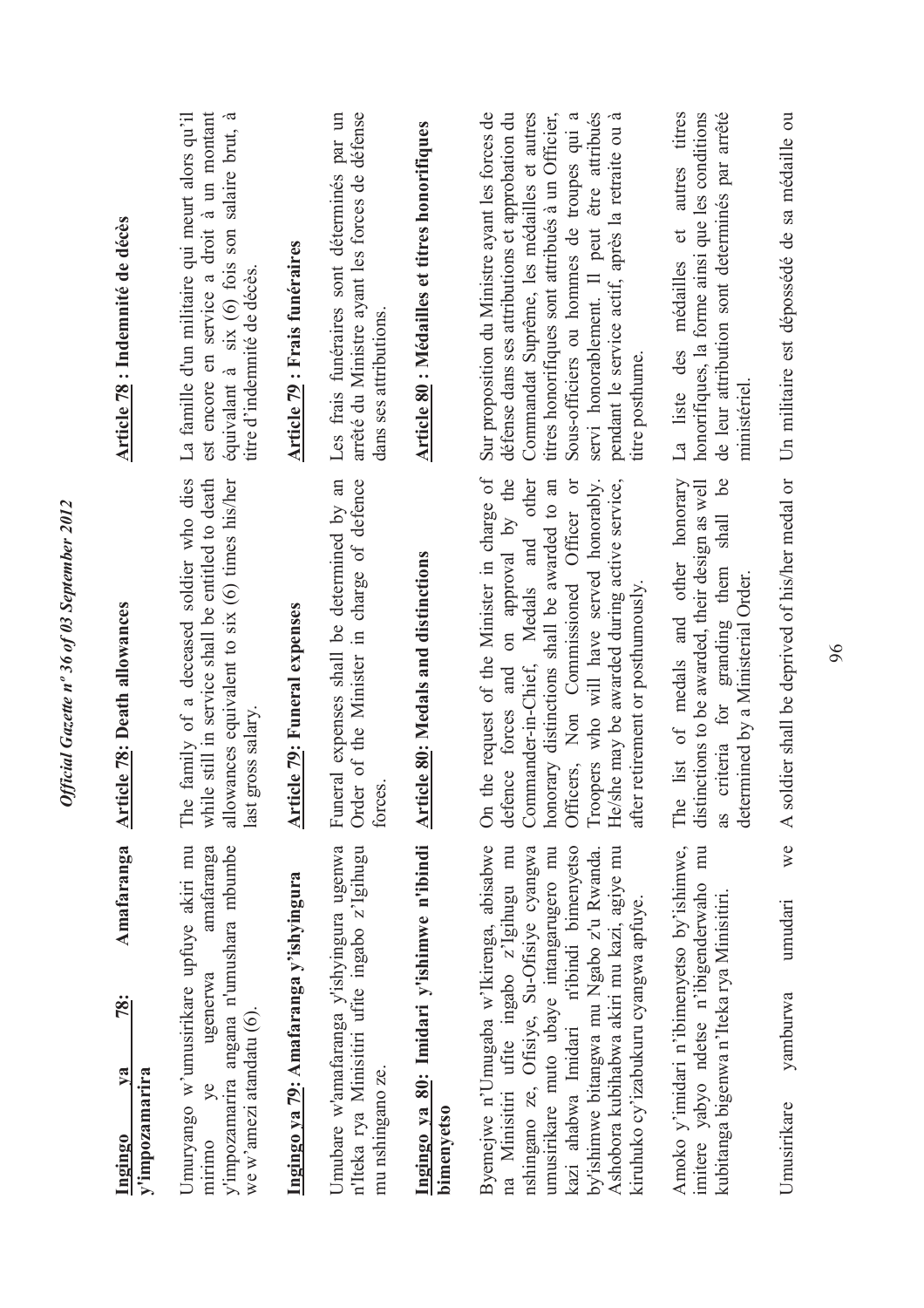**Ingingo ya 78: Amafaranga y'impozamarira**

Umuryango w'umusirikare upfuye akiri mu mirimo ye ugenerwa amafaranga y'impozamarira angana n'umushara mbumbe we w'amezi atandatu (6).

**Ingingo ya 79: Amafaranga y'ishyingura**

Umubare w'amafaranga y'ishyingura ugenwa n'Iteka rya Minisitiri ufite ingabo z'Igihugu mu nshingano ze.

**Ingingo ya 80: Imidari y'ishimwe n'ibindi bimenyetso**

Byemejwe n'Umugaba w'Ikirenga, abisabwe na Minisitiri ufite ingabo z'Igihugu mu nshingano ze, Ofisiye, Su-Ofisiye cyangwa umusirikare muto ubaye intangarugero mu kazi ahabwa Imidari n'ibindi bimenyetso by'ishimwe bitangwa mu Ngabo z'u Rwanda. Ashobora kubihabwa akiri mu kazi, agiye mu kiruhuko cy'izabukuru cyangwa apfuye.

Amoko y'imidari n'ibimenyetso by'ishimwe, imitere yabyo ndetse n'ibigenderwaho mu kubitanga bigenwa n'Iteka rya Minisitiri.

Umusirikare yamburwa umudari we

**Article 78: Death allowances**

The family of a deceased soldier who dies while still in service shall be entitled to death allowances equivalent to six (6) times his/her last gross salary.

**Article 79: Funeral expenses**

Funeral expenses shall be determined by an Order of the Minister in charge of defence forces.

**Article 80: Medals and distinctions**

On the request of the Minister in charge of defence forces and on approval by the Commander-in-Chief, Medals and other honorary distinctions shall be awarded to an Officers, Non Commissioned Officer or Troopers who will have served honorably. He/she may be awarded during active service, after retirement or posthumously.

The list of medals and other honorary distinctions to be awarded, their design as well as criteria for granding them shall be determined by a Ministerial Order.

A soldier shall be deprived of his/her medal or

**Article 78 : Indemnité de décès**

La famille d'un militaire qui meurt alors qu'il est encore en service a droit à un montant équivalant à six (6) fois son salaire brut, à titre d'indemnité de décès.

**Article 79 : Frais funéraires**

Les frais funéraires sont déterminés par un arrêté du Ministre ayant les forces de défense dans ses attributions.

**Article 80 : Médailles et titres honorifiques**

Sur proposition du Ministre ayant les forces de défense dans ses attributions et approbation du Commandat Suprême, les médailles et autres titres honorifiques sont attribués à un Officier, Sous-officiers ou hommes de troupes qui a servi honorablement. Il peut être attribués pendant le service actif, après la retraite ou à titre posthume.

La liste des médailles et autres titres honorifiques, la forme ainsi que les conditions de leur attribution sont déterminés par arrêté ministériel.

Un militaire est dépossédé de sa médaille ou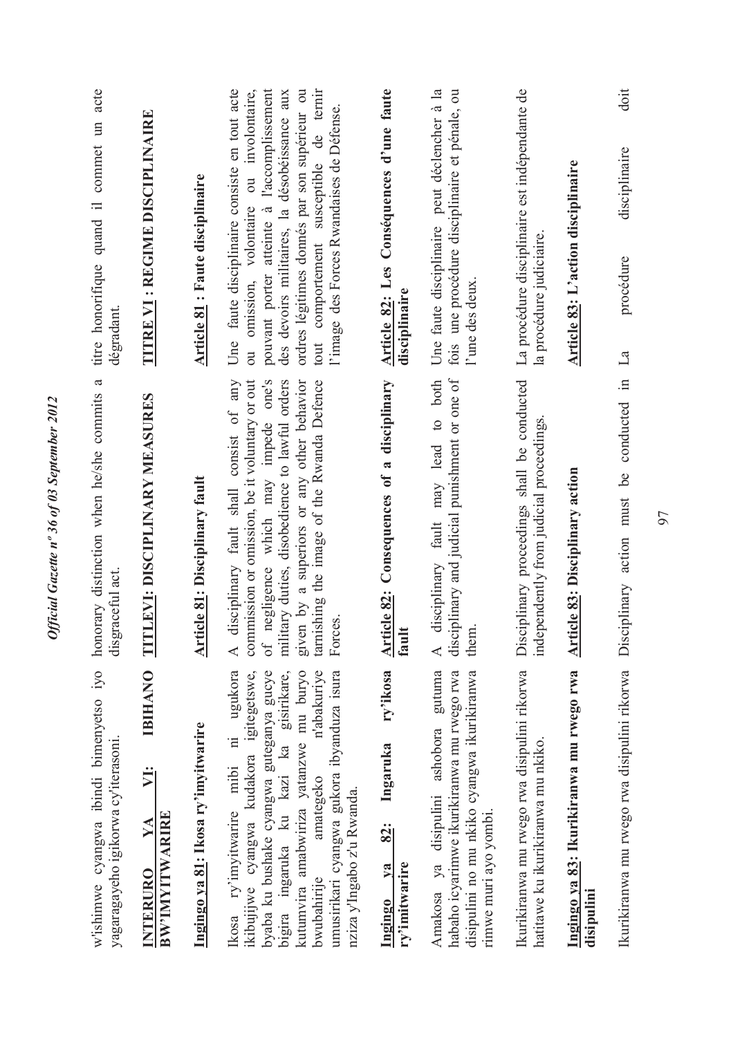w'ishimwe cyangwa ibindi bimenyetso iyo yagaragayeho igikorwa cy'iterasoni.

**INTERURO YA VI: IBIHANO BW'IMYITWARIRE**

**Ingingo ya 81: Ikosa ry'imyitwarire**

Ikosa ry'imyitwarire mibi ni ugukora ikibujijwe cyangwa kudakora igitegetswe, byaba ku bushake cyangwa guteganya gucye bigira ingaruka ku kazi ka gisirikare, kutumvira amabwiriza yatanzwe mu buryo bwubahirije amategeko n'abakuriye umusirikari cyangwa gukora ibyanduza isura nziza y'Ingabo z'u Rwanda.

**Ingingo ya 82: Ingaruka ry'ikosa ry'imitwarire**

Amakosa ya disipulini ashobora gutuma habaho icyarimwe ikurikiranwa mu rwego rwa disipulini no mu nkiko cyangwa ikurikiranwa rimwe muri ayo yombi.

Ikurikiranwa mu rwego rwa disipulini rikorwa hatitawe ku ikurikiranwa mu nkiko.

**Ingingo ya 83: Ikurikiranwa mu rwego rwa disipulini**

Ikurikiranwa mu rwego rwa disipulini rikorwa

honorary distinction when he/she commits a disgraceful act.

**TITLEVI: DISCIPLINARY MEASURES**

**Article 81: Disciplinary fault**

A disciplinary fault shall consist of any commission or omission, be it voluntary or out of negligence which may impede one's military duties, disobedience to lawful orders given by a superiors or any other behavior tarnishing the image of the Rwanda Defence Forces.

**Article 82: Consequences of a disciplinary fault**

A disciplinary fault may lead to both disciplinary and judicial punishment or one of them.

Disciplinary proceedings shall be conducted independently from judicial proceedings.

**Article 83: Disciplinary action**

Disciplinary action must be conducted in

titre honorifique quand il commet un acte dégradant.

**TITRE VI : REGIME DISCIPLINAIRE**

**Article 81 : Faute disciplinaire**

Une faute disciplinaire consiste en tout acte ou omission, volontaire ou involontaire, pouvant porter atteinte à l'accomplissement des devoirs militaires, la désobéissance aux ordres légitimes donnés par son supérieur ou tout comportement susceptible de ternir l'image des Forces Rwandaises de Défense.

**Article 82: Les Conséquences d'une faute disciplinaire**

Une faute disciplinaire peut déclencher à la fois une procédure disciplinaire et pénale, ou l'une des deux.

La procédure disciplinaire est indépendante de la procédure judiciaire.

**Article 83: L'action disciplinaire**

La procédure disciplinaire doit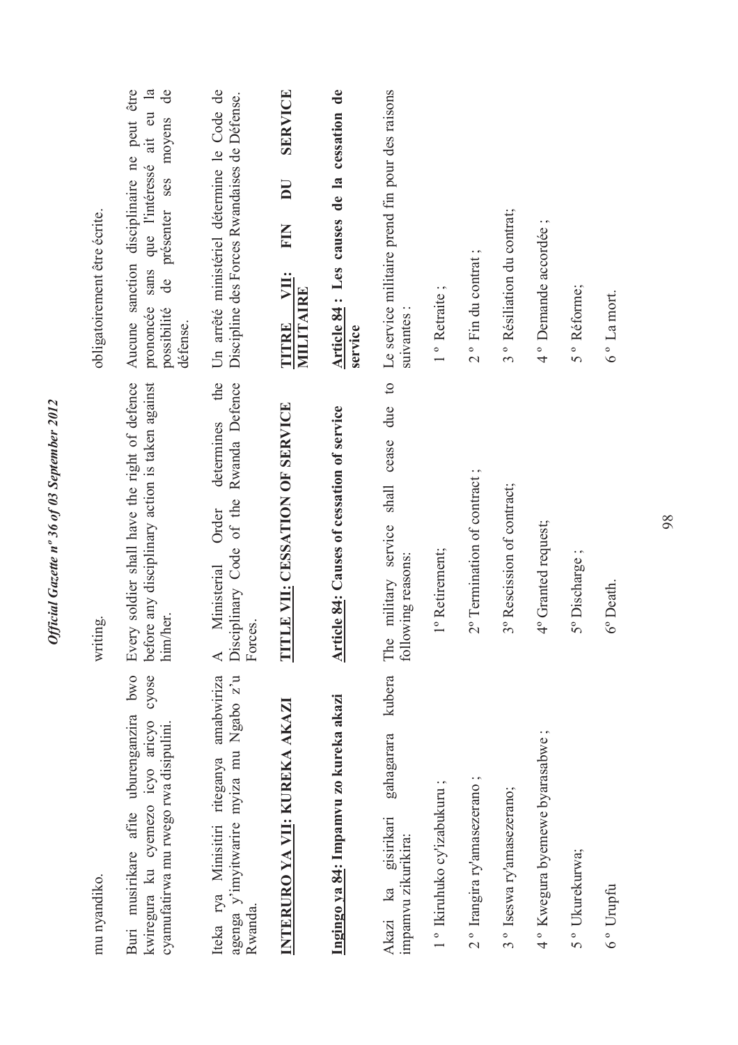mu nyandiko.

Buri musirikare afite uburenganzira bwo kwiregura ku cyemezo icyo aricyo cyose cyamufatirwa mu rwego rwa disipulini.

Iteka rya Minisitiri riteganya amabwiriza agenga y'imyitwarire myiza mu Ngabo z'u Rwanda.

**INTERURO YA VII: KUREKA AKAZI**

**Ingingo ya 84: Impamvu zo kureka akazi**

Akazi ka gisirikari gahagarara kubera impamvu zikurikira:

1 º Ikiruhuko cy'izabukuru ;

2 º Irangira ry'amasezerano ;

3 º Iseswa ry'amasezerano;

4 º Kwegura byemewe byarasabwe ;

5 º Ukurekurwa;

6 º Urupfu

writing.

Every soldier shall have the right of defence before any disciplinary action is taken against him/her.

A Ministerial Order determines the Disciplinary Code of the Rwanda Defence Forces.

**TITLE VII: CESSATION OF SERVICE**

**Article 84: Causes of cessation of service**

The military service shall cease due to following reasons:

1º Retirement;

2º Termination of contract ;

3º Rescission of contract;

4º Granted request;

5º Discharge ;

6º Death.

obligatoirement être écrite.

Aucune sanction disciplinaire ne peut être prononcée sans que l'intéressé ait eu la possibilité de présenter ses moyens de défense.

Un arrêté ministériel détermine le Code de Discipline des Forces Rwandaises de Défense.

**TITRE VII: FIN DU SERVICE MILITAIRE**

**Article 84 : Les causes de la cessation de service**

Le service militaire prend fin pour des raisons suivantes :

1 º Retraite ;

2 º Fin du contrat ;

3 º Résiliation du contrat;

4 º Demande accordée ;

5 º Réforme;

6 º La mort.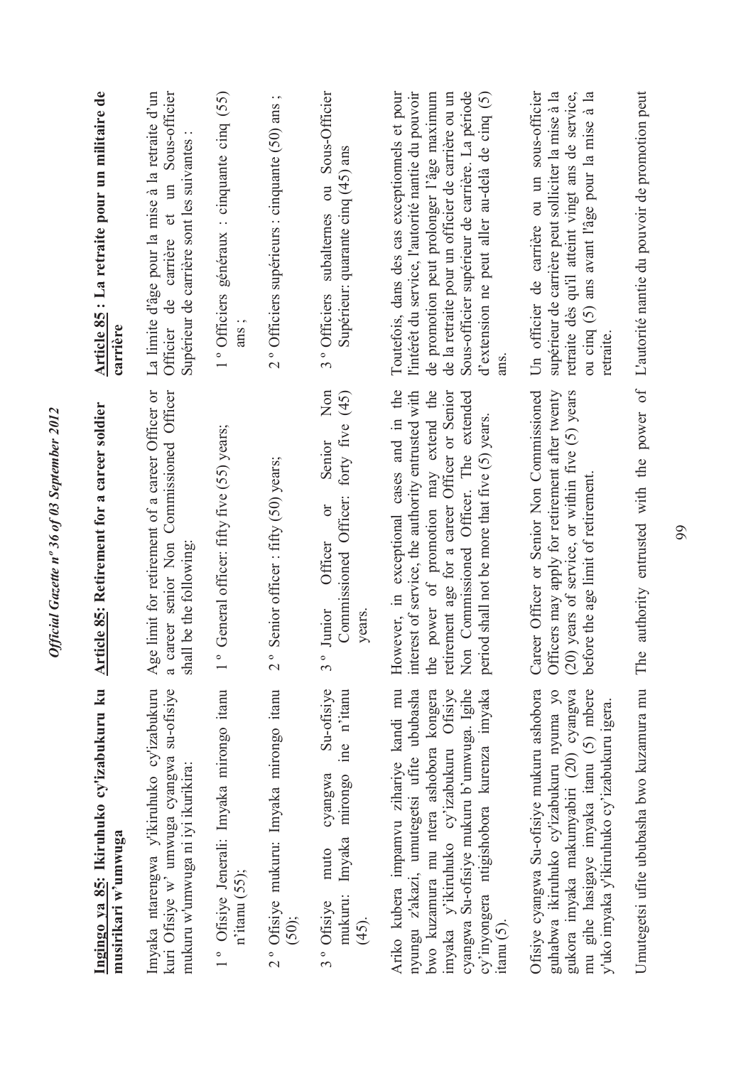**Ingingo ya 85: Ikiruhuko cy'izabukuru ku musirikari w'umwuga**

Imyaka ntarengwa y'ikiruhuko cy'izabukuru kuri Ofisiye w' umwuga cyangwa su-ofisiye mukuru w'umwuga ni iyi ikurikira:

1 º Ofisiye Jenerali: Imyaka mirongo itanu n'itanu (55);

2 º Ofisiye mukuru: Imyaka mirongo itanu (50);

3 º Ofisiye muto cyangwa Su-ofisiye mukuru: Imyaka mirongo ine n'itanu (45).

Ariko kubera impamvu zihariye kandi mu nyungu z'akazi, umutegetsi ufite ububasha bwo kuzamura mu ntera ashobora kongera imyaka y'ikiruhuko cy'izabukuru Ofisiye cyangwa Su-ofisiye mukuru b'umwuga. Igihe cy'inyongera ntigishobora kurenza imyaka itanu (5).

Ofisiye cyangwa Su-ofisiye mukuru ashobora guhabwa ikiruhuko cy'izabukuru nyuma yo gukora imyaka makumyabiri (20) cyangwa mu gihe hasigaye imyaka itanu (5) mbere y'uko imyaka y'ikiruhuko cy'izabukuru igera.

Umutegetsi ufite ububasha bwo kuzamura mu

**Article 85: Retirement for a career soldier**

Age limit for retirement of a career Officer or a career senior Non Commissioned Officer shall be the following:

1 º General officer: fifty five (55) years;

2 º Senior officer : fifty (50) years;

3 º Junior Officer or Senior Non Commissioned Officer: forty five (45) years.

However, in exceptional cases and in the interest of service, the authority entrusted with the power of promotion may extend the retirement age for a career Officer or Senior Non Commissioned Officer. The extended period shall not be more that five (5) years.

Career Officer or Senior Non Commissioned Officers may apply for retirement after twenty (20) years of service, or within five (5) years before the age limit of retirement.

The authority entrusted with the power of

**Article 85 : La retraite pour un militaire de carrière**

La limite d'âge pour la mise à la retraite d'un Officier de carrière et un Sous-officier Supérieur de carrière sont les suivantes :

1 º Officiers généraux : cinquante cinq (55) ans ;

2 º Officiers supérieurs : cinquante (50) ans ;

3 º Officiers subalternes ou Sous-Officier Supérieur: quarante cinq (45) ans

Toutefois, dans des cas exceptionnels et pour l'intérêt du service, l'autorité nantie du pouvoir de promotion peut prolonger l'âge maximum de la retraite pour un officier de carrière ou un Sous-officier supérieur de carrière. La période d'extension ne peut aller au-delà de cinq (5) ans.

Un officier de carrière ou un sous-officier supérieur de carrière peut solliciter la mise à la retraite dès qu'il atteint vingt ans de service, ou cinq (5) ans avant l'âge pour la mise à la retraite.

L'autorité nantie du pouvoir de promotion peut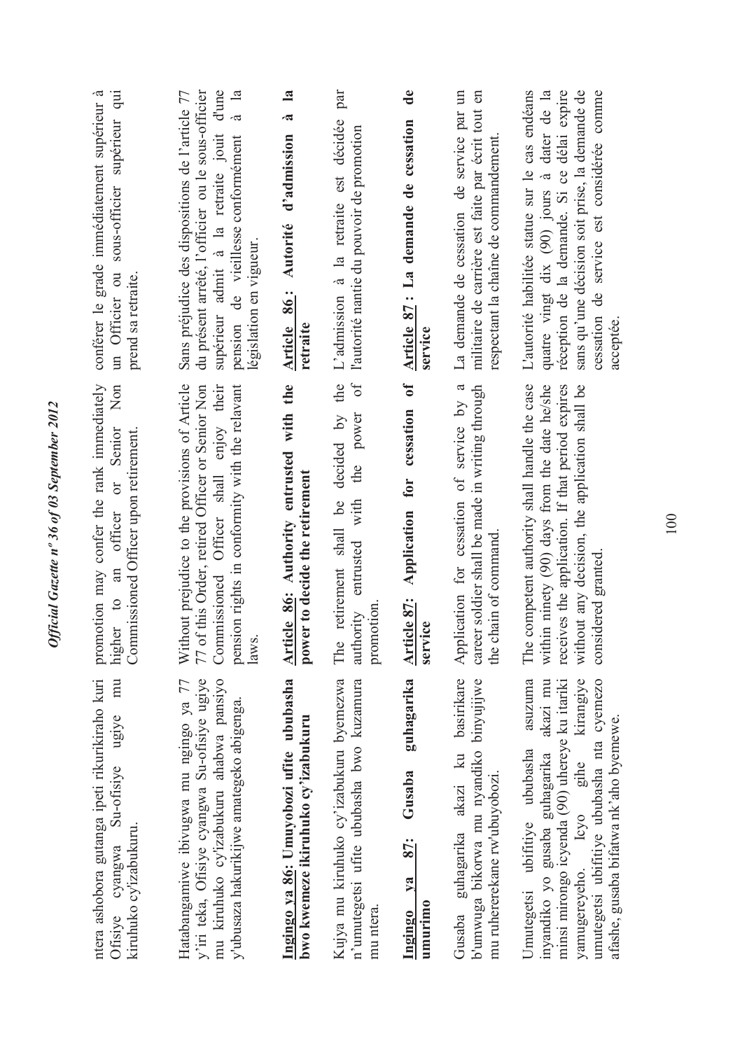ntera ashobora gutanga ipeti rikurikiraho kuri Ofisiye cyangwa Su-ofisiye ugiye mu kiruhuko cy'izabukuru.

Hatabangamiwe ibivugwa mu ngingo ya 77 y'iri teka, Ofisiye cyangwa Su-ofisiye ugiye mu kiruhuko cy'izabukuru ahabwa pansiyo y'ubusaza hakurikijwe amategeko abigenga.

**Ingingo ya 86: Umuyobozi ufite ububasha bwo kwemeze ikiruhuko cy'izabukuru**

Kujya mu kiruhuko cy'izabukuru byemezwa n'umutegetsi ufite ububasha bwo kuzamura mu ntera.

**Ingingo ya 87: Gusaba guhagarika umurimo**

Gusaba guhagarika akazi ku basirikare b'umwuga bikorwa mu nyandiko binyujijwe mu ruhererekane rw'ubuyobozi.

Umutegetsi ubifitiye ububasha asuzuma inyandiko yo gusaba guhagarika akazi mu minsi mirongo icyenda (90) uhereye ku itariki yamugereyeho. Icyo gihe kirangiye umutegetsi ubifitiye ububasha nta cyemezo afashe, gusaba bifatwa nk'aho byemewe.

promotion may confer the rank immediately higher to an officer or Senior Non Commissioned Officer upon retirement.

Without prejudice to the provisions of Article 77 of this Order, retired Officer or Senior Non Commissioned Officer shall enjoy their pension rights in conformity with the relavant laws.

**Article 86: Authority entrusted with the power to decide the retirement**

The retirement shall be decided by the authority entrusted with the power of promotion.

**Article 87: Application for cessation of service**

Application for cessation of service by a career soldier shall be made in writing through the chain of command.

The competent authority shall handle the case within ninety (90) days from the date he/she receives the application. If that period expires without any decision, the application shall be considered granted.

conférer le grade immédiatement supérieur à un Officier ou sous-officier supérieur qui prend sa retraite.

Sans préjudice des dispositions de l'article 77 du présent arrêté, l'officier ou le sous-officier supérieur admit à la retraite jouit d'une pension de vieillesse conformément à la législation en vigueur.

**Article 86: Autorité d'admission à la retraite**

L'admission à la retraite est décidée par l'autorité nantie du pouvoir de promotion

**Article 87: La demande de cessation de service**

La demande de cessation de service par un militaire de carrière est faite par écrit tout en respectant la chaîne de commandement.

L'autorité habilitée statue sur le cas endéans quatre vingt dix (90) jours à dater de la réception de la demande. Si ce délai expire sans qu'une décision soit prise, la demande de cessation de service est considérée comme acceptée.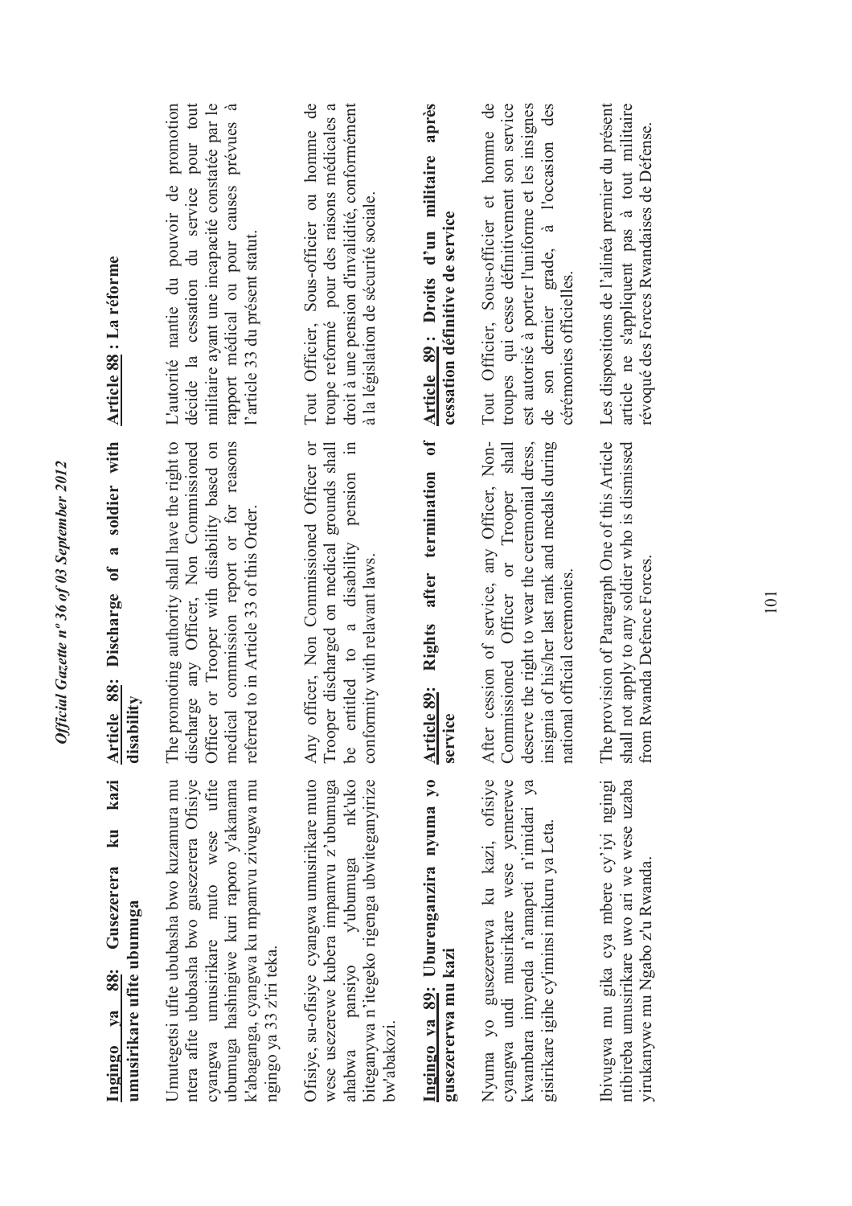**Ingingo ya 88: Gusezerera ku kazi umusirikare ufite ubumuga**

Umutegetsi ufite ububasha bwo kuzamura mu ntera afite ububasha bwo gusezerera Ofisiye cyangwa umusirikare muto wese ufite ubumuga hashingiwe kuri raporo y'akanama k'abaganga, cyangwa ku mpamvu zivugwa mu ngingo ya 33 z'iri teka.

Ofisiye, su-ofisiye cyangwa umusirikare muto wese usezerewe kubera impamvu z'ubumuga ahabwa pansiyo y'ubumuga nk'uko biteganywa n'itegeko rigenga ubwiteganyirize bw'abakozi.

**Ingingo ya 89: Uburenganzira nyuma yo gusezererwa mu kazi**

Nyuma yo gusezererwa ku kazi, ofisiye cyangwa undi musirikare wese yemerewe kwambara imyenda n'amapeti n'imidari ya gisirikare igihe cy'iminsi mikuru ya Leta.

Ibivugwa mu gika cya mbere cy'iyi ngingo ntibireba umusirikare uwo ari we wese uzaba yirukanywe mu Ngabo z'u Rwanda.

**Article 88: Discharge of a soldier with disability**

The promoting authority shall have the right to discharge any Officer, Non Commissioned Officer or Trooper with disability based on medical commission report or for reasons referred to in Article 33 of this Order.

Any officer, Non Commissioned Officer or Trooper discharged on medical grounds shall be entitled to a disability pension in conformity with relavant laws.

**Article 89: Rights after termination of service**

After cession of service, any Officer, Non-Commissioned Officer or Trooper shall deserve the right to wear the ceremonial dress, insignia of his/her last rank and medals during national official ceremonies.

The provision of Paragraph One of this Article shall not apply to any soldier who is dismissed from Rwanda Defence Forces.

**Article 88 : La réforme**

L'autorité nantie du pouvoir de promotion décide la cessation du service pour tout militaire ayant une incapacité constatée par le rapport médical ou pour causes prévues à l'article 33 du présent statut.

Tout Officier, Sous-officier ou homme de troupe reformé pour des raisons médicales a droit à une pension d'invalidité, conformément à la législation de sécurité sociale.

**Article 89 : Droits d'un militaire après cessation définitive de service**

Tout Officier, Sous-officier et homme de troupes qui cesse définitivement son service est autorisé à porter l'uniforme et les insignes de son dernier grade, à l'occasion des cérémonies officielles.

Les dispositions de l'alinéa premier du présent article ne s'appliquent pas à tout militaire révoqué des Forces Rwandaises de Défense.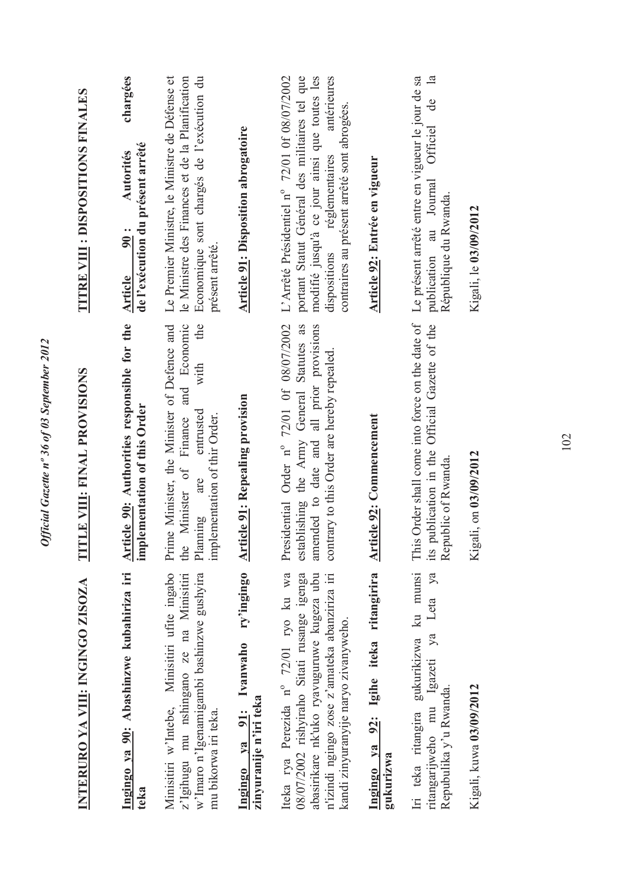## INTERURO YA VIII: INGINGO ZISOZA

**Ingingo ya 90: Abashinzwe kubahiriza iri teka**

Minisitiri w'Intebe, Minisitiri ufite ingabo z'Igihugu mu nshingano ze na Minisitiri w'Imari n'Igenamigambi bashinzwe gushyira mu bikorwa iri teka.

**Ingingo ya 91: Ivanwaho ry'ingingo zinyuranije n'iri teka**

Iteka rya Perezida n° 72/01 ryo ku wa 08/07/2002 rishyiraho Sitati rusange igenga abasirikare nk'uko ryavuguruwe kugeza ubu n'izindi ngingo zose z'amateka abanziriza iri kandi zinyuranyije naryo zivanyweho.

**Ingingo ya 92: Igihe iteka ritangirira gukurikizwa**

Iri teka ritangira gukurikizwa ku munsi ritangarijweho mu Igazeti ya Leta ya Repubulika y'u Rwanda.

Kigali, kuwa **03/09/2012**

## TITLE VIII: FINAL PROVISIONS

**Article 90: Authorities responsible for the implementation of this Order**

Prime Minister, the Minister of Defence and the Minister of Finance and Economic Planning are entrusted with the implementation of thir Order.

**Article 91: Repealing provision**

Presidential Order n° 72/01 0f 08/07/2002 establishing the Army General Statutes as amended to date and all prior provisions contrary to this Order are hereby repealed.

**Article 92: Commencement**

This Order shall come into force on the date of its publication in the Official Gazette of the Republic of Rwanda.

Kigali, on **03/09/2012**

## TITRE VIII : DISPOSITIONS FINALES

**Article 90 : Autorités chargées de l'exécution du présent arrêté**

Le Premier Ministre, le Ministre de Défense et le Ministre des Finances et de la Planification Economique sont chargés de l'exécution du présent arrêté.

**Article 91: Disposition abrogatoire**

L'Arrêté Présidentiel n° 72/01 0f 08/07/2002 portant Statut Général des militaires tel que modifié jusqu'à ce jour ainsi que toutes les dispositions réglementaires antérieures contraires au présent arrêté sont abrogées.

**Article 92: Entrée en vigueur**

Le présent arrêté entre en vigueur le jour de sa publication au Journal Officiel de la République du Rwanda.

Kigali, le **03/09/2012**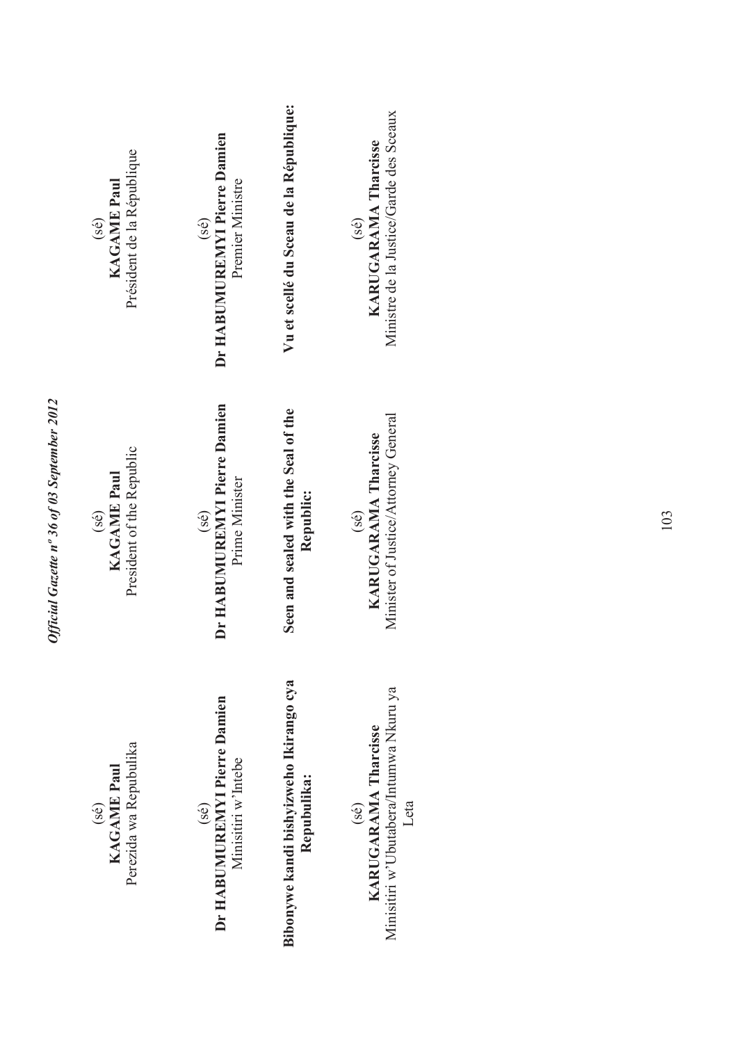(sé)
**KAGAME Paul**
Perezida wa Repubulika

(sé)
**Dr HABUMUREMYI Pierre Damien**
Minisitiri w'Intebe

**Bibonywe kandi bishyizweho Ikirango cya Repubulika:**

(sé)
**KARUGARAMA Tharcisse**
Minisitiri w'Ubutabera/Intumwa Nkuru ya Leta

(sé)
**KAGAME Paul**
President of the Republic

(sé)
**Dr HABUMUREMYI Pierre Damien**
Prime Minister

**Seen and sealed with the Seal of the Republic:**

(sé)
**KARUGARAMA Tharcisse**
Minister of Justice/Attorney General

(sé)
**KAGAME Paul**
Président de la République

(sé)
**Dr HABUMUREMYI Pierre Damien**
Premier Ministre

**Vu et scellé du Sceau de la République:**

(sé)
**KARUGARAMA Tharcisse**
Ministre de la Justice/Garde des Sceaux